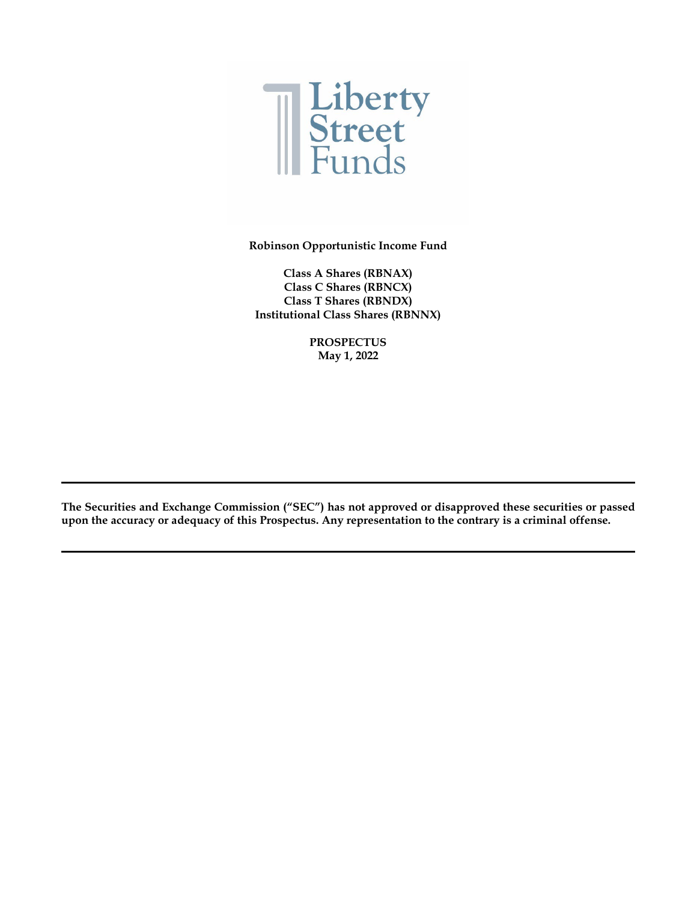Liberty Street Funds

**Robinson Opportunistic Income Fund**

**Class A Shares (RBNAX)**
**Class C Shares (RBNCX)**
**Class T Shares (RBNDX)**
**Institutional Class Shares (RBNNX)**

**PROSPECTUS**
**May 1, 2022**

---

**The Securities and Exchange Commission ("SEC") has not approved or disapproved these securities or passed upon the accuracy or adequacy of this Prospectus. Any representation to the contrary is a criminal offense.**

---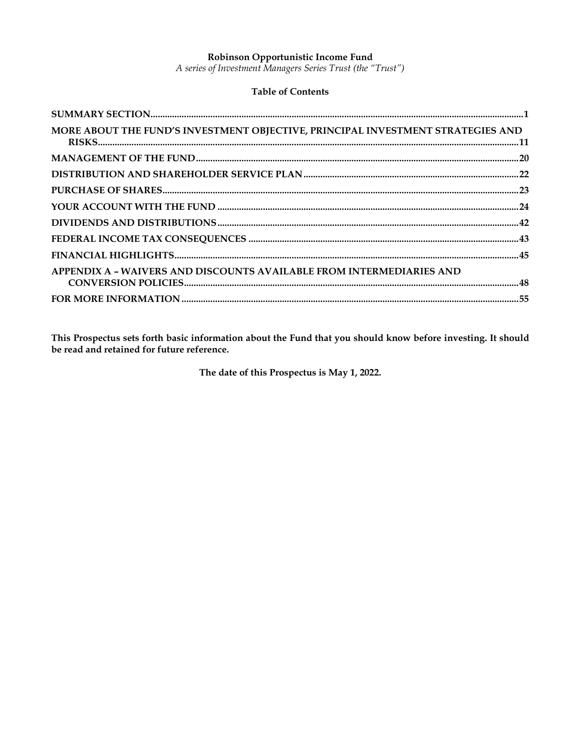**Robinson Opportunistic Income Fund**

*A series of Investment Managers Series Trust (the "Trust")*

**Table of Contents**

| | |
|---|---|
| **SUMMARY SECTION** | **1** |
| **MORE ABOUT THE FUND'S INVESTMENT OBJECTIVE, PRINCIPAL INVESTMENT STRATEGIES AND RISKS** | **11** |
| **MANAGEMENT OF THE FUND** | **20** |
| **DISTRIBUTION AND SHAREHOLDER SERVICE PLAN** | **22** |
| **PURCHASE OF SHARES** | **23** |
| **YOUR ACCOUNT WITH THE FUND** | **24** |
| **DIVIDENDS AND DISTRIBUTIONS** | **42** |
| **FEDERAL INCOME TAX CONSEQUENCES** | **43** |
| **FINANCIAL HIGHLIGHTS** | **45** |
| **APPENDIX A – WAIVERS AND DISCOUNTS AVAILABLE FROM INTERMEDIARIES AND CONVERSION POLICIES** | **48** |
| **FOR MORE INFORMATION** | **55** |

**This Prospectus sets forth basic information about the Fund that you should know before investing. It should be read and retained for future reference.**

**The date of this Prospectus is May 1, 2022.**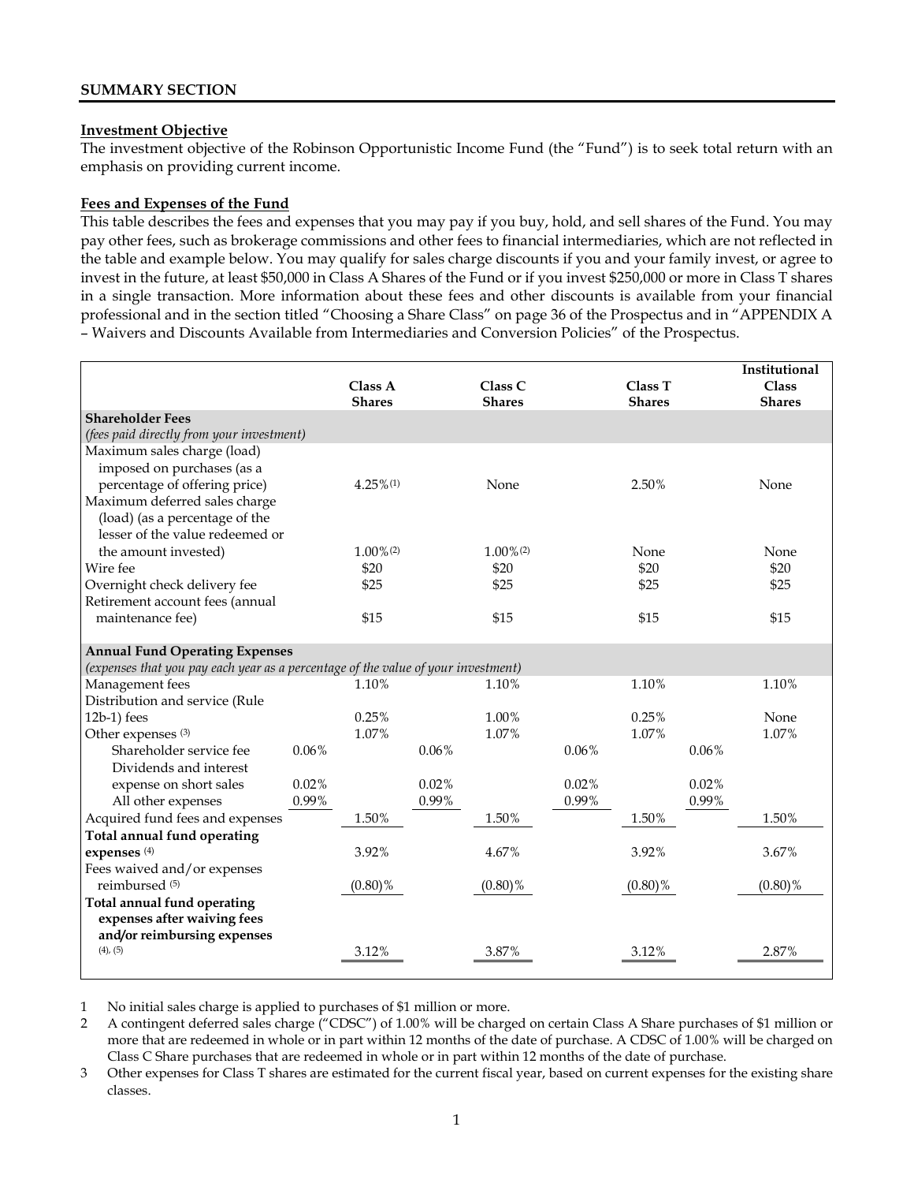## SUMMARY SECTION

### Investment Objective

The investment objective of the Robinson Opportunistic Income Fund (the "Fund") is to seek total return with an emphasis on providing current income.

### Fees and Expenses of the Fund

This table describes the fees and expenses that you may pay if you buy, hold, and sell shares of the Fund. You may pay other fees, such as brokerage commissions and other fees to financial intermediaries, which are not reflected in the table and example below. You may qualify for sales charge discounts if you and your family invest, or agree to invest in the future, at least $50,000 in Class A Shares of the Fund or if you invest $250,000 or more in Class T shares in a single transaction. More information about these fees and other discounts is available from your financial professional and in the section titled "Choosing a Share Class" on page 36 of the Prospectus and in "APPENDIX A – Waivers and Discounts Available from Intermediaries and Conversion Policies" of the Prospectus.

| | | Class A Shares | | Class C Shares | | Class T Shares | | Institutional Class Shares |
|---|---|---|---|---|---|---|---|---|
| **Shareholder Fees** *(fees paid directly from your investment)* | | | | | | | | |
| Maximum sales charge (load) imposed on purchases (as a percentage of offering price) | | 4.25%(1) | | None | | 2.50% | | None |
| Maximum deferred sales charge (load) (as a percentage of the lesser of the value redeemed or the amount invested) | | 1.00%(2) | | 1.00%(2) | | None | | None |
| Wire fee | | $20 | | $20 | | $20 | | $20 |
| Overnight check delivery fee | | $25 | | $25 | | $25 | | $25 |
| Retirement account fees (annual maintenance fee) | | $15 | | $15 | | $15 | | $15 |
| **Annual Fund Operating Expenses** *(expenses that you pay each year as a percentage of the value of your investment)* | | | | | | | | |
| Management fees | | 1.10% | | 1.10% | | 1.10% | | 1.10% |
| Distribution and service (Rule 12b-1) fees | | 0.25% | | 1.00% | | 0.25% | | None |
| Other expenses (3) | | 1.07% | | 1.07% | | 1.07% | | 1.07% |
| Shareholder service fee | 0.06% | | 0.06% | | 0.06% | | 0.06% | |
| Dividends and interest expense on short sales | 0.02% | | 0.02% | | 0.02% | | 0.02% | |
| All other expenses | 0.99% | | 0.99% | | 0.99% | | 0.99% | |
| Acquired fund fees and expenses | | 1.50% | | 1.50% | | 1.50% | | 1.50% |
| **Total annual fund operating expenses** (4) | | 3.92% | | 4.67% | | 3.92% | | 3.67% |
| Fees waived and/or expenses reimbursed (5) | | (0.80)% | | (0.80)% | | (0.80)% | | (0.80)% |
| **Total annual fund operating expenses after waiving fees and/or reimbursing expenses** (4), (5) | | 3.12% | | 3.87% | | 3.12% | | 2.87% |

1 No initial sales charge is applied to purchases of $1 million or more.

2 A contingent deferred sales charge ("CDSC") of 1.00% will be charged on certain Class A Share purchases of $1 million or more that are redeemed in whole or in part within 12 months of the date of purchase. A CDSC of 1.00% will be charged on Class C Share purchases that are redeemed in whole or in part within 12 months of the date of purchase.

3 Other expenses for Class T shares are estimated for the current fiscal year, based on current expenses for the existing share classes.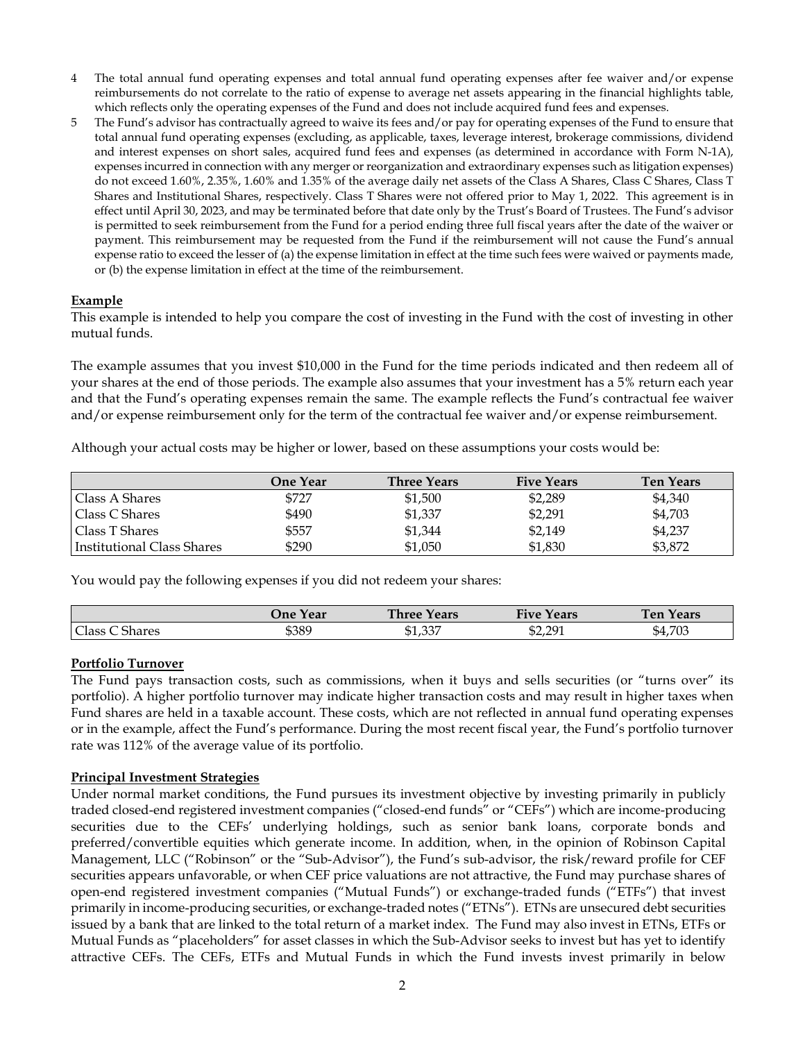4 The total annual fund operating expenses and total annual fund operating expenses after fee waiver and/or expense reimbursements do not correlate to the ratio of expense to average net assets appearing in the financial highlights table, which reflects only the operating expenses of the Fund and does not include acquired fund fees and expenses.

5 The Fund's advisor has contractually agreed to waive its fees and/or pay for operating expenses of the Fund to ensure that total annual fund operating expenses (excluding, as applicable, taxes, leverage interest, brokerage commissions, dividend and interest expenses on short sales, acquired fund fees and expenses (as determined in accordance with Form N-1A), expenses incurred in connection with any merger or reorganization and extraordinary expenses such as litigation expenses) do not exceed 1.60%, 2.35%, 1.60% and 1.35% of the average daily net assets of the Class A Shares, Class C Shares, Class T Shares and Institutional Shares, respectively. Class T Shares were not offered prior to May 1, 2022. This agreement is in effect until April 30, 2023, and may be terminated before that date only by the Trust's Board of Trustees. The Fund's advisor is permitted to seek reimbursement from the Fund for a period ending three full fiscal years after the date of the waiver or payment. This reimbursement may be requested from the Fund if the reimbursement will not cause the Fund's annual expense ratio to exceed the lesser of (a) the expense limitation in effect at the time such fees were waived or payments made, or (b) the expense limitation in effect at the time of the reimbursement.

**Example**

This example is intended to help you compare the cost of investing in the Fund with the cost of investing in other mutual funds.

The example assumes that you invest $10,000 in the Fund for the time periods indicated and then redeem all of your shares at the end of those periods. The example also assumes that your investment has a 5% return each year and that the Fund's operating expenses remain the same. The example reflects the Fund's contractual fee waiver and/or expense reimbursement only for the term of the contractual fee waiver and/or expense reimbursement.

Although your actual costs may be higher or lower, based on these assumptions your costs would be:

| | One Year | Three Years | Five Years | Ten Years |
|---|---|---|---|---|
| Class A Shares | $727 | $1,500 | $2,289 | $4,340 |
| Class C Shares | $490 | $1,337 | $2,291 | $4,703 |
| Class T Shares | $557 | $1,344 | $2,149 | $4,237 |
| Institutional Class Shares | $290 | $1,050 | $1,830 | $3,872 |

You would pay the following expenses if you did not redeem your shares:

| | One Year | Three Years | Five Years | Ten Years |
|---|---|---|---|---|
| Class C Shares | $389 | $1,337 | $2,291 | $4,703 |

**Portfolio Turnover**

The Fund pays transaction costs, such as commissions, when it buys and sells securities (or "turns over" its portfolio). A higher portfolio turnover may indicate higher transaction costs and may result in higher taxes when Fund shares are held in a taxable account. These costs, which are not reflected in annual fund operating expenses or in the example, affect the Fund's performance. During the most recent fiscal year, the Fund's portfolio turnover rate was 112% of the average value of its portfolio.

**Principal Investment Strategies**

Under normal market conditions, the Fund pursues its investment objective by investing primarily in publicly traded closed-end registered investment companies ("closed-end funds" or "CEFs") which are income-producing securities due to the CEFs' underlying holdings, such as senior bank loans, corporate bonds and preferred/convertible equities which generate income. In addition, when, in the opinion of Robinson Capital Management, LLC ("Robinson" or the "Sub-Advisor"), the Fund's sub-advisor, the risk/reward profile for CEF securities appears unfavorable, or when CEF price valuations are not attractive, the Fund may purchase shares of open-end registered investment companies ("Mutual Funds") or exchange-traded funds ("ETFs") that invest primarily in income-producing securities, or exchange-traded notes ("ETNs"). ETNs are unsecured debt securities issued by a bank that are linked to the total return of a market index. The Fund may also invest in ETNs, ETFs or Mutual Funds as "placeholders" for asset classes in which the Sub-Advisor seeks to invest but has yet to identify attractive CEFs. The CEFs, ETFs and Mutual Funds in which the Fund invests invest primarily in below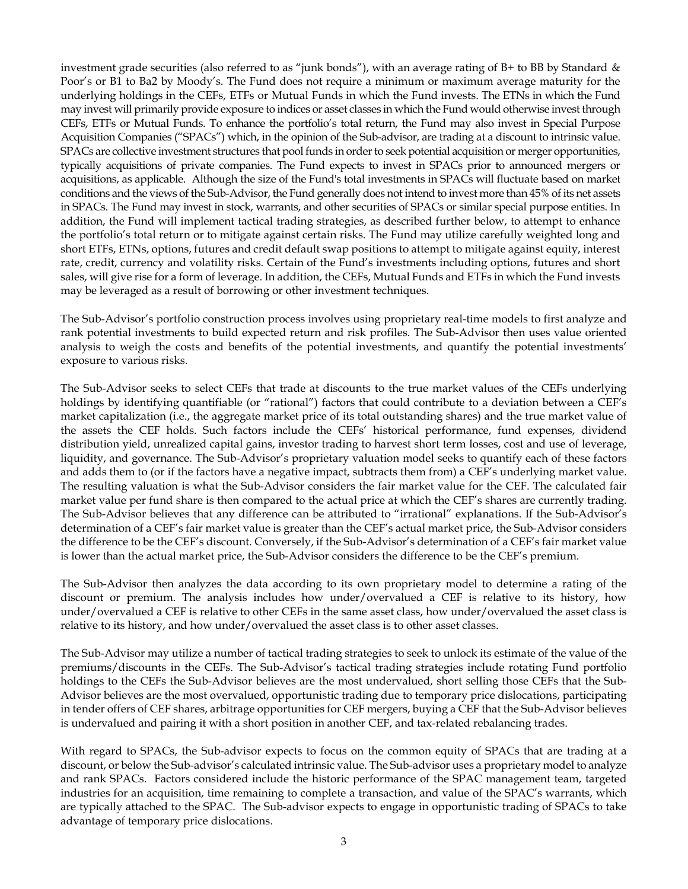investment grade securities (also referred to as "junk bonds"), with an average rating of B+ to BB by Standard & Poor's or B1 to Ba2 by Moody's. The Fund does not require a minimum or maximum average maturity for the underlying holdings in the CEFs, ETFs or Mutual Funds in which the Fund invests. The ETNs in which the Fund may invest will primarily provide exposure to indices or asset classes in which the Fund would otherwise invest through CEFs, ETFs or Mutual Funds. To enhance the portfolio's total return, the Fund may also invest in Special Purpose Acquisition Companies ("SPACs") which, in the opinion of the Sub-advisor, are trading at a discount to intrinsic value. SPACs are collective investment structures that pool funds in order to seek potential acquisition or merger opportunities, typically acquisitions of private companies. The Fund expects to invest in SPACs prior to announced mergers or acquisitions, as applicable. Although the size of the Fund's total investments in SPACs will fluctuate based on market conditions and the views of the Sub-Advisor, the Fund generally does not intend to invest more than 45% of its net assets in SPACs. The Fund may invest in stock, warrants, and other securities of SPACs or similar special purpose entities. In addition, the Fund will implement tactical trading strategies, as described further below, to attempt to enhance the portfolio's total return or to mitigate against certain risks. The Fund may utilize carefully weighted long and short ETFs, ETNs, options, futures and credit default swap positions to attempt to mitigate against equity, interest rate, credit, currency and volatility risks. Certain of the Fund's investments including options, futures and short sales, will give rise for a form of leverage. In addition, the CEFs, Mutual Funds and ETFs in which the Fund invests may be leveraged as a result of borrowing or other investment techniques.

The Sub-Advisor's portfolio construction process involves using proprietary real-time models to first analyze and rank potential investments to build expected return and risk profiles. The Sub-Advisor then uses value oriented analysis to weigh the costs and benefits of the potential investments, and quantify the potential investments' exposure to various risks.

The Sub-Advisor seeks to select CEFs that trade at discounts to the true market values of the CEFs underlying holdings by identifying quantifiable (or "rational") factors that could contribute to a deviation between a CEF's market capitalization (i.e., the aggregate market price of its total outstanding shares) and the true market value of the assets the CEF holds. Such factors include the CEFs' historical performance, fund expenses, dividend distribution yield, unrealized capital gains, investor trading to harvest short term losses, cost and use of leverage, liquidity, and governance. The Sub-Advisor's proprietary valuation model seeks to quantify each of these factors and adds them to (or if the factors have a negative impact, subtracts them from) a CEF's underlying market value. The resulting valuation is what the Sub-Advisor considers the fair market value for the CEF. The calculated fair market value per fund share is then compared to the actual price at which the CEF's shares are currently trading. The Sub-Advisor believes that any difference can be attributed to "irrational" explanations. If the Sub-Advisor's determination of a CEF's fair market value is greater than the CEF's actual market price, the Sub-Advisor considers the difference to be the CEF's discount. Conversely, if the Sub-Advisor's determination of a CEF's fair market value is lower than the actual market price, the Sub-Advisor considers the difference to be the CEF's premium.

The Sub-Advisor then analyzes the data according to its own proprietary model to determine a rating of the discount or premium. The analysis includes how under/overvalued a CEF is relative to its history, how under/overvalued a CEF is relative to other CEFs in the same asset class, how under/overvalued the asset class is relative to its history, and how under/overvalued the asset class is to other asset classes.

The Sub-Advisor may utilize a number of tactical trading strategies to seek to unlock its estimate of the value of the premiums/discounts in the CEFs. The Sub-Advisor's tactical trading strategies include rotating Fund portfolio holdings to the CEFs the Sub-Advisor believes are the most undervalued, short selling those CEFs that the Sub-Advisor believes are the most overvalued, opportunistic trading due to temporary price dislocations, participating in tender offers of CEF shares, arbitrage opportunities for CEF mergers, buying a CEF that the Sub-Advisor believes is undervalued and pairing it with a short position in another CEF, and tax-related rebalancing trades.

With regard to SPACs, the Sub-advisor expects to focus on the common equity of SPACs that are trading at a discount, or below the Sub-advisor's calculated intrinsic value. The Sub-advisor uses a proprietary model to analyze and rank SPACs. Factors considered include the historic performance of the SPAC management team, targeted industries for an acquisition, time remaining to complete a transaction, and value of the SPAC's warrants, which are typically attached to the SPAC. The Sub-advisor expects to engage in opportunistic trading of SPACs to take advantage of temporary price dislocations.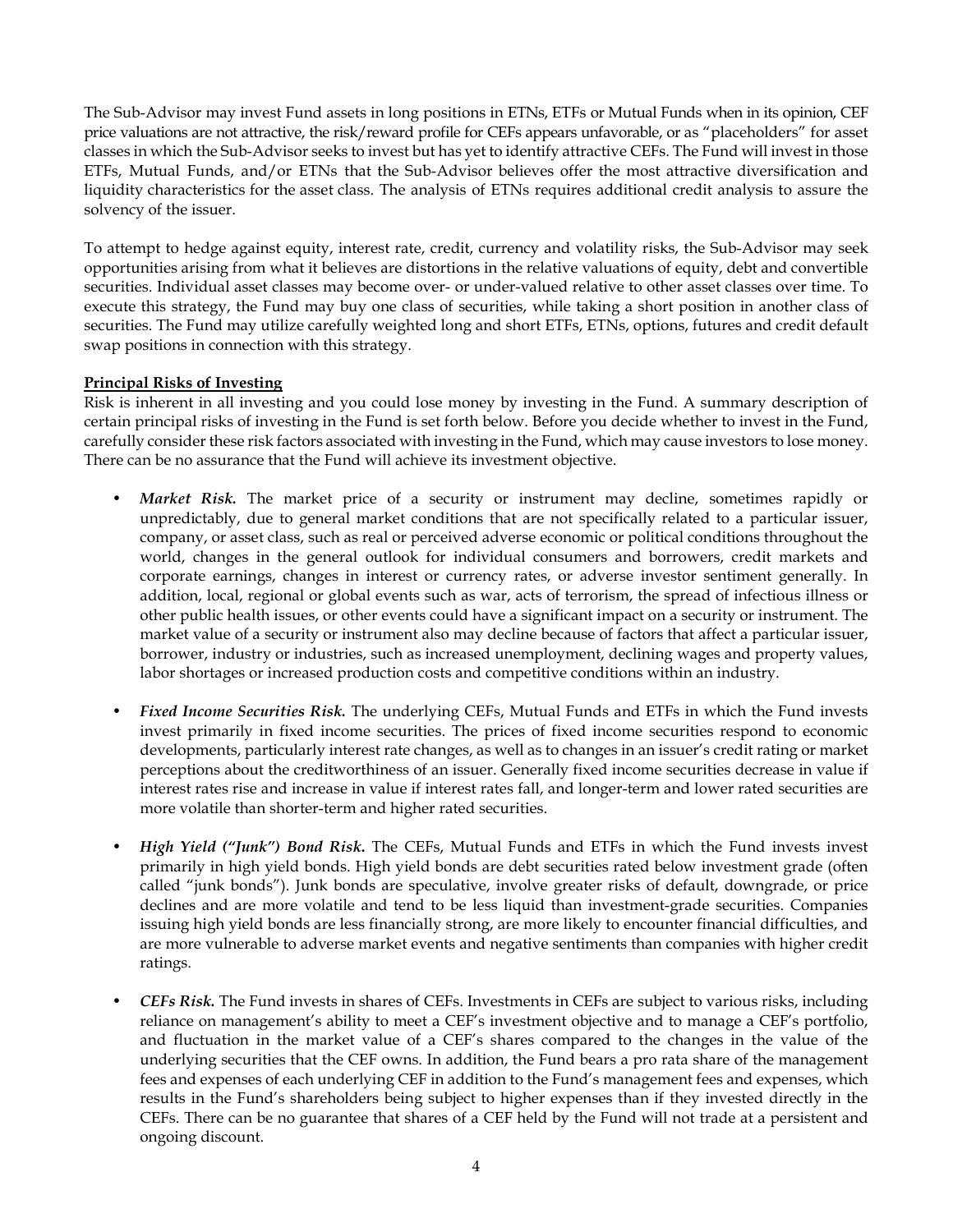The Sub-Advisor may invest Fund assets in long positions in ETNs, ETFs or Mutual Funds when in its opinion, CEF price valuations are not attractive, the risk/reward profile for CEFs appears unfavorable, or as "placeholders" for asset classes in which the Sub-Advisor seeks to invest but has yet to identify attractive CEFs. The Fund will invest in those ETFs, Mutual Funds, and/or ETNs that the Sub-Advisor believes offer the most attractive diversification and liquidity characteristics for the asset class. The analysis of ETNs requires additional credit analysis to assure the solvency of the issuer.

To attempt to hedge against equity, interest rate, credit, currency and volatility risks, the Sub-Advisor may seek opportunities arising from what it believes are distortions in the relative valuations of equity, debt and convertible securities. Individual asset classes may become over- or under-valued relative to other asset classes over time. To execute this strategy, the Fund may buy one class of securities, while taking a short position in another class of securities. The Fund may utilize carefully weighted long and short ETFs, ETNs, options, futures and credit default swap positions in connection with this strategy.

**Principal Risks of Investing**

Risk is inherent in all investing and you could lose money by investing in the Fund. A summary description of certain principal risks of investing in the Fund is set forth below. Before you decide whether to invest in the Fund, carefully consider these risk factors associated with investing in the Fund, which may cause investors to lose money. There can be no assurance that the Fund will achieve its investment objective.

- ***Market Risk.*** The market price of a security or instrument may decline, sometimes rapidly or unpredictably, due to general market conditions that are not specifically related to a particular issuer, company, or asset class, such as real or perceived adverse economic or political conditions throughout the world, changes in the general outlook for individual consumers and borrowers, credit markets and corporate earnings, changes in interest or currency rates, or adverse investor sentiment generally. In addition, local, regional or global events such as war, acts of terrorism, the spread of infectious illness or other public health issues, or other events could have a significant impact on a security or instrument. The market value of a security or instrument also may decline because of factors that affect a particular issuer, borrower, industry or industries, such as increased unemployment, declining wages and property values, labor shortages or increased production costs and competitive conditions within an industry.

- ***Fixed Income Securities Risk.*** The underlying CEFs, Mutual Funds and ETFs in which the Fund invests invest primarily in fixed income securities. The prices of fixed income securities respond to economic developments, particularly interest rate changes, as well as to changes in an issuer's credit rating or market perceptions about the creditworthiness of an issuer. Generally fixed income securities decrease in value if interest rates rise and increase in value if interest rates fall, and longer-term and lower rated securities are more volatile than shorter-term and higher rated securities.

- ***High Yield ("Junk") Bond Risk.*** The CEFs, Mutual Funds and ETFs in which the Fund invests invest primarily in high yield bonds. High yield bonds are debt securities rated below investment grade (often called "junk bonds"). Junk bonds are speculative, involve greater risks of default, downgrade, or price declines and are more volatile and tend to be less liquid than investment-grade securities. Companies issuing high yield bonds are less financially strong, are more likely to encounter financial difficulties, and are more vulnerable to adverse market events and negative sentiments than companies with higher credit ratings.

- ***CEFs Risk.*** The Fund invests in shares of CEFs. Investments in CEFs are subject to various risks, including reliance on management's ability to meet a CEF's investment objective and to manage a CEF's portfolio, and fluctuation in the market value of a CEF's shares compared to the changes in the value of the underlying securities that the CEF owns. In addition, the Fund bears a pro rata share of the management fees and expenses of each underlying CEF in addition to the Fund's management fees and expenses, which results in the Fund's shareholders being subject to higher expenses than if they invested directly in the CEFs. There can be no guarantee that shares of a CEF held by the Fund will not trade at a persistent and ongoing discount.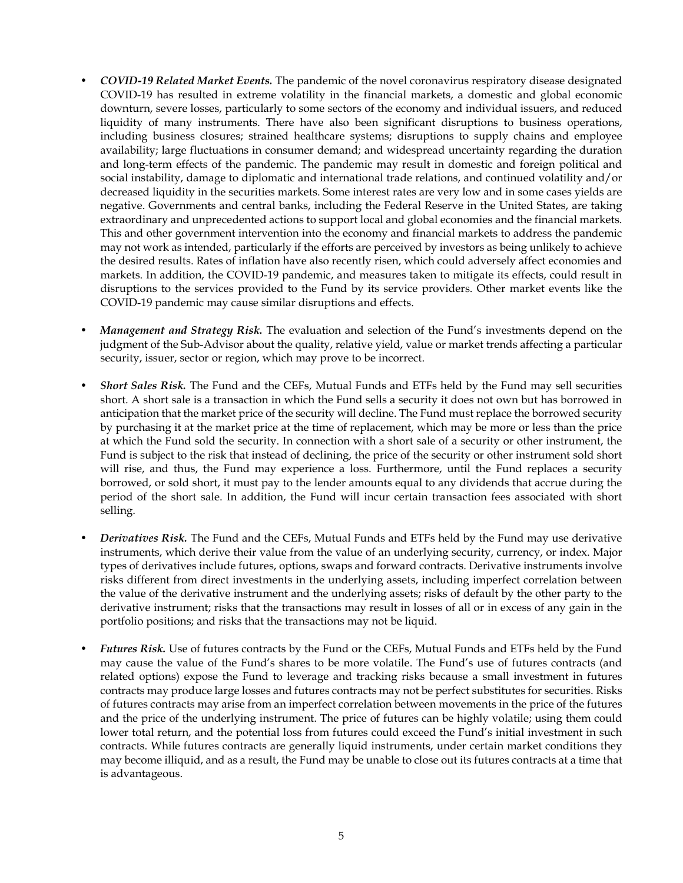- ***COVID-19 Related Market Events.*** The pandemic of the novel coronavirus respiratory disease designated COVID-19 has resulted in extreme volatility in the financial markets, a domestic and global economic downturn, severe losses, particularly to some sectors of the economy and individual issuers, and reduced liquidity of many instruments. There have also been significant disruptions to business operations, including business closures; strained healthcare systems; disruptions to supply chains and employee availability; large fluctuations in consumer demand; and widespread uncertainty regarding the duration and long-term effects of the pandemic. The pandemic may result in domestic and foreign political and social instability, damage to diplomatic and international trade relations, and continued volatility and/or decreased liquidity in the securities markets. Some interest rates are very low and in some cases yields are negative. Governments and central banks, including the Federal Reserve in the United States, are taking extraordinary and unprecedented actions to support local and global economies and the financial markets. This and other government intervention into the economy and financial markets to address the pandemic may not work as intended, particularly if the efforts are perceived by investors as being unlikely to achieve the desired results. Rates of inflation have also recently risen, which could adversely affect economies and markets. In addition, the COVID-19 pandemic, and measures taken to mitigate its effects, could result in disruptions to the services provided to the Fund by its service providers. Other market events like the COVID-19 pandemic may cause similar disruptions and effects.

- ***Management and Strategy Risk.*** The evaluation and selection of the Fund's investments depend on the judgment of the Sub-Advisor about the quality, relative yield, value or market trends affecting a particular security, issuer, sector or region, which may prove to be incorrect.

- ***Short Sales Risk.*** The Fund and the CEFs, Mutual Funds and ETFs held by the Fund may sell securities short. A short sale is a transaction in which the Fund sells a security it does not own but has borrowed in anticipation that the market price of the security will decline. The Fund must replace the borrowed security by purchasing it at the market price at the time of replacement, which may be more or less than the price at which the Fund sold the security. In connection with a short sale of a security or other instrument, the Fund is subject to the risk that instead of declining, the price of the security or other instrument sold short will rise, and thus, the Fund may experience a loss. Furthermore, until the Fund replaces a security borrowed, or sold short, it must pay to the lender amounts equal to any dividends that accrue during the period of the short sale. In addition, the Fund will incur certain transaction fees associated with short selling.

- ***Derivatives Risk.*** The Fund and the CEFs, Mutual Funds and ETFs held by the Fund may use derivative instruments, which derive their value from the value of an underlying security, currency, or index. Major types of derivatives include futures, options, swaps and forward contracts. Derivative instruments involve risks different from direct investments in the underlying assets, including imperfect correlation between the value of the derivative instrument and the underlying assets; risks of default by the other party to the derivative instrument; risks that the transactions may result in losses of all or in excess of any gain in the portfolio positions; and risks that the transactions may not be liquid.

- ***Futures Risk.*** Use of futures contracts by the Fund or the CEFs, Mutual Funds and ETFs held by the Fund may cause the value of the Fund's shares to be more volatile. The Fund's use of futures contracts (and related options) expose the Fund to leverage and tracking risks because a small investment in futures contracts may produce large losses and futures contracts may not be perfect substitutes for securities. Risks of futures contracts may arise from an imperfect correlation between movements in the price of the futures and the price of the underlying instrument. The price of futures can be highly volatile; using them could lower total return, and the potential loss from futures could exceed the Fund's initial investment in such contracts. While futures contracts are generally liquid instruments, under certain market conditions they may become illiquid, and as a result, the Fund may be unable to close out its futures contracts at a time that is advantageous.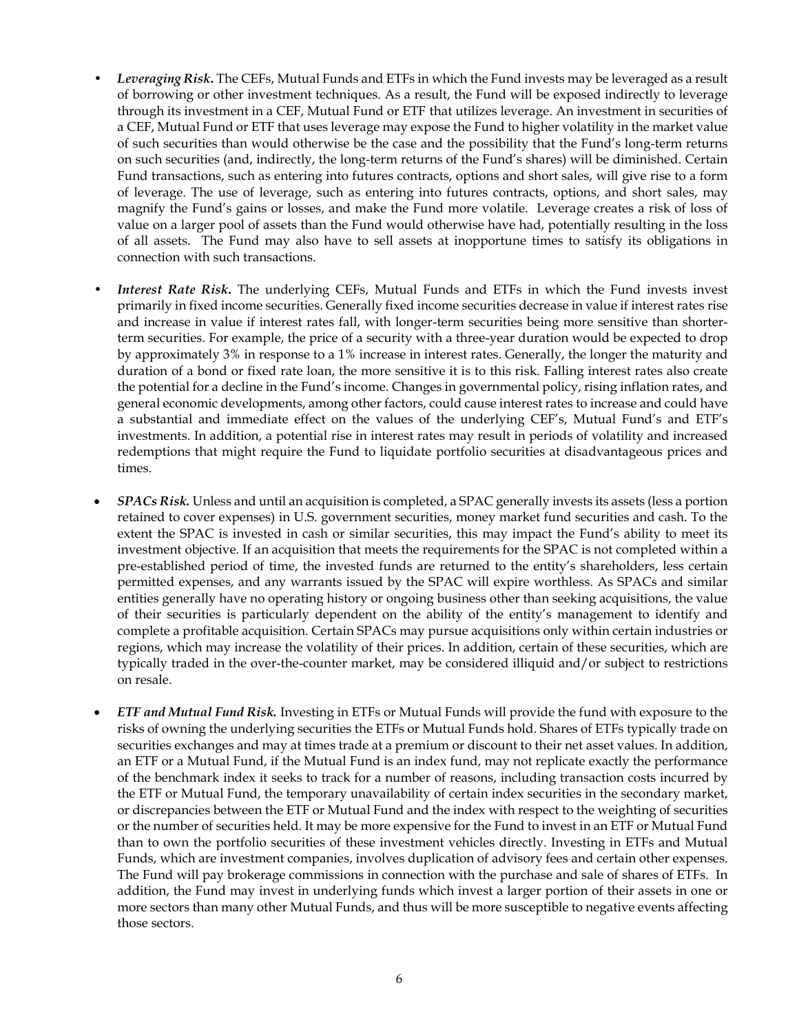- ***Leveraging Risk.*** The CEFs, Mutual Funds and ETFs in which the Fund invests may be leveraged as a result of borrowing or other investment techniques. As a result, the Fund will be exposed indirectly to leverage through its investment in a CEF, Mutual Fund or ETF that utilizes leverage. An investment in securities of a CEF, Mutual Fund or ETF that uses leverage may expose the Fund to higher volatility in the market value of such securities than would otherwise be the case and the possibility that the Fund's long-term returns on such securities (and, indirectly, the long-term returns of the Fund's shares) will be diminished. Certain Fund transactions, such as entering into futures contracts, options and short sales, will give rise to a form of leverage. The use of leverage, such as entering into futures contracts, options, and short sales, may magnify the Fund's gains or losses, and make the Fund more volatile. Leverage creates a risk of loss of value on a larger pool of assets than the Fund would otherwise have had, potentially resulting in the loss of all assets. The Fund may also have to sell assets at inopportune times to satisfy its obligations in connection with such transactions.

- ***Interest Rate Risk.*** The underlying CEFs, Mutual Funds and ETFs in which the Fund invests invest primarily in fixed income securities. Generally fixed income securities decrease in value if interest rates rise and increase in value if interest rates fall, with longer-term securities being more sensitive than shorter-term securities. For example, the price of a security with a three-year duration would be expected to drop by approximately 3% in response to a 1% increase in interest rates. Generally, the longer the maturity and duration of a bond or fixed rate loan, the more sensitive it is to this risk. Falling interest rates also create the potential for a decline in the Fund's income. Changes in governmental policy, rising inflation rates, and general economic developments, among other factors, could cause interest rates to increase and could have a substantial and immediate effect on the values of the underlying CEF's, Mutual Fund's and ETF's investments. In addition, a potential rise in interest rates may result in periods of volatility and increased redemptions that might require the Fund to liquidate portfolio securities at disadvantageous prices and times.

- ***SPACs Risk.*** Unless and until an acquisition is completed, a SPAC generally invests its assets (less a portion retained to cover expenses) in U.S. government securities, money market fund securities and cash. To the extent the SPAC is invested in cash or similar securities, this may impact the Fund's ability to meet its investment objective. If an acquisition that meets the requirements for the SPAC is not completed within a pre-established period of time, the invested funds are returned to the entity's shareholders, less certain permitted expenses, and any warrants issued by the SPAC will expire worthless. As SPACs and similar entities generally have no operating history or ongoing business other than seeking acquisitions, the value of their securities is particularly dependent on the ability of the entity's management to identify and complete a profitable acquisition. Certain SPACs may pursue acquisitions only within certain industries or regions, which may increase the volatility of their prices. In addition, certain of these securities, which are typically traded in the over-the-counter market, may be considered illiquid and/or subject to restrictions on resale.

- ***ETF and Mutual Fund Risk.*** Investing in ETFs or Mutual Funds will provide the fund with exposure to the risks of owning the underlying securities the ETFs or Mutual Funds hold. Shares of ETFs typically trade on securities exchanges and may at times trade at a premium or discount to their net asset values. In addition, an ETF or a Mutual Fund, if the Mutual Fund is an index fund, may not replicate exactly the performance of the benchmark index it seeks to track for a number of reasons, including transaction costs incurred by the ETF or Mutual Fund, the temporary unavailability of certain index securities in the secondary market, or discrepancies between the ETF or Mutual Fund and the index with respect to the weighting of securities or the number of securities held. It may be more expensive for the Fund to invest in an ETF or Mutual Fund than to own the portfolio securities of these investment vehicles directly. Investing in ETFs and Mutual Funds, which are investment companies, involves duplication of advisory fees and certain other expenses. The Fund will pay brokerage commissions in connection with the purchase and sale of shares of ETFs. In addition, the Fund may invest in underlying funds which invest a larger portion of their assets in one or more sectors than many other Mutual Funds, and thus will be more susceptible to negative events affecting those sectors.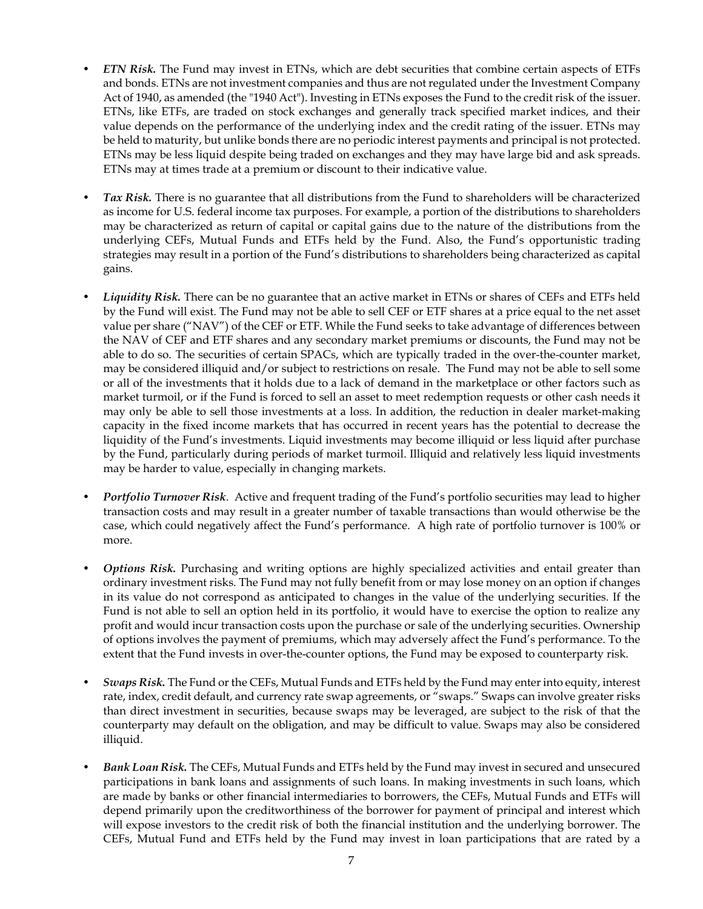- ***ETN Risk.*** The Fund may invest in ETNs, which are debt securities that combine certain aspects of ETFs and bonds. ETNs are not investment companies and thus are not regulated under the Investment Company Act of 1940, as amended (the "1940 Act"). Investing in ETNs exposes the Fund to the credit risk of the issuer. ETNs, like ETFs, are traded on stock exchanges and generally track specified market indices, and their value depends on the performance of the underlying index and the credit rating of the issuer. ETNs may be held to maturity, but unlike bonds there are no periodic interest payments and principal is not protected. ETNs may be less liquid despite being traded on exchanges and they may have large bid and ask spreads. ETNs may at times trade at a premium or discount to their indicative value.

- ***Tax Risk.*** There is no guarantee that all distributions from the Fund to shareholders will be characterized as income for U.S. federal income tax purposes. For example, a portion of the distributions to shareholders may be characterized as return of capital or capital gains due to the nature of the distributions from the underlying CEFs, Mutual Funds and ETFs held by the Fund. Also, the Fund's opportunistic trading strategies may result in a portion of the Fund's distributions to shareholders being characterized as capital gains.

- ***Liquidity Risk.*** There can be no guarantee that an active market in ETNs or shares of CEFs and ETFs held by the Fund will exist. The Fund may not be able to sell CEF or ETF shares at a price equal to the net asset value per share ("NAV") of the CEF or ETF. While the Fund seeks to take advantage of differences between the NAV of CEF and ETF shares and any secondary market premiums or discounts, the Fund may not be able to do so. The securities of certain SPACs, which are typically traded in the over-the-counter market, may be considered illiquid and/or subject to restrictions on resale. The Fund may not be able to sell some or all of the investments that it holds due to a lack of demand in the marketplace or other factors such as market turmoil, or if the Fund is forced to sell an asset to meet redemption requests or other cash needs it may only be able to sell those investments at a loss. In addition, the reduction in dealer market-making capacity in the fixed income markets that has occurred in recent years has the potential to decrease the liquidity of the Fund's investments. Liquid investments may become illiquid or less liquid after purchase by the Fund, particularly during periods of market turmoil. Illiquid and relatively less liquid investments may be harder to value, especially in changing markets.

- ***Portfolio Turnover Risk***. Active and frequent trading of the Fund's portfolio securities may lead to higher transaction costs and may result in a greater number of taxable transactions than would otherwise be the case, which could negatively affect the Fund's performance. A high rate of portfolio turnover is 100% or more.

- ***Options Risk.*** Purchasing and writing options are highly specialized activities and entail greater than ordinary investment risks. The Fund may not fully benefit from or may lose money on an option if changes in its value do not correspond as anticipated to changes in the value of the underlying securities. If the Fund is not able to sell an option held in its portfolio, it would have to exercise the option to realize any profit and would incur transaction costs upon the purchase or sale of the underlying securities. Ownership of options involves the payment of premiums, which may adversely affect the Fund's performance. To the extent that the Fund invests in over-the-counter options, the Fund may be exposed to counterparty risk.

- ***Swaps Risk.*** The Fund or the CEFs, Mutual Funds and ETFs held by the Fund may enter into equity, interest rate, index, credit default, and currency rate swap agreements, or "swaps." Swaps can involve greater risks than direct investment in securities, because swaps may be leveraged, are subject to the risk of that the counterparty may default on the obligation, and may be difficult to value. Swaps may also be considered illiquid.

- ***Bank Loan Risk.*** The CEFs, Mutual Funds and ETFs held by the Fund may invest in secured and unsecured participations in bank loans and assignments of such loans. In making investments in such loans, which are made by banks or other financial intermediaries to borrowers, the CEFs, Mutual Funds and ETFs will depend primarily upon the creditworthiness of the borrower for payment of principal and interest which will expose investors to the credit risk of both the financial institution and the underlying borrower. The CEFs, Mutual Fund and ETFs held by the Fund may invest in loan participations that are rated by a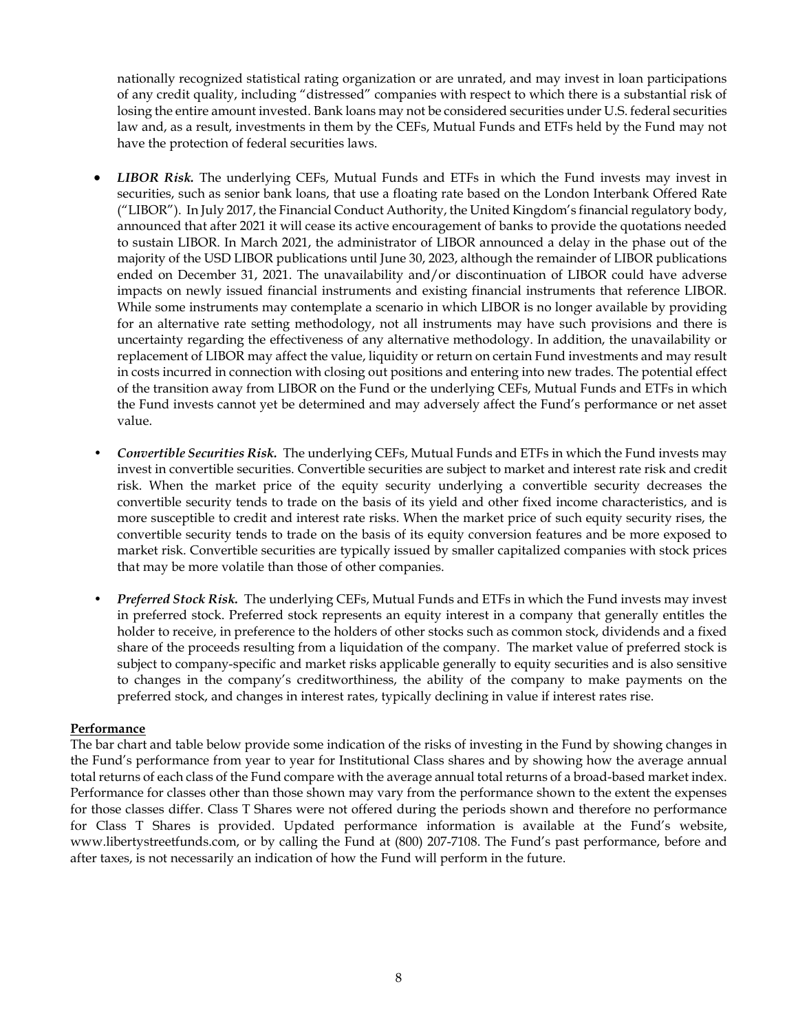nationally recognized statistical rating organization or are unrated, and may invest in loan participations of any credit quality, including "distressed" companies with respect to which there is a substantial risk of losing the entire amount invested. Bank loans may not be considered securities under U.S. federal securities law and, as a result, investments in them by the CEFs, Mutual Funds and ETFs held by the Fund may not have the protection of federal securities laws.

- ***LIBOR Risk.*** The underlying CEFs, Mutual Funds and ETFs in which the Fund invests may invest in securities, such as senior bank loans, that use a floating rate based on the London Interbank Offered Rate ("LIBOR"). In July 2017, the Financial Conduct Authority, the United Kingdom's financial regulatory body, announced that after 2021 it will cease its active encouragement of banks to provide the quotations needed to sustain LIBOR. In March 2021, the administrator of LIBOR announced a delay in the phase out of the majority of the USD LIBOR publications until June 30, 2023, although the remainder of LIBOR publications ended on December 31, 2021. The unavailability and/or discontinuation of LIBOR could have adverse impacts on newly issued financial instruments and existing financial instruments that reference LIBOR. While some instruments may contemplate a scenario in which LIBOR is no longer available by providing for an alternative rate setting methodology, not all instruments may have such provisions and there is uncertainty regarding the effectiveness of any alternative methodology. In addition, the unavailability or replacement of LIBOR may affect the value, liquidity or return on certain Fund investments and may result in costs incurred in connection with closing out positions and entering into new trades. The potential effect of the transition away from LIBOR on the Fund or the underlying CEFs, Mutual Funds and ETFs in which the Fund invests cannot yet be determined and may adversely affect the Fund's performance or net asset value.

- ***Convertible Securities Risk.*** The underlying CEFs, Mutual Funds and ETFs in which the Fund invests may invest in convertible securities. Convertible securities are subject to market and interest rate risk and credit risk. When the market price of the equity security underlying a convertible security decreases the convertible security tends to trade on the basis of its yield and other fixed income characteristics, and is more susceptible to credit and interest rate risks. When the market price of such equity security rises, the convertible security tends to trade on the basis of its equity conversion features and be more exposed to market risk. Convertible securities are typically issued by smaller capitalized companies with stock prices that may be more volatile than those of other companies.

- ***Preferred Stock Risk.*** The underlying CEFs, Mutual Funds and ETFs in which the Fund invests may invest in preferred stock. Preferred stock represents an equity interest in a company that generally entitles the holder to receive, in preference to the holders of other stocks such as common stock, dividends and a fixed share of the proceeds resulting from a liquidation of the company. The market value of preferred stock is subject to company-specific and market risks applicable generally to equity securities and is also sensitive to changes in the company's creditworthiness, the ability of the company to make payments on the preferred stock, and changes in interest rates, typically declining in value if interest rates rise.

## Performance

The bar chart and table below provide some indication of the risks of investing in the Fund by showing changes in the Fund's performance from year to year for Institutional Class shares and by showing how the average annual total returns of each class of the Fund compare with the average annual total returns of a broad-based market index. Performance for classes other than those shown may vary from the performance shown to the extent the expenses for those classes differ. Class T Shares were not offered during the periods shown and therefore no performance for Class T Shares is provided. Updated performance information is available at the Fund's website, www.libertystreetfunds.com, or by calling the Fund at (800) 207-7108. The Fund's past performance, before and after taxes, is not necessarily an indication of how the Fund will perform in the future.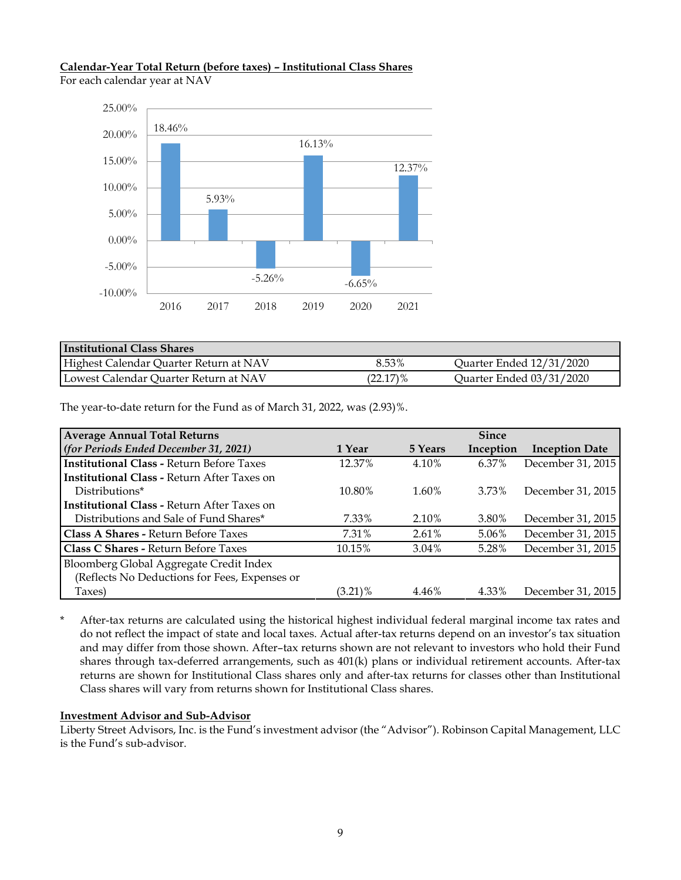**Calendar-Year Total Return (before taxes) – Institutional Class Shares**
For each calendar year at NAV

| Year | Return |
|---|---|
| 2016 | 18.46% |
| 2017 | 5.93% |
| 2018 | -5.26% |
| 2019 | 16.13% |
| 2020 | -6.65% |
| 2021 | 12.37% |

| Institutional Class Shares | | |
|---|---|---|
| Highest Calendar Quarter Return at NAV | 8.53% | Quarter Ended 12/31/2020 |
| Lowest Calendar Quarter Return at NAV | (22.17)% | Quarter Ended 03/31/2020 |

The year-to-date return for the Fund as of March 31, 2022, was (2.93)%.

| **Average Annual Total Returns** *(for Periods Ended December 31, 2021)* | **1 Year** | **5 Years** | **Since Inception** | **Inception Date** |
|---|---|---|---|---|
| **Institutional Class -** Return Before Taxes | 12.37% | 4.10% | 6.37% | December 31, 2015 |
| **Institutional Class -** Return After Taxes on Distributions* | 10.80% | 1.60% | 3.73% | December 31, 2015 |
| **Institutional Class -** Return After Taxes on Distributions and Sale of Fund Shares* | 7.33% | 2.10% | 3.80% | December 31, 2015 |
| **Class A Shares -** Return Before Taxes | 7.31% | 2.61% | 5.06% | December 31, 2015 |
| **Class C Shares -** Return Before Taxes | 10.15% | 3.04% | 5.28% | December 31, 2015 |
| Bloomberg Global Aggregate Credit Index (Reflects No Deductions for Fees, Expenses or Taxes) | (3.21)% | 4.46% | 4.33% | December 31, 2015 |

\* After-tax returns are calculated using the historical highest individual federal marginal income tax rates and do not reflect the impact of state and local taxes. Actual after-tax returns depend on an investor's tax situation and may differ from those shown. After–tax returns shown are not relevant to investors who hold their Fund shares through tax-deferred arrangements, such as 401(k) plans or individual retirement accounts. After-tax returns are shown for Institutional Class shares only and after-tax returns for classes other than Institutional Class shares will vary from returns shown for Institutional Class shares.

**Investment Advisor and Sub-Advisor**
Liberty Street Advisors, Inc. is the Fund's investment advisor (the "Advisor"). Robinson Capital Management, LLC is the Fund's sub-advisor.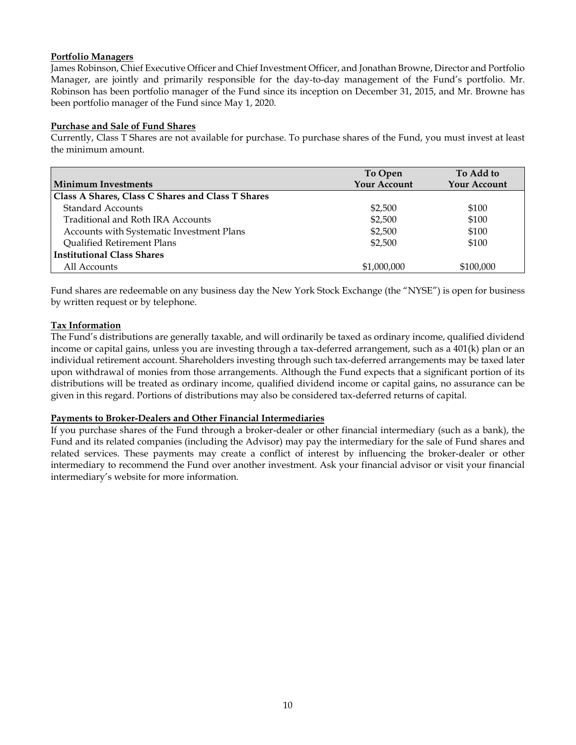**Portfolio Managers**

James Robinson, Chief Executive Officer and Chief Investment Officer, and Jonathan Browne, Director and Portfolio Manager, are jointly and primarily responsible for the day-to-day management of the Fund's portfolio. Mr. Robinson has been portfolio manager of the Fund since its inception on December 31, 2015, and Mr. Browne has been portfolio manager of the Fund since May 1, 2020.

**Purchase and Sale of Fund Shares**

Currently, Class T Shares are not available for purchase. To purchase shares of the Fund, you must invest at least the minimum amount.

| Minimum Investments | To Open Your Account | To Add to Your Account |
|---|---|---|
| **Class A Shares, Class C Shares and Class T Shares** | | |
| Standard Accounts | $2,500 | $100 |
| Traditional and Roth IRA Accounts | $2,500 | $100 |
| Accounts with Systematic Investment Plans | $2,500 | $100 |
| Qualified Retirement Plans | $2,500 | $100 |
| **Institutional Class Shares** | | |
| All Accounts | $1,000,000 | $100,000 |

Fund shares are redeemable on any business day the New York Stock Exchange (the "NYSE") is open for business by written request or by telephone.

**Tax Information**

The Fund's distributions are generally taxable, and will ordinarily be taxed as ordinary income, qualified dividend income or capital gains, unless you are investing through a tax-deferred arrangement, such as a 401(k) plan or an individual retirement account. Shareholders investing through such tax-deferred arrangements may be taxed later upon withdrawal of monies from those arrangements. Although the Fund expects that a significant portion of its distributions will be treated as ordinary income, qualified dividend income or capital gains, no assurance can be given in this regard. Portions of distributions may also be considered tax-deferred returns of capital.

**Payments to Broker-Dealers and Other Financial Intermediaries**

If you purchase shares of the Fund through a broker-dealer or other financial intermediary (such as a bank), the Fund and its related companies (including the Advisor) may pay the intermediary for the sale of Fund shares and related services. These payments may create a conflict of interest by influencing the broker-dealer or other intermediary to recommend the Fund over another investment. Ask your financial advisor or visit your financial intermediary's website for more information.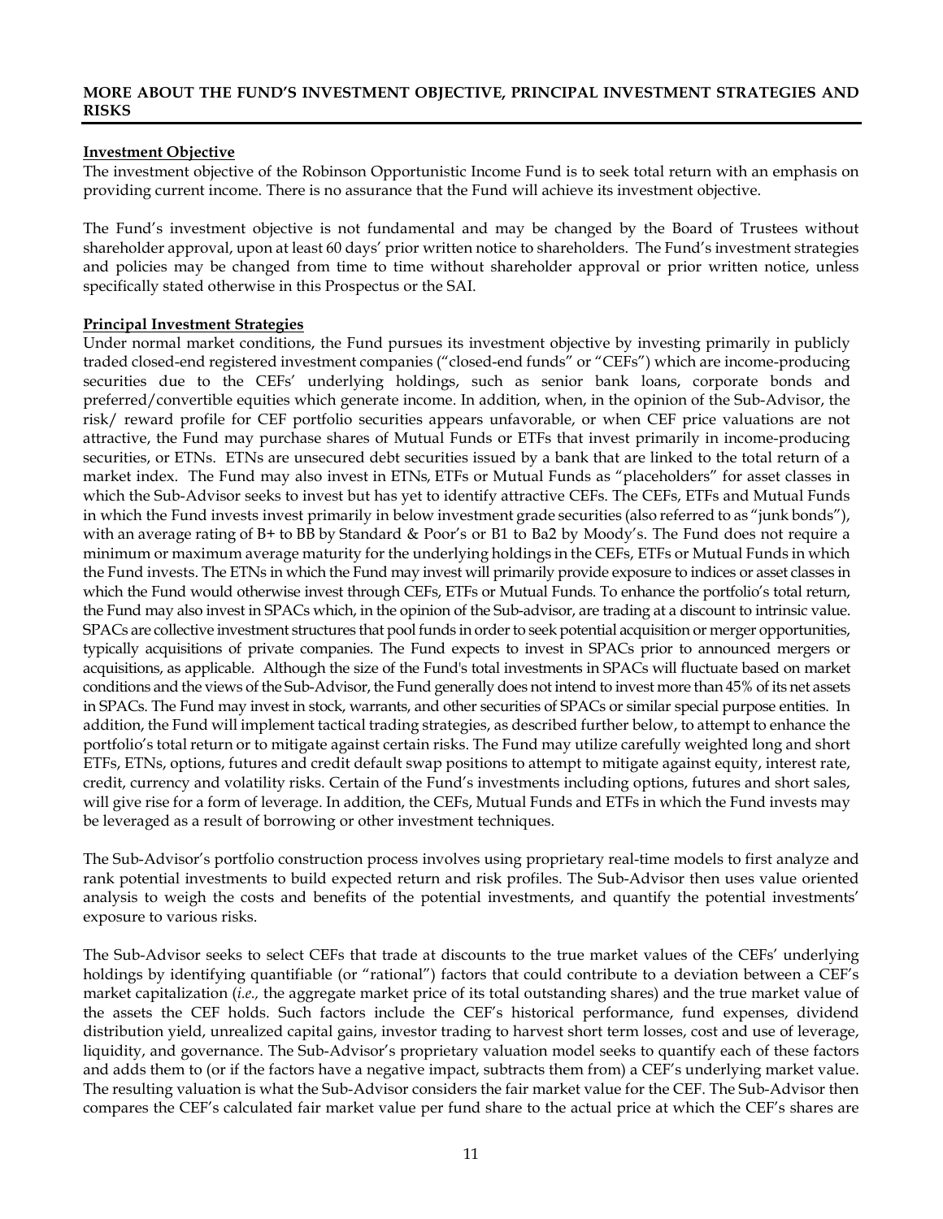## MORE ABOUT THE FUND'S INVESTMENT OBJECTIVE, PRINCIPAL INVESTMENT STRATEGIES AND RISKS

**Investment Objective**

The investment objective of the Robinson Opportunistic Income Fund is to seek total return with an emphasis on providing current income. There is no assurance that the Fund will achieve its investment objective.

The Fund's investment objective is not fundamental and may be changed by the Board of Trustees without shareholder approval, upon at least 60 days' prior written notice to shareholders. The Fund's investment strategies and policies may be changed from time to time without shareholder approval or prior written notice, unless specifically stated otherwise in this Prospectus or the SAI.

**Principal Investment Strategies**

Under normal market conditions, the Fund pursues its investment objective by investing primarily in publicly traded closed-end registered investment companies ("closed-end funds" or "CEFs") which are income-producing securities due to the CEFs' underlying holdings, such as senior bank loans, corporate bonds and preferred/convertible equities which generate income. In addition, when, in the opinion of the Sub-Advisor, the risk/ reward profile for CEF portfolio securities appears unfavorable, or when CEF price valuations are not attractive, the Fund may purchase shares of Mutual Funds or ETFs that invest primarily in income-producing securities, or ETNs. ETNs are unsecured debt securities issued by a bank that are linked to the total return of a market index. The Fund may also invest in ETNs, ETFs or Mutual Funds as "placeholders" for asset classes in which the Sub-Advisor seeks to invest but has yet to identify attractive CEFs. The CEFs, ETFs and Mutual Funds in which the Fund invests invest primarily in below investment grade securities (also referred to as "junk bonds"), with an average rating of B+ to BB by Standard & Poor's or B1 to Ba2 by Moody's. The Fund does not require a minimum or maximum average maturity for the underlying holdings in the CEFs, ETFs or Mutual Funds in which the Fund invests. The ETNs in which the Fund may invest will primarily provide exposure to indices or asset classes in which the Fund would otherwise invest through CEFs, ETFs or Mutual Funds. To enhance the portfolio's total return, the Fund may also invest in SPACs which, in the opinion of the Sub-advisor, are trading at a discount to intrinsic value. SPACs are collective investment structures that pool funds in order to seek potential acquisition or merger opportunities, typically acquisitions of private companies. The Fund expects to invest in SPACs prior to announced mergers or acquisitions, as applicable. Although the size of the Fund's total investments in SPACs will fluctuate based on market conditions and the views of the Sub-Advisor, the Fund generally does not intend to invest more than 45% of its net assets in SPACs. The Fund may invest in stock, warrants, and other securities of SPACs or similar special purpose entities. In addition, the Fund will implement tactical trading strategies, as described further below, to attempt to enhance the portfolio's total return or to mitigate against certain risks. The Fund may utilize carefully weighted long and short ETFs, ETNs, options, futures and credit default swap positions to attempt to mitigate against equity, interest rate, credit, currency and volatility risks. Certain of the Fund's investments including options, futures and short sales, will give rise for a form of leverage. In addition, the CEFs, Mutual Funds and ETFs in which the Fund invests may be leveraged as a result of borrowing or other investment techniques.

The Sub-Advisor's portfolio construction process involves using proprietary real-time models to first analyze and rank potential investments to build expected return and risk profiles. The Sub-Advisor then uses value oriented analysis to weigh the costs and benefits of the potential investments, and quantify the potential investments' exposure to various risks.

The Sub-Advisor seeks to select CEFs that trade at discounts to the true market values of the CEFs' underlying holdings by identifying quantifiable (or "rational") factors that could contribute to a deviation between a CEF's market capitalization (*i.e.,* the aggregate market price of its total outstanding shares) and the true market value of the assets the CEF holds. Such factors include the CEF's historical performance, fund expenses, dividend distribution yield, unrealized capital gains, investor trading to harvest short term losses, cost and use of leverage, liquidity, and governance. The Sub-Advisor's proprietary valuation model seeks to quantify each of these factors and adds them to (or if the factors have a negative impact, subtracts them from) a CEF's underlying market value. The resulting valuation is what the Sub-Advisor considers the fair market value for the CEF. The Sub-Advisor then compares the CEF's calculated fair market value per fund share to the actual price at which the CEF's shares are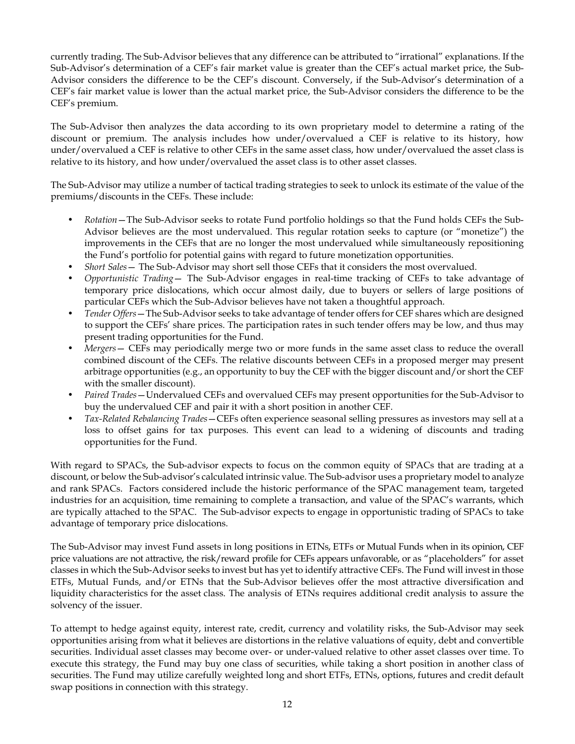currently trading. The Sub-Advisor believes that any difference can be attributed to "irrational" explanations. If the Sub-Advisor's determination of a CEF's fair market value is greater than the CEF's actual market price, the Sub-Advisor considers the difference to be the CEF's discount. Conversely, if the Sub-Advisor's determination of a CEF's fair market value is lower than the actual market price, the Sub-Advisor considers the difference to be the CEF's premium.

The Sub-Advisor then analyzes the data according to its own proprietary model to determine a rating of the discount or premium. The analysis includes how under/overvalued a CEF is relative to its history, how under/overvalued a CEF is relative to other CEFs in the same asset class, how under/overvalued the asset class is relative to its history, and how under/overvalued the asset class is to other asset classes.

The Sub-Advisor may utilize a number of tactical trading strategies to seek to unlock its estimate of the value of the premiums/discounts in the CEFs. These include:

- *Rotation*—The Sub-Advisor seeks to rotate Fund portfolio holdings so that the Fund holds CEFs the Sub-Advisor believes are the most undervalued. This regular rotation seeks to capture (or "monetize") the improvements in the CEFs that are no longer the most undervalued while simultaneously repositioning the Fund's portfolio for potential gains with regard to future monetization opportunities.
- *Short Sales*— The Sub-Advisor may short sell those CEFs that it considers the most overvalued.
- *Opportunistic Trading*— The Sub-Advisor engages in real-time tracking of CEFs to take advantage of temporary price dislocations, which occur almost daily, due to buyers or sellers of large positions of particular CEFs which the Sub-Advisor believes have not taken a thoughtful approach.
- *Tender Offers*—The Sub-Advisor seeks to take advantage of tender offers for CEF shares which are designed to support the CEFs' share prices. The participation rates in such tender offers may be low, and thus may present trading opportunities for the Fund.
- *Mergers*— CEFs may periodically merge two or more funds in the same asset class to reduce the overall combined discount of the CEFs. The relative discounts between CEFs in a proposed merger may present arbitrage opportunities (e.g., an opportunity to buy the CEF with the bigger discount and/or short the CEF with the smaller discount).
- *Paired Trades*—Undervalued CEFs and overvalued CEFs may present opportunities for the Sub-Advisor to buy the undervalued CEF and pair it with a short position in another CEF.
- *Tax-Related Rebalancing Trades*—CEFs often experience seasonal selling pressures as investors may sell at a loss to offset gains for tax purposes. This event can lead to a widening of discounts and trading opportunities for the Fund.

With regard to SPACs, the Sub-advisor expects to focus on the common equity of SPACs that are trading at a discount, or below the Sub-advisor's calculated intrinsic value. The Sub-advisor uses a proprietary model to analyze and rank SPACs. Factors considered include the historic performance of the SPAC management team, targeted industries for an acquisition, time remaining to complete a transaction, and value of the SPAC's warrants, which are typically attached to the SPAC. The Sub-advisor expects to engage in opportunistic trading of SPACs to take advantage of temporary price dislocations.

The Sub-Advisor may invest Fund assets in long positions in ETNs, ETFs or Mutual Funds when in its opinion, CEF price valuations are not attractive, the risk/reward profile for CEFs appears unfavorable, or as "placeholders" for asset classes in which the Sub-Advisor seeks to invest but has yet to identify attractive CEFs. The Fund will invest in those ETFs, Mutual Funds, and/or ETNs that the Sub-Advisor believes offer the most attractive diversification and liquidity characteristics for the asset class. The analysis of ETNs requires additional credit analysis to assure the solvency of the issuer.

To attempt to hedge against equity, interest rate, credit, currency and volatility risks, the Sub-Advisor may seek opportunities arising from what it believes are distortions in the relative valuations of equity, debt and convertible securities. Individual asset classes may become over- or under-valued relative to other asset classes over time. To execute this strategy, the Fund may buy one class of securities, while taking a short position in another class of securities. The Fund may utilize carefully weighted long and short ETFs, ETNs, options, futures and credit default swap positions in connection with this strategy.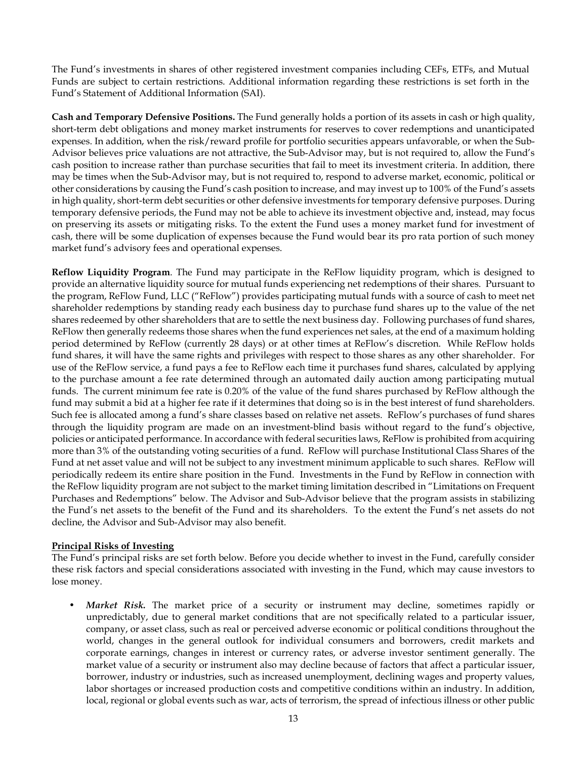The Fund's investments in shares of other registered investment companies including CEFs, ETFs, and Mutual Funds are subject to certain restrictions. Additional information regarding these restrictions is set forth in the Fund's Statement of Additional Information (SAI).

**Cash and Temporary Defensive Positions.** The Fund generally holds a portion of its assets in cash or high quality, short-term debt obligations and money market instruments for reserves to cover redemptions and unanticipated expenses. In addition, when the risk/reward profile for portfolio securities appears unfavorable, or when the Sub-Advisor believes price valuations are not attractive, the Sub-Advisor may, but is not required to, allow the Fund's cash position to increase rather than purchase securities that fail to meet its investment criteria. In addition, there may be times when the Sub-Advisor may, but is not required to, respond to adverse market, economic, political or other considerations by causing the Fund's cash position to increase, and may invest up to 100% of the Fund's assets in high quality, short-term debt securities or other defensive investments for temporary defensive purposes. During temporary defensive periods, the Fund may not be able to achieve its investment objective and, instead, may focus on preserving its assets or mitigating risks. To the extent the Fund uses a money market fund for investment of cash, there will be some duplication of expenses because the Fund would bear its pro rata portion of such money market fund's advisory fees and operational expenses.

**Reflow Liquidity Program**. The Fund may participate in the ReFlow liquidity program, which is designed to provide an alternative liquidity source for mutual funds experiencing net redemptions of their shares. Pursuant to the program, ReFlow Fund, LLC ("ReFlow") provides participating mutual funds with a source of cash to meet net shareholder redemptions by standing ready each business day to purchase fund shares up to the value of the net shares redeemed by other shareholders that are to settle the next business day. Following purchases of fund shares, ReFlow then generally redeems those shares when the fund experiences net sales, at the end of a maximum holding period determined by ReFlow (currently 28 days) or at other times at ReFlow's discretion. While ReFlow holds fund shares, it will have the same rights and privileges with respect to those shares as any other shareholder. For use of the ReFlow service, a fund pays a fee to ReFlow each time it purchases fund shares, calculated by applying to the purchase amount a fee rate determined through an automated daily auction among participating mutual funds. The current minimum fee rate is 0.20% of the value of the fund shares purchased by ReFlow although the fund may submit a bid at a higher fee rate if it determines that doing so is in the best interest of fund shareholders. Such fee is allocated among a fund's share classes based on relative net assets. ReFlow's purchases of fund shares through the liquidity program are made on an investment-blind basis without regard to the fund's objective, policies or anticipated performance. In accordance with federal securities laws, ReFlow is prohibited from acquiring more than 3% of the outstanding voting securities of a fund. ReFlow will purchase Institutional Class Shares of the Fund at net asset value and will not be subject to any investment minimum applicable to such shares. ReFlow will periodically redeem its entire share position in the Fund. Investments in the Fund by ReFlow in connection with the ReFlow liquidity program are not subject to the market timing limitation described in "Limitations on Frequent Purchases and Redemptions" below. The Advisor and Sub-Advisor believe that the program assists in stabilizing the Fund's net assets to the benefit of the Fund and its shareholders. To the extent the Fund's net assets do not decline, the Advisor and Sub-Advisor may also benefit.

**Principal Risks of Investing**

The Fund's principal risks are set forth below. Before you decide whether to invest in the Fund, carefully consider these risk factors and special considerations associated with investing in the Fund, which may cause investors to lose money.

- ***Market Risk.*** The market price of a security or instrument may decline, sometimes rapidly or unpredictably, due to general market conditions that are not specifically related to a particular issuer, company, or asset class, such as real or perceived adverse economic or political conditions throughout the world, changes in the general outlook for individual consumers and borrowers, credit markets and corporate earnings, changes in interest or currency rates, or adverse investor sentiment generally. The market value of a security or instrument also may decline because of factors that affect a particular issuer, borrower, industry or industries, such as increased unemployment, declining wages and property values, labor shortages or increased production costs and competitive conditions within an industry. In addition, local, regional or global events such as war, acts of terrorism, the spread of infectious illness or other public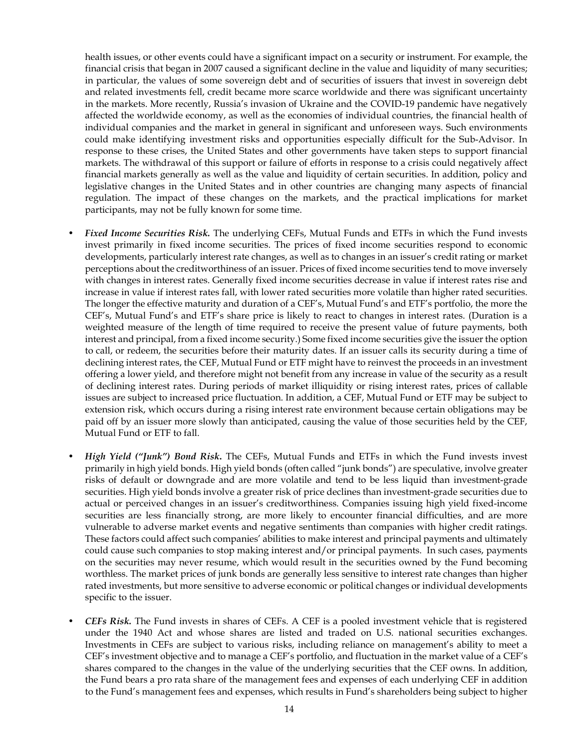health issues, or other events could have a significant impact on a security or instrument. For example, the financial crisis that began in 2007 caused a significant decline in the value and liquidity of many securities; in particular, the values of some sovereign debt and of securities of issuers that invest in sovereign debt and related investments fell, credit became more scarce worldwide and there was significant uncertainty in the markets. More recently, Russia's invasion of Ukraine and the COVID-19 pandemic have negatively affected the worldwide economy, as well as the economies of individual countries, the financial health of individual companies and the market in general in significant and unforeseen ways. Such environments could make identifying investment risks and opportunities especially difficult for the Sub-Advisor. In response to these crises, the United States and other governments have taken steps to support financial markets. The withdrawal of this support or failure of efforts in response to a crisis could negatively affect financial markets generally as well as the value and liquidity of certain securities. In addition, policy and legislative changes in the United States and in other countries are changing many aspects of financial regulation. The impact of these changes on the markets, and the practical implications for market participants, may not be fully known for some time.

- ***Fixed Income Securities Risk.*** The underlying CEFs, Mutual Funds and ETFs in which the Fund invests invest primarily in fixed income securities. The prices of fixed income securities respond to economic developments, particularly interest rate changes, as well as to changes in an issuer's credit rating or market perceptions about the creditworthiness of an issuer. Prices of fixed income securities tend to move inversely with changes in interest rates. Generally fixed income securities decrease in value if interest rates rise and increase in value if interest rates fall, with lower rated securities more volatile than higher rated securities. The longer the effective maturity and duration of a CEF's, Mutual Fund's and ETF's portfolio, the more the CEF's, Mutual Fund's and ETF's share price is likely to react to changes in interest rates. (Duration is a weighted measure of the length of time required to receive the present value of future payments, both interest and principal, from a fixed income security.) Some fixed income securities give the issuer the option to call, or redeem, the securities before their maturity dates. If an issuer calls its security during a time of declining interest rates, the CEF, Mutual Fund or ETF might have to reinvest the proceeds in an investment offering a lower yield, and therefore might not benefit from any increase in value of the security as a result of declining interest rates. During periods of market illiquidity or rising interest rates, prices of callable issues are subject to increased price fluctuation. In addition, a CEF, Mutual Fund or ETF may be subject to extension risk, which occurs during a rising interest rate environment because certain obligations may be paid off by an issuer more slowly than anticipated, causing the value of those securities held by the CEF, Mutual Fund or ETF to fall.

- ***High Yield ("Junk") Bond Risk.*** The CEFs, Mutual Funds and ETFs in which the Fund invests invest primarily in high yield bonds. High yield bonds (often called "junk bonds") are speculative, involve greater risks of default or downgrade and are more volatile and tend to be less liquid than investment-grade securities. High yield bonds involve a greater risk of price declines than investment-grade securities due to actual or perceived changes in an issuer's creditworthiness. Companies issuing high yield fixed-income securities are less financially strong, are more likely to encounter financial difficulties, and are more vulnerable to adverse market events and negative sentiments than companies with higher credit ratings. These factors could affect such companies' abilities to make interest and principal payments and ultimately could cause such companies to stop making interest and/or principal payments. In such cases, payments on the securities may never resume, which would result in the securities owned by the Fund becoming worthless. The market prices of junk bonds are generally less sensitive to interest rate changes than higher rated investments, but more sensitive to adverse economic or political changes or individual developments specific to the issuer.

- ***CEFs Risk.*** The Fund invests in shares of CEFs. A CEF is a pooled investment vehicle that is registered under the 1940 Act and whose shares are listed and traded on U.S. national securities exchanges. Investments in CEFs are subject to various risks, including reliance on management's ability to meet a CEF's investment objective and to manage a CEF's portfolio, and fluctuation in the market value of a CEF's shares compared to the changes in the value of the underlying securities that the CEF owns. In addition, the Fund bears a pro rata share of the management fees and expenses of each underlying CEF in addition to the Fund's management fees and expenses, which results in Fund's shareholders being subject to higher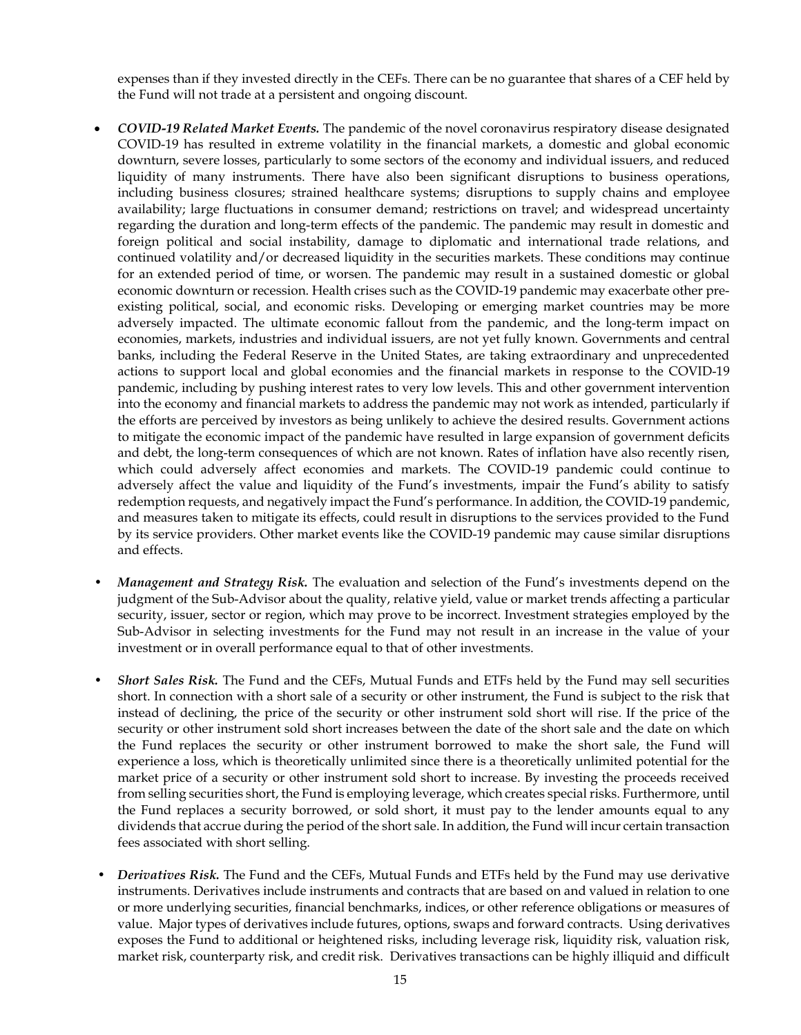expenses than if they invested directly in the CEFs. There can be no guarantee that shares of a CEF held by the Fund will not trade at a persistent and ongoing discount.

- ***COVID-19 Related Market Events.*** The pandemic of the novel coronavirus respiratory disease designated COVID-19 has resulted in extreme volatility in the financial markets, a domestic and global economic downturn, severe losses, particularly to some sectors of the economy and individual issuers, and reduced liquidity of many instruments. There have also been significant disruptions to business operations, including business closures; strained healthcare systems; disruptions to supply chains and employee availability; large fluctuations in consumer demand; restrictions on travel; and widespread uncertainty regarding the duration and long-term effects of the pandemic. The pandemic may result in domestic and foreign political and social instability, damage to diplomatic and international trade relations, and continued volatility and/or decreased liquidity in the securities markets. These conditions may continue for an extended period of time, or worsen. The pandemic may result in a sustained domestic or global economic downturn or recession. Health crises such as the COVID-19 pandemic may exacerbate other pre-existing political, social, and economic risks. Developing or emerging market countries may be more adversely impacted. The ultimate economic fallout from the pandemic, and the long-term impact on economies, markets, industries and individual issuers, are not yet fully known. Governments and central banks, including the Federal Reserve in the United States, are taking extraordinary and unprecedented actions to support local and global economies and the financial markets in response to the COVID-19 pandemic, including by pushing interest rates to very low levels. This and other government intervention into the economy and financial markets to address the pandemic may not work as intended, particularly if the efforts are perceived by investors as being unlikely to achieve the desired results. Government actions to mitigate the economic impact of the pandemic have resulted in large expansion of government deficits and debt, the long-term consequences of which are not known. Rates of inflation have also recently risen, which could adversely affect economies and markets. The COVID-19 pandemic could continue to adversely affect the value and liquidity of the Fund's investments, impair the Fund's ability to satisfy redemption requests, and negatively impact the Fund's performance. In addition, the COVID-19 pandemic, and measures taken to mitigate its effects, could result in disruptions to the services provided to the Fund by its service providers. Other market events like the COVID-19 pandemic may cause similar disruptions and effects.

- ***Management and Strategy Risk.*** The evaluation and selection of the Fund's investments depend on the judgment of the Sub-Advisor about the quality, relative yield, value or market trends affecting a particular security, issuer, sector or region, which may prove to be incorrect. Investment strategies employed by the Sub-Advisor in selecting investments for the Fund may not result in an increase in the value of your investment or in overall performance equal to that of other investments.

- ***Short Sales Risk.*** The Fund and the CEFs, Mutual Funds and ETFs held by the Fund may sell securities short. In connection with a short sale of a security or other instrument, the Fund is subject to the risk that instead of declining, the price of the security or other instrument sold short will rise. If the price of the security or other instrument sold short increases between the date of the short sale and the date on which the Fund replaces the security or other instrument borrowed to make the short sale, the Fund will experience a loss, which is theoretically unlimited since there is a theoretically unlimited potential for the market price of a security or other instrument sold short to increase. By investing the proceeds received from selling securities short, the Fund is employing leverage, which creates special risks. Furthermore, until the Fund replaces a security borrowed, or sold short, it must pay to the lender amounts equal to any dividends that accrue during the period of the short sale. In addition, the Fund will incur certain transaction fees associated with short selling.

- ***Derivatives Risk.*** The Fund and the CEFs, Mutual Funds and ETFs held by the Fund may use derivative instruments. Derivatives include instruments and contracts that are based on and valued in relation to one or more underlying securities, financial benchmarks, indices, or other reference obligations or measures of value. Major types of derivatives include futures, options, swaps and forward contracts. Using derivatives exposes the Fund to additional or heightened risks, including leverage risk, liquidity risk, valuation risk, market risk, counterparty risk, and credit risk. Derivatives transactions can be highly illiquid and difficult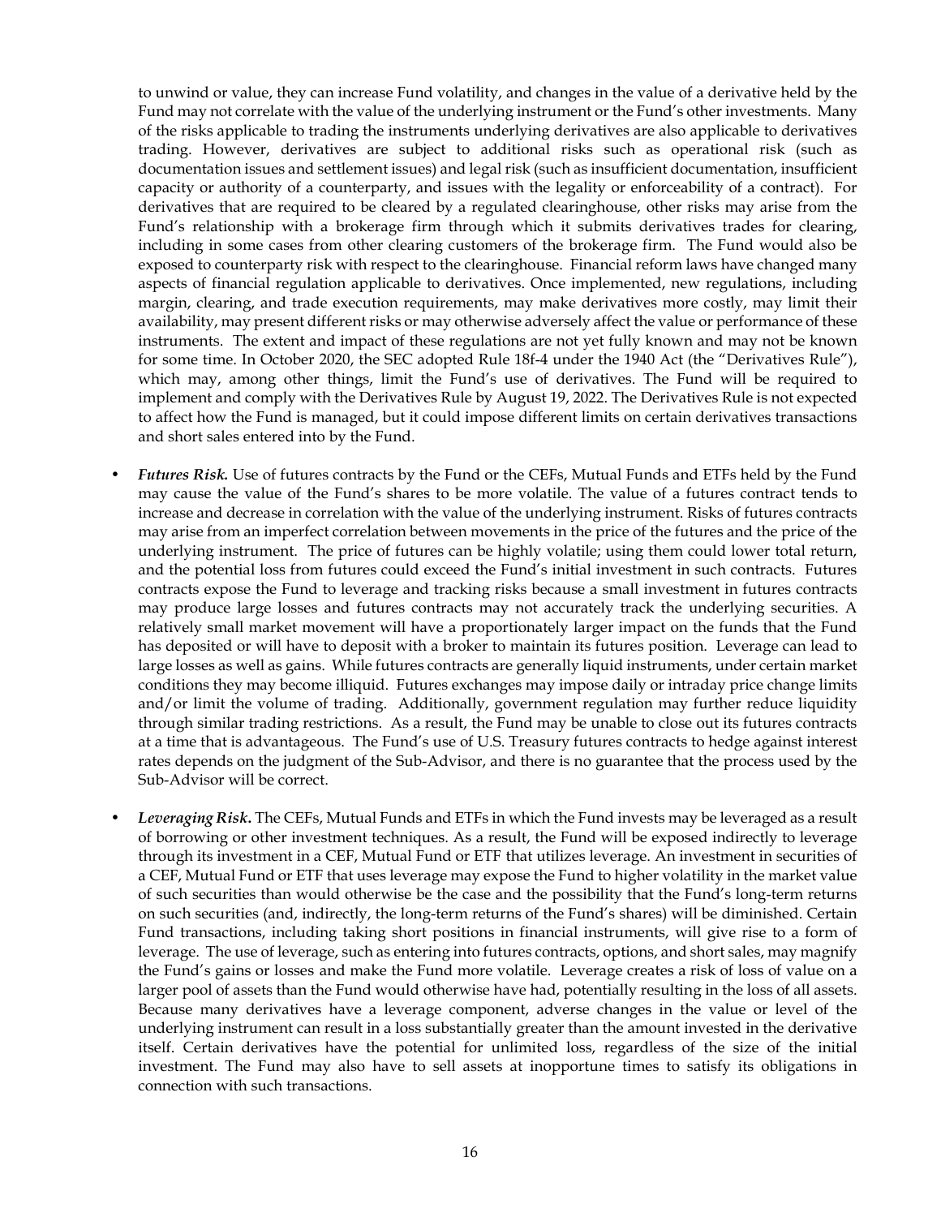to unwind or value, they can increase Fund volatility, and changes in the value of a derivative held by the Fund may not correlate with the value of the underlying instrument or the Fund's other investments. Many of the risks applicable to trading the instruments underlying derivatives are also applicable to derivatives trading. However, derivatives are subject to additional risks such as operational risk (such as documentation issues and settlement issues) and legal risk (such as insufficient documentation, insufficient capacity or authority of a counterparty, and issues with the legality or enforceability of a contract). For derivatives that are required to be cleared by a regulated clearinghouse, other risks may arise from the Fund's relationship with a brokerage firm through which it submits derivatives trades for clearing, including in some cases from other clearing customers of the brokerage firm. The Fund would also be exposed to counterparty risk with respect to the clearinghouse. Financial reform laws have changed many aspects of financial regulation applicable to derivatives. Once implemented, new regulations, including margin, clearing, and trade execution requirements, may make derivatives more costly, may limit their availability, may present different risks or may otherwise adversely affect the value or performance of these instruments. The extent and impact of these regulations are not yet fully known and may not be known for some time. In October 2020, the SEC adopted Rule 18f-4 under the 1940 Act (the "Derivatives Rule"), which may, among other things, limit the Fund's use of derivatives. The Fund will be required to implement and comply with the Derivatives Rule by August 19, 2022. The Derivatives Rule is not expected to affect how the Fund is managed, but it could impose different limits on certain derivatives transactions and short sales entered into by the Fund.

- ***Futures Risk.*** Use of futures contracts by the Fund or the CEFs, Mutual Funds and ETFs held by the Fund may cause the value of the Fund's shares to be more volatile. The value of a futures contract tends to increase and decrease in correlation with the value of the underlying instrument. Risks of futures contracts may arise from an imperfect correlation between movements in the price of the futures and the price of the underlying instrument. The price of futures can be highly volatile; using them could lower total return, and the potential loss from futures could exceed the Fund's initial investment in such contracts. Futures contracts expose the Fund to leverage and tracking risks because a small investment in futures contracts may produce large losses and futures contracts may not accurately track the underlying securities. A relatively small market movement will have a proportionately larger impact on the funds that the Fund has deposited or will have to deposit with a broker to maintain its futures position. Leverage can lead to large losses as well as gains. While futures contracts are generally liquid instruments, under certain market conditions they may become illiquid. Futures exchanges may impose daily or intraday price change limits and/or limit the volume of trading. Additionally, government regulation may further reduce liquidity through similar trading restrictions. As a result, the Fund may be unable to close out its futures contracts at a time that is advantageous. The Fund's use of U.S. Treasury futures contracts to hedge against interest rates depends on the judgment of the Sub-Advisor, and there is no guarantee that the process used by the Sub-Advisor will be correct.

- ***Leveraging Risk.*** The CEFs, Mutual Funds and ETFs in which the Fund invests may be leveraged as a result of borrowing or other investment techniques. As a result, the Fund will be exposed indirectly to leverage through its investment in a CEF, Mutual Fund or ETF that utilizes leverage. An investment in securities of a CEF, Mutual Fund or ETF that uses leverage may expose the Fund to higher volatility in the market value of such securities than would otherwise be the case and the possibility that the Fund's long-term returns on such securities (and, indirectly, the long-term returns of the Fund's shares) will be diminished. Certain Fund transactions, including taking short positions in financial instruments, will give rise to a form of leverage. The use of leverage, such as entering into futures contracts, options, and short sales, may magnify the Fund's gains or losses and make the Fund more volatile. Leverage creates a risk of loss of value on a larger pool of assets than the Fund would otherwise have had, potentially resulting in the loss of all assets. Because many derivatives have a leverage component, adverse changes in the value or level of the underlying instrument can result in a loss substantially greater than the amount invested in the derivative itself. Certain derivatives have the potential for unlimited loss, regardless of the size of the initial investment. The Fund may also have to sell assets at inopportune times to satisfy its obligations in connection with such transactions.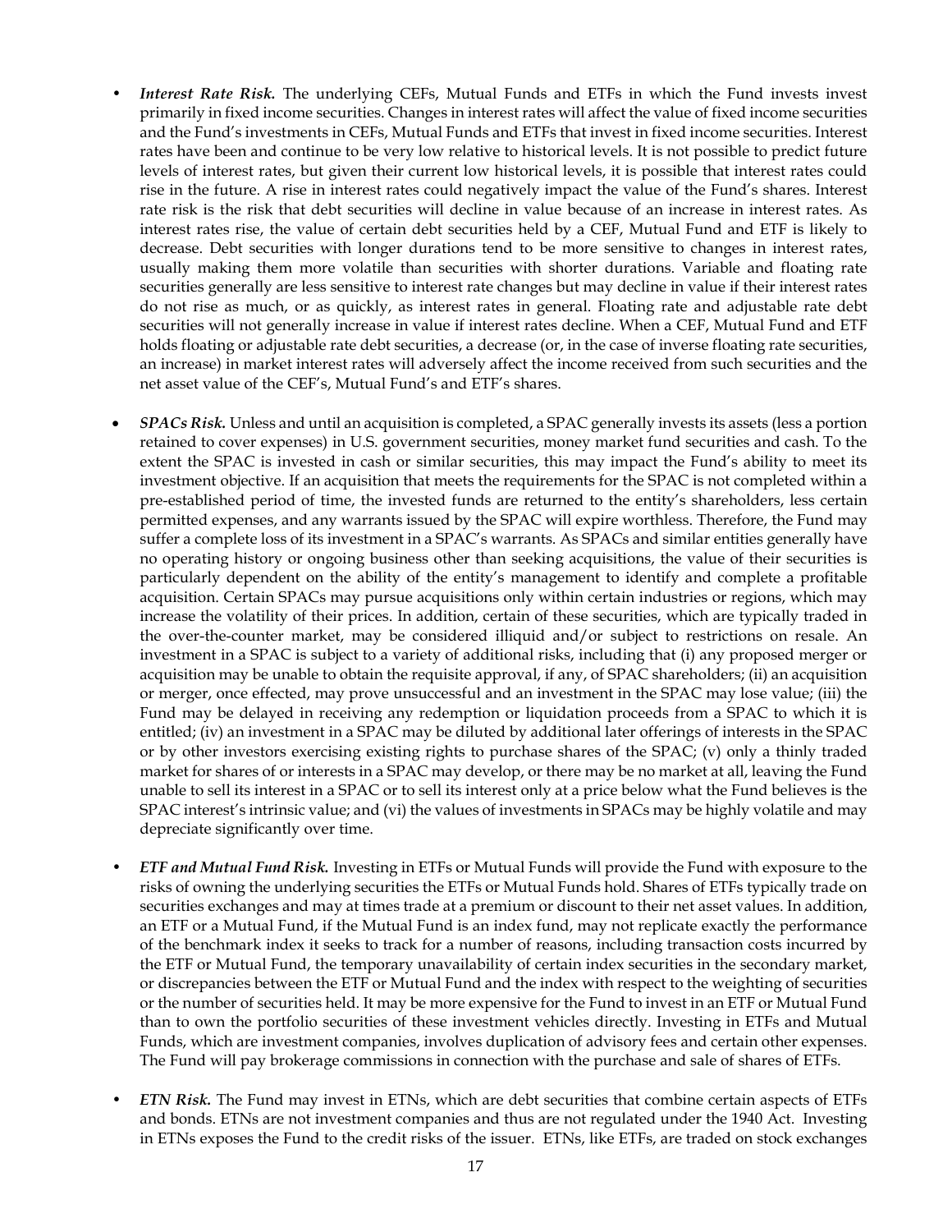- ***Interest Rate Risk.*** The underlying CEFs, Mutual Funds and ETFs in which the Fund invests invest primarily in fixed income securities. Changes in interest rates will affect the value of fixed income securities and the Fund's investments in CEFs, Mutual Funds and ETFs that invest in fixed income securities. Interest rates have been and continue to be very low relative to historical levels. It is not possible to predict future levels of interest rates, but given their current low historical levels, it is possible that interest rates could rise in the future. A rise in interest rates could negatively impact the value of the Fund's shares. Interest rate risk is the risk that debt securities will decline in value because of an increase in interest rates. As interest rates rise, the value of certain debt securities held by a CEF, Mutual Fund and ETF is likely to decrease. Debt securities with longer durations tend to be more sensitive to changes in interest rates, usually making them more volatile than securities with shorter durations. Variable and floating rate securities generally are less sensitive to interest rate changes but may decline in value if their interest rates do not rise as much, or as quickly, as interest rates in general. Floating rate and adjustable rate debt securities will not generally increase in value if interest rates decline. When a CEF, Mutual Fund and ETF holds floating or adjustable rate debt securities, a decrease (or, in the case of inverse floating rate securities, an increase) in market interest rates will adversely affect the income received from such securities and the net asset value of the CEF's, Mutual Fund's and ETF's shares.

- ***SPACs Risk.*** Unless and until an acquisition is completed, a SPAC generally invests its assets (less a portion retained to cover expenses) in U.S. government securities, money market fund securities and cash. To the extent the SPAC is invested in cash or similar securities, this may impact the Fund's ability to meet its investment objective. If an acquisition that meets the requirements for the SPAC is not completed within a pre-established period of time, the invested funds are returned to the entity's shareholders, less certain permitted expenses, and any warrants issued by the SPAC will expire worthless. Therefore, the Fund may suffer a complete loss of its investment in a SPAC's warrants. As SPACs and similar entities generally have no operating history or ongoing business other than seeking acquisitions, the value of their securities is particularly dependent on the ability of the entity's management to identify and complete a profitable acquisition. Certain SPACs may pursue acquisitions only within certain industries or regions, which may increase the volatility of their prices. In addition, certain of these securities, which are typically traded in the over-the-counter market, may be considered illiquid and/or subject to restrictions on resale. An investment in a SPAC is subject to a variety of additional risks, including that (i) any proposed merger or acquisition may be unable to obtain the requisite approval, if any, of SPAC shareholders; (ii) an acquisition or merger, once effected, may prove unsuccessful and an investment in the SPAC may lose value; (iii) the Fund may be delayed in receiving any redemption or liquidation proceeds from a SPAC to which it is entitled; (iv) an investment in a SPAC may be diluted by additional later offerings of interests in the SPAC or by other investors exercising existing rights to purchase shares of the SPAC; (v) only a thinly traded market for shares of or interests in a SPAC may develop, or there may be no market at all, leaving the Fund unable to sell its interest in a SPAC or to sell its interest only at a price below what the Fund believes is the SPAC interest's intrinsic value; and (vi) the values of investments in SPACs may be highly volatile and may depreciate significantly over time.

- ***ETF and Mutual Fund Risk.*** Investing in ETFs or Mutual Funds will provide the Fund with exposure to the risks of owning the underlying securities the ETFs or Mutual Funds hold. Shares of ETFs typically trade on securities exchanges and may at times trade at a premium or discount to their net asset values. In addition, an ETF or a Mutual Fund, if the Mutual Fund is an index fund, may not replicate exactly the performance of the benchmark index it seeks to track for a number of reasons, including transaction costs incurred by the ETF or Mutual Fund, the temporary unavailability of certain index securities in the secondary market, or discrepancies between the ETF or Mutual Fund and the index with respect to the weighting of securities or the number of securities held. It may be more expensive for the Fund to invest in an ETF or Mutual Fund than to own the portfolio securities of these investment vehicles directly. Investing in ETFs and Mutual Funds, which are investment companies, involves duplication of advisory fees and certain other expenses. The Fund will pay brokerage commissions in connection with the purchase and sale of shares of ETFs.

- ***ETN Risk.*** The Fund may invest in ETNs, which are debt securities that combine certain aspects of ETFs and bonds. ETNs are not investment companies and thus are not regulated under the 1940 Act. Investing in ETNs exposes the Fund to the credit risks of the issuer. ETNs, like ETFs, are traded on stock exchanges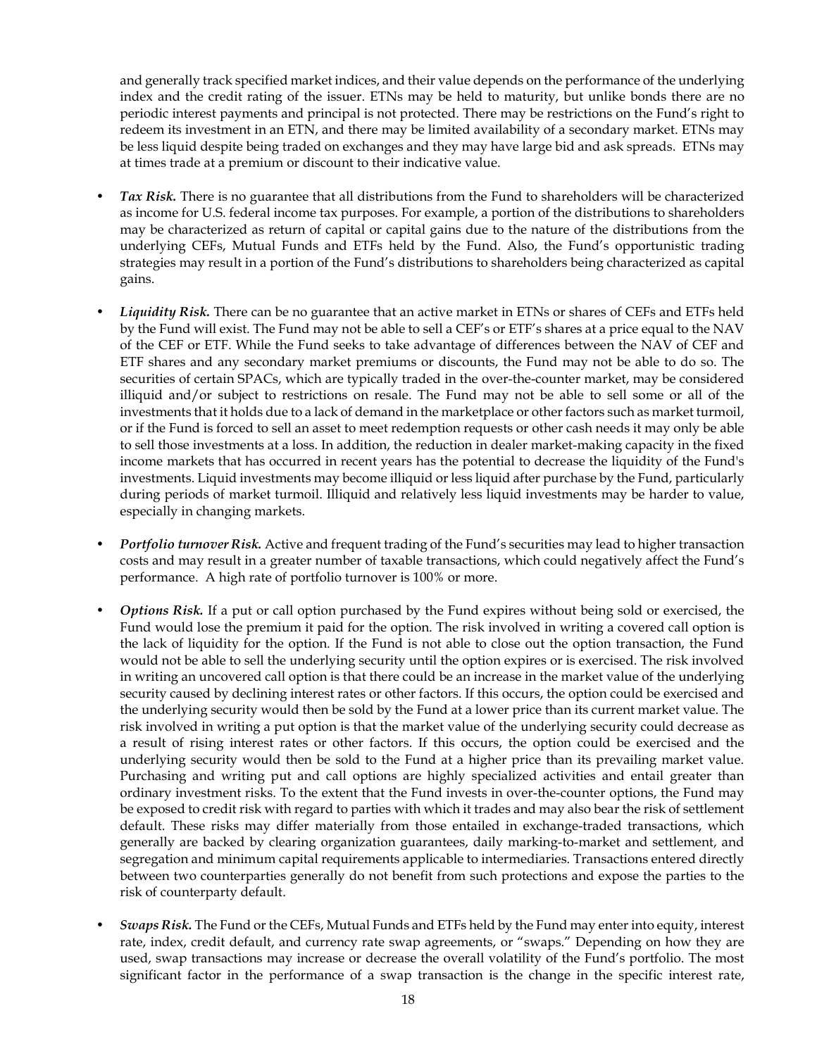and generally track specified market indices, and their value depends on the performance of the underlying index and the credit rating of the issuer. ETNs may be held to maturity, but unlike bonds there are no periodic interest payments and principal is not protected. There may be restrictions on the Fund's right to redeem its investment in an ETN, and there may be limited availability of a secondary market. ETNs may be less liquid despite being traded on exchanges and they may have large bid and ask spreads. ETNs may at times trade at a premium or discount to their indicative value.

- ***Tax Risk.*** There is no guarantee that all distributions from the Fund to shareholders will be characterized as income for U.S. federal income tax purposes. For example, a portion of the distributions to shareholders may be characterized as return of capital or capital gains due to the nature of the distributions from the underlying CEFs, Mutual Funds and ETFs held by the Fund. Also, the Fund's opportunistic trading strategies may result in a portion of the Fund's distributions to shareholders being characterized as capital gains.

- ***Liquidity Risk.*** There can be no guarantee that an active market in ETNs or shares of CEFs and ETFs held by the Fund will exist. The Fund may not be able to sell a CEF's or ETF's shares at a price equal to the NAV of the CEF or ETF. While the Fund seeks to take advantage of differences between the NAV of CEF and ETF shares and any secondary market premiums or discounts, the Fund may not be able to do so. The securities of certain SPACs, which are typically traded in the over-the-counter market, may be considered illiquid and/or subject to restrictions on resale. The Fund may not be able to sell some or all of the investments that it holds due to a lack of demand in the marketplace or other factors such as market turmoil, or if the Fund is forced to sell an asset to meet redemption requests or other cash needs it may only be able to sell those investments at a loss. In addition, the reduction in dealer market-making capacity in the fixed income markets that has occurred in recent years has the potential to decrease the liquidity of the Fund's investments. Liquid investments may become illiquid or less liquid after purchase by the Fund, particularly during periods of market turmoil. Illiquid and relatively less liquid investments may be harder to value, especially in changing markets.

- ***Portfolio turnover Risk.*** Active and frequent trading of the Fund's securities may lead to higher transaction costs and may result in a greater number of taxable transactions, which could negatively affect the Fund's performance. A high rate of portfolio turnover is 100% or more.

- ***Options Risk.*** If a put or call option purchased by the Fund expires without being sold or exercised, the Fund would lose the premium it paid for the option. The risk involved in writing a covered call option is the lack of liquidity for the option. If the Fund is not able to close out the option transaction, the Fund would not be able to sell the underlying security until the option expires or is exercised. The risk involved in writing an uncovered call option is that there could be an increase in the market value of the underlying security caused by declining interest rates or other factors. If this occurs, the option could be exercised and the underlying security would then be sold by the Fund at a lower price than its current market value. The risk involved in writing a put option is that the market value of the underlying security could decrease as a result of rising interest rates or other factors. If this occurs, the option could be exercised and the underlying security would then be sold to the Fund at a higher price than its prevailing market value. Purchasing and writing put and call options are highly specialized activities and entail greater than ordinary investment risks. To the extent that the Fund invests in over-the-counter options, the Fund may be exposed to credit risk with regard to parties with which it trades and may also bear the risk of settlement default. These risks may differ materially from those entailed in exchange-traded transactions, which generally are backed by clearing organization guarantees, daily marking-to-market and settlement, and segregation and minimum capital requirements applicable to intermediaries. Transactions entered directly between two counterparties generally do not benefit from such protections and expose the parties to the risk of counterparty default.

- ***Swaps Risk.*** The Fund or the CEFs, Mutual Funds and ETFs held by the Fund may enter into equity, interest rate, index, credit default, and currency rate swap agreements, or "swaps." Depending on how they are used, swap transactions may increase or decrease the overall volatility of the Fund's portfolio. The most significant factor in the performance of a swap transaction is the change in the specific interest rate,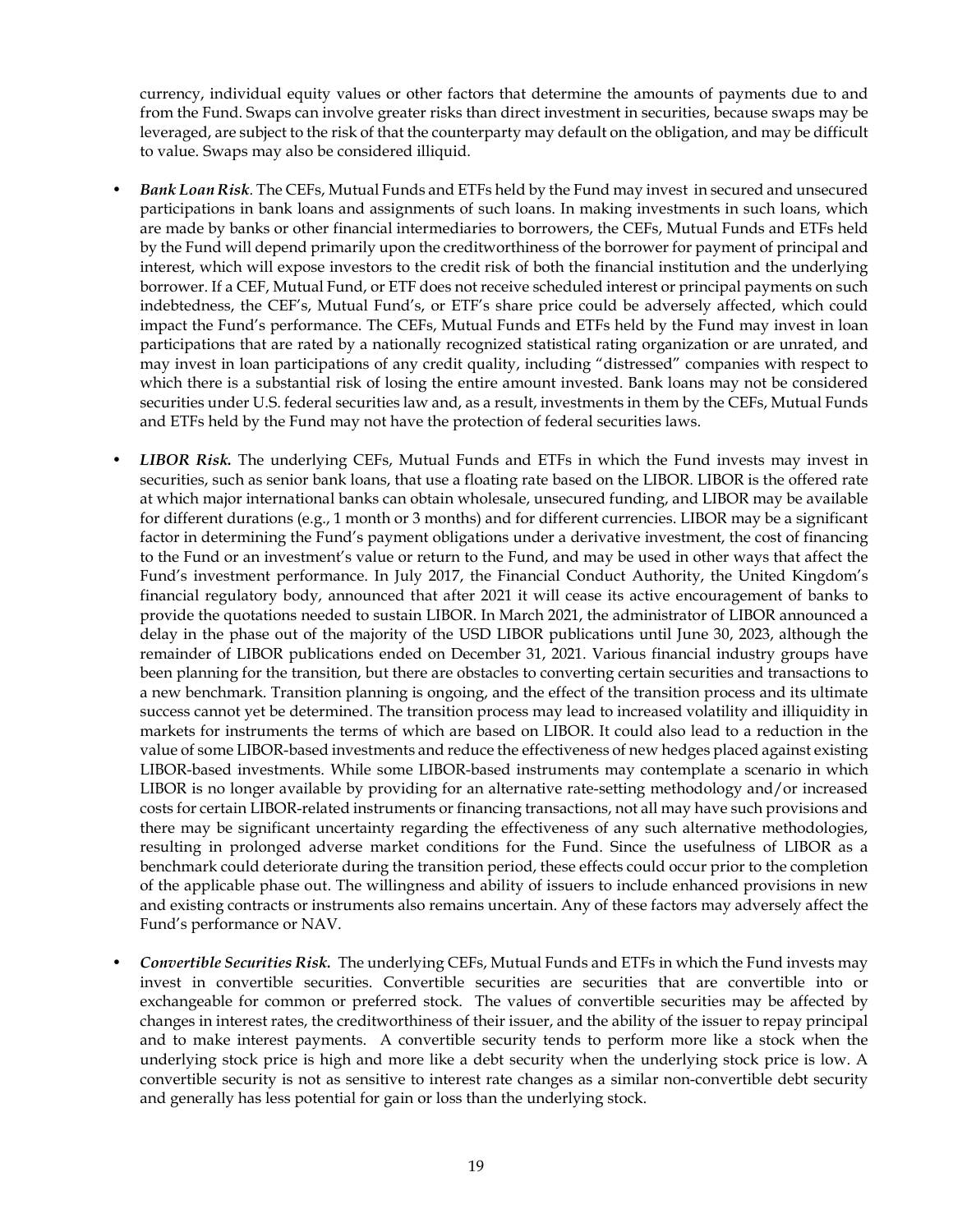currency, individual equity values or other factors that determine the amounts of payments due to and from the Fund. Swaps can involve greater risks than direct investment in securities, because swaps may be leveraged, are subject to the risk of that the counterparty may default on the obligation, and may be difficult to value. Swaps may also be considered illiquid.

- ***Bank Loan Risk***. The CEFs, Mutual Funds and ETFs held by the Fund may invest in secured and unsecured participations in bank loans and assignments of such loans. In making investments in such loans, which are made by banks or other financial intermediaries to borrowers, the CEFs, Mutual Funds and ETFs held by the Fund will depend primarily upon the creditworthiness of the borrower for payment of principal and interest, which will expose investors to the credit risk of both the financial institution and the underlying borrower. If a CEF, Mutual Fund, or ETF does not receive scheduled interest or principal payments on such indebtedness, the CEF's, Mutual Fund's, or ETF's share price could be adversely affected, which could impact the Fund's performance. The CEFs, Mutual Funds and ETFs held by the Fund may invest in loan participations that are rated by a nationally recognized statistical rating organization or are unrated, and may invest in loan participations of any credit quality, including "distressed" companies with respect to which there is a substantial risk of losing the entire amount invested. Bank loans may not be considered securities under U.S. federal securities law and, as a result, investments in them by the CEFs, Mutual Funds and ETFs held by the Fund may not have the protection of federal securities laws.

- ***LIBOR Risk.*** The underlying CEFs, Mutual Funds and ETFs in which the Fund invests may invest in securities, such as senior bank loans, that use a floating rate based on the LIBOR. LIBOR is the offered rate at which major international banks can obtain wholesale, unsecured funding, and LIBOR may be available for different durations (e.g., 1 month or 3 months) and for different currencies. LIBOR may be a significant factor in determining the Fund's payment obligations under a derivative investment, the cost of financing to the Fund or an investment's value or return to the Fund, and may be used in other ways that affect the Fund's investment performance. In July 2017, the Financial Conduct Authority, the United Kingdom's financial regulatory body, announced that after 2021 it will cease its active encouragement of banks to provide the quotations needed to sustain LIBOR. In March 2021, the administrator of LIBOR announced a delay in the phase out of the majority of the USD LIBOR publications until June 30, 2023, although the remainder of LIBOR publications ended on December 31, 2021. Various financial industry groups have been planning for the transition, but there are obstacles to converting certain securities and transactions to a new benchmark. Transition planning is ongoing, and the effect of the transition process and its ultimate success cannot yet be determined. The transition process may lead to increased volatility and illiquidity in markets for instruments the terms of which are based on LIBOR. It could also lead to a reduction in the value of some LIBOR-based investments and reduce the effectiveness of new hedges placed against existing LIBOR-based investments. While some LIBOR-based instruments may contemplate a scenario in which LIBOR is no longer available by providing for an alternative rate-setting methodology and/or increased costs for certain LIBOR-related instruments or financing transactions, not all may have such provisions and there may be significant uncertainty regarding the effectiveness of any such alternative methodologies, resulting in prolonged adverse market conditions for the Fund. Since the usefulness of LIBOR as a benchmark could deteriorate during the transition period, these effects could occur prior to the completion of the applicable phase out. The willingness and ability of issuers to include enhanced provisions in new and existing contracts or instruments also remains uncertain. Any of these factors may adversely affect the Fund's performance or NAV.

- ***Convertible Securities Risk.*** The underlying CEFs, Mutual Funds and ETFs in which the Fund invests may invest in convertible securities. Convertible securities are securities that are convertible into or exchangeable for common or preferred stock. The values of convertible securities may be affected by changes in interest rates, the creditworthiness of their issuer, and the ability of the issuer to repay principal and to make interest payments. A convertible security tends to perform more like a stock when the underlying stock price is high and more like a debt security when the underlying stock price is low. A convertible security is not as sensitive to interest rate changes as a similar non-convertible debt security and generally has less potential for gain or loss than the underlying stock.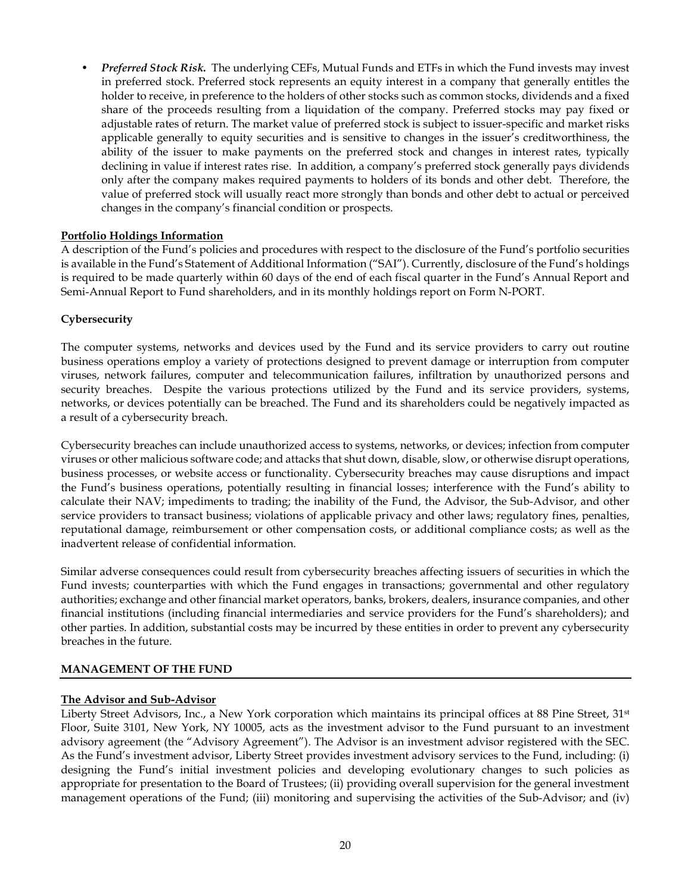- ***Preferred Stock Risk.*** The underlying CEFs, Mutual Funds and ETFs in which the Fund invests may invest in preferred stock. Preferred stock represents an equity interest in a company that generally entitles the holder to receive, in preference to the holders of other stocks such as common stocks, dividends and a fixed share of the proceeds resulting from a liquidation of the company. Preferred stocks may pay fixed or adjustable rates of return. The market value of preferred stock is subject to issuer-specific and market risks applicable generally to equity securities and is sensitive to changes in the issuer's creditworthiness, the ability of the issuer to make payments on the preferred stock and changes in interest rates, typically declining in value if interest rates rise. In addition, a company's preferred stock generally pays dividends only after the company makes required payments to holders of its bonds and other debt. Therefore, the value of preferred stock will usually react more strongly than bonds and other debt to actual or perceived changes in the company's financial condition or prospects.

**Portfolio Holdings Information**

A description of the Fund's policies and procedures with respect to the disclosure of the Fund's portfolio securities is available in the Fund's Statement of Additional Information ("SAI"). Currently, disclosure of the Fund's holdings is required to be made quarterly within 60 days of the end of each fiscal quarter in the Fund's Annual Report and Semi-Annual Report to Fund shareholders, and in its monthly holdings report on Form N-PORT.

**Cybersecurity**

The computer systems, networks and devices used by the Fund and its service providers to carry out routine business operations employ a variety of protections designed to prevent damage or interruption from computer viruses, network failures, computer and telecommunication failures, infiltration by unauthorized persons and security breaches. Despite the various protections utilized by the Fund and its service providers, systems, networks, or devices potentially can be breached. The Fund and its shareholders could be negatively impacted as a result of a cybersecurity breach.

Cybersecurity breaches can include unauthorized access to systems, networks, or devices; infection from computer viruses or other malicious software code; and attacks that shut down, disable, slow, or otherwise disrupt operations, business processes, or website access or functionality. Cybersecurity breaches may cause disruptions and impact the Fund's business operations, potentially resulting in financial losses; interference with the Fund's ability to calculate their NAV; impediments to trading; the inability of the Fund, the Advisor, the Sub-Advisor, and other service providers to transact business; violations of applicable privacy and other laws; regulatory fines, penalties, reputational damage, reimbursement or other compensation costs, or additional compliance costs; as well as the inadvertent release of confidential information.

Similar adverse consequences could result from cybersecurity breaches affecting issuers of securities in which the Fund invests; counterparties with which the Fund engages in transactions; governmental and other regulatory authorities; exchange and other financial market operators, banks, brokers, dealers, insurance companies, and other financial institutions (including financial intermediaries and service providers for the Fund's shareholders); and other parties. In addition, substantial costs may be incurred by these entities in order to prevent any cybersecurity breaches in the future.

## MANAGEMENT OF THE FUND

**The Advisor and Sub-Advisor**

Liberty Street Advisors, Inc., a New York corporation which maintains its principal offices at 88 Pine Street, 31st Floor, Suite 3101, New York, NY 10005, acts as the investment advisor to the Fund pursuant to an investment advisory agreement (the "Advisory Agreement"). The Advisor is an investment advisor registered with the SEC. As the Fund's investment advisor, Liberty Street provides investment advisory services to the Fund, including: (i) designing the Fund's initial investment policies and developing evolutionary changes to such policies as appropriate for presentation to the Board of Trustees; (ii) providing overall supervision for the general investment management operations of the Fund; (iii) monitoring and supervising the activities of the Sub-Advisor; and (iv)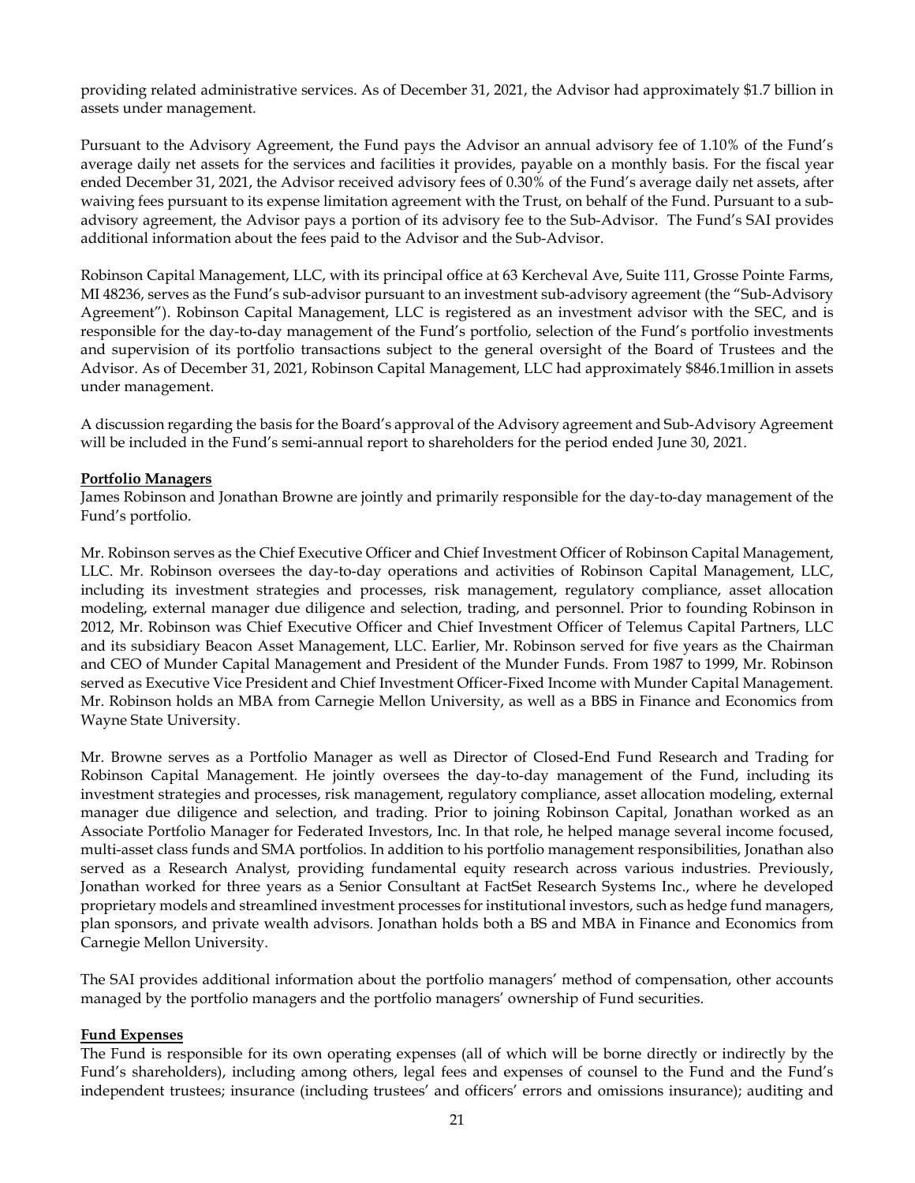providing related administrative services. As of December 31, 2021, the Advisor had approximately $1.7 billion in assets under management.

Pursuant to the Advisory Agreement, the Fund pays the Advisor an annual advisory fee of 1.10% of the Fund's average daily net assets for the services and facilities it provides, payable on a monthly basis. For the fiscal year ended December 31, 2021, the Advisor received advisory fees of 0.30% of the Fund's average daily net assets, after waiving fees pursuant to its expense limitation agreement with the Trust, on behalf of the Fund. Pursuant to a sub-advisory agreement, the Advisor pays a portion of its advisory fee to the Sub-Advisor. The Fund's SAI provides additional information about the fees paid to the Advisor and the Sub-Advisor.

Robinson Capital Management, LLC, with its principal office at 63 Kercheval Ave, Suite 111, Grosse Pointe Farms, MI 48236, serves as the Fund's sub-advisor pursuant to an investment sub-advisory agreement (the "Sub-Advisory Agreement"). Robinson Capital Management, LLC is registered as an investment advisor with the SEC, and is responsible for the day-to-day management of the Fund's portfolio, selection of the Fund's portfolio investments and supervision of its portfolio transactions subject to the general oversight of the Board of Trustees and the Advisor. As of December 31, 2021, Robinson Capital Management, LLC had approximately $846.1million in assets under management.

A discussion regarding the basis for the Board's approval of the Advisory agreement and Sub-Advisory Agreement will be included in the Fund's semi-annual report to shareholders for the period ended June 30, 2021.

**Portfolio Managers**

James Robinson and Jonathan Browne are jointly and primarily responsible for the day-to-day management of the Fund's portfolio.

Mr. Robinson serves as the Chief Executive Officer and Chief Investment Officer of Robinson Capital Management, LLC. Mr. Robinson oversees the day-to-day operations and activities of Robinson Capital Management, LLC, including its investment strategies and processes, risk management, regulatory compliance, asset allocation modeling, external manager due diligence and selection, trading, and personnel. Prior to founding Robinson in 2012, Mr. Robinson was Chief Executive Officer and Chief Investment Officer of Telemus Capital Partners, LLC and its subsidiary Beacon Asset Management, LLC. Earlier, Mr. Robinson served for five years as the Chairman and CEO of Munder Capital Management and President of the Munder Funds. From 1987 to 1999, Mr. Robinson served as Executive Vice President and Chief Investment Officer-Fixed Income with Munder Capital Management. Mr. Robinson holds an MBA from Carnegie Mellon University, as well as a BBS in Finance and Economics from Wayne State University.

Mr. Browne serves as a Portfolio Manager as well as Director of Closed-End Fund Research and Trading for Robinson Capital Management. He jointly oversees the day-to-day management of the Fund, including its investment strategies and processes, risk management, regulatory compliance, asset allocation modeling, external manager due diligence and selection, and trading. Prior to joining Robinson Capital, Jonathan worked as an Associate Portfolio Manager for Federated Investors, Inc. In that role, he helped manage several income focused, multi-asset class funds and SMA portfolios. In addition to his portfolio management responsibilities, Jonathan also served as a Research Analyst, providing fundamental equity research across various industries. Previously, Jonathan worked for three years as a Senior Consultant at FactSet Research Systems Inc., where he developed proprietary models and streamlined investment processes for institutional investors, such as hedge fund managers, plan sponsors, and private wealth advisors. Jonathan holds both a BS and MBA in Finance and Economics from Carnegie Mellon University.

The SAI provides additional information about the portfolio managers' method of compensation, other accounts managed by the portfolio managers and the portfolio managers' ownership of Fund securities.

**Fund Expenses**

The Fund is responsible for its own operating expenses (all of which will be borne directly or indirectly by the Fund's shareholders), including among others, legal fees and expenses of counsel to the Fund and the Fund's independent trustees; insurance (including trustees' and officers' errors and omissions insurance); auditing and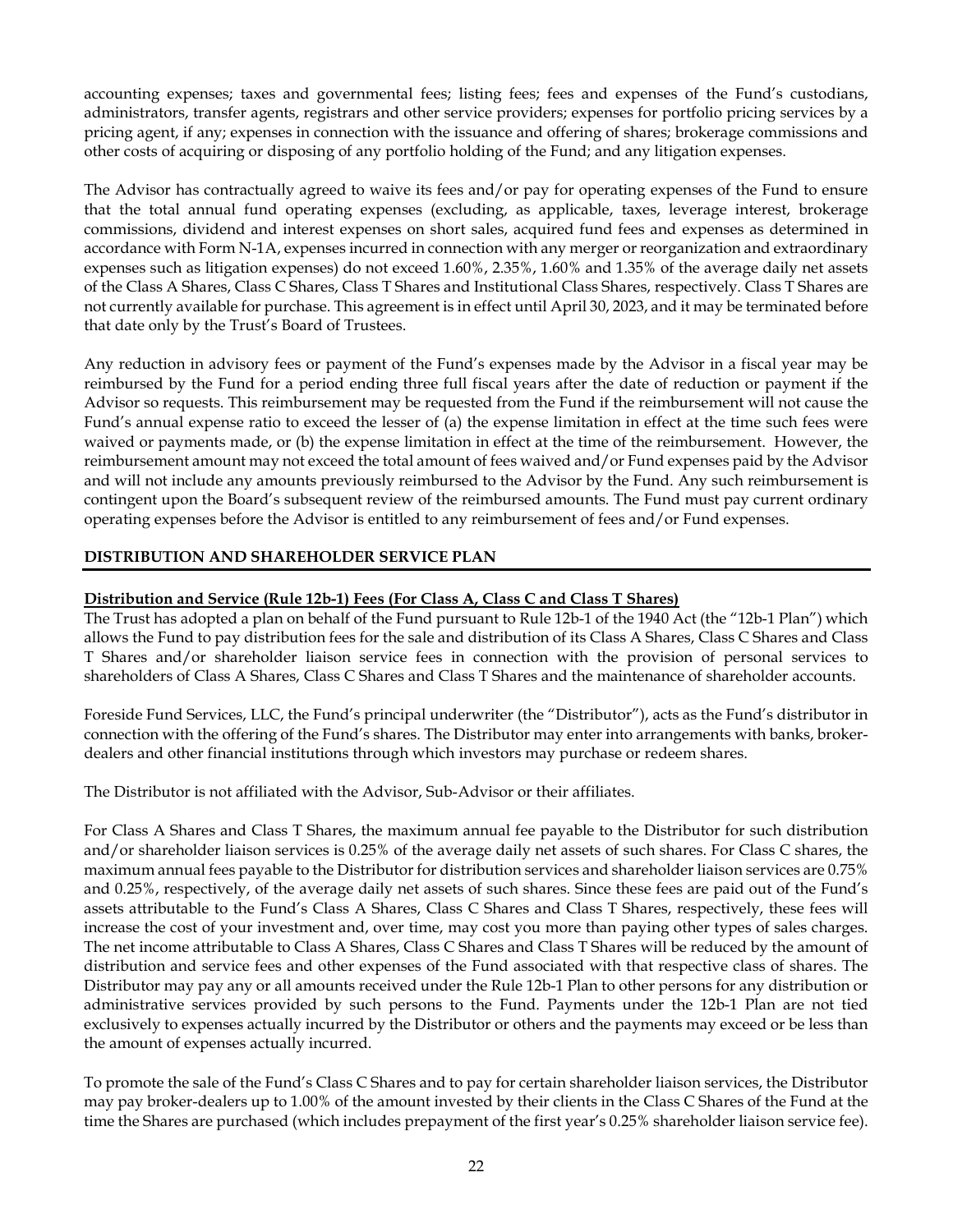accounting expenses; taxes and governmental fees; listing fees; fees and expenses of the Fund's custodians, administrators, transfer agents, registrars and other service providers; expenses for portfolio pricing services by a pricing agent, if any; expenses in connection with the issuance and offering of shares; brokerage commissions and other costs of acquiring or disposing of any portfolio holding of the Fund; and any litigation expenses.

The Advisor has contractually agreed to waive its fees and/or pay for operating expenses of the Fund to ensure that the total annual fund operating expenses (excluding, as applicable, taxes, leverage interest, brokerage commissions, dividend and interest expenses on short sales, acquired fund fees and expenses as determined in accordance with Form N-1A, expenses incurred in connection with any merger or reorganization and extraordinary expenses such as litigation expenses) do not exceed 1.60%, 2.35%, 1.60% and 1.35% of the average daily net assets of the Class A Shares, Class C Shares, Class T Shares and Institutional Class Shares, respectively. Class T Shares are not currently available for purchase. This agreement is in effect until April 30, 2023, and it may be terminated before that date only by the Trust's Board of Trustees.

Any reduction in advisory fees or payment of the Fund's expenses made by the Advisor in a fiscal year may be reimbursed by the Fund for a period ending three full fiscal years after the date of reduction or payment if the Advisor so requests. This reimbursement may be requested from the Fund if the reimbursement will not cause the Fund's annual expense ratio to exceed the lesser of (a) the expense limitation in effect at the time such fees were waived or payments made, or (b) the expense limitation in effect at the time of the reimbursement. However, the reimbursement amount may not exceed the total amount of fees waived and/or Fund expenses paid by the Advisor and will not include any amounts previously reimbursed to the Advisor by the Fund. Any such reimbursement is contingent upon the Board's subsequent review of the reimbursed amounts. The Fund must pay current ordinary operating expenses before the Advisor is entitled to any reimbursement of fees and/or Fund expenses.

## DISTRIBUTION AND SHAREHOLDER SERVICE PLAN

**Distribution and Service (Rule 12b-1) Fees (For Class A, Class C and Class T Shares)**

The Trust has adopted a plan on behalf of the Fund pursuant to Rule 12b-1 of the 1940 Act (the "12b-1 Plan") which allows the Fund to pay distribution fees for the sale and distribution of its Class A Shares, Class C Shares and Class T Shares and/or shareholder liaison service fees in connection with the provision of personal services to shareholders of Class A Shares, Class C Shares and Class T Shares and the maintenance of shareholder accounts.

Foreside Fund Services, LLC, the Fund's principal underwriter (the "Distributor"), acts as the Fund's distributor in connection with the offering of the Fund's shares. The Distributor may enter into arrangements with banks, broker-dealers and other financial institutions through which investors may purchase or redeem shares.

The Distributor is not affiliated with the Advisor, Sub-Advisor or their affiliates.

For Class A Shares and Class T Shares, the maximum annual fee payable to the Distributor for such distribution and/or shareholder liaison services is 0.25% of the average daily net assets of such shares. For Class C shares, the maximum annual fees payable to the Distributor for distribution services and shareholder liaison services are 0.75% and 0.25%, respectively, of the average daily net assets of such shares. Since these fees are paid out of the Fund's assets attributable to the Fund's Class A Shares, Class C Shares and Class T Shares, respectively, these fees will increase the cost of your investment and, over time, may cost you more than paying other types of sales charges. The net income attributable to Class A Shares, Class C Shares and Class T Shares will be reduced by the amount of distribution and service fees and other expenses of the Fund associated with that respective class of shares. The Distributor may pay any or all amounts received under the Rule 12b-1 Plan to other persons for any distribution or administrative services provided by such persons to the Fund. Payments under the 12b-1 Plan are not tied exclusively to expenses actually incurred by the Distributor or others and the payments may exceed or be less than the amount of expenses actually incurred.

To promote the sale of the Fund's Class C Shares and to pay for certain shareholder liaison services, the Distributor may pay broker-dealers up to 1.00% of the amount invested by their clients in the Class C Shares of the Fund at the time the Shares are purchased (which includes prepayment of the first year's 0.25% shareholder liaison service fee).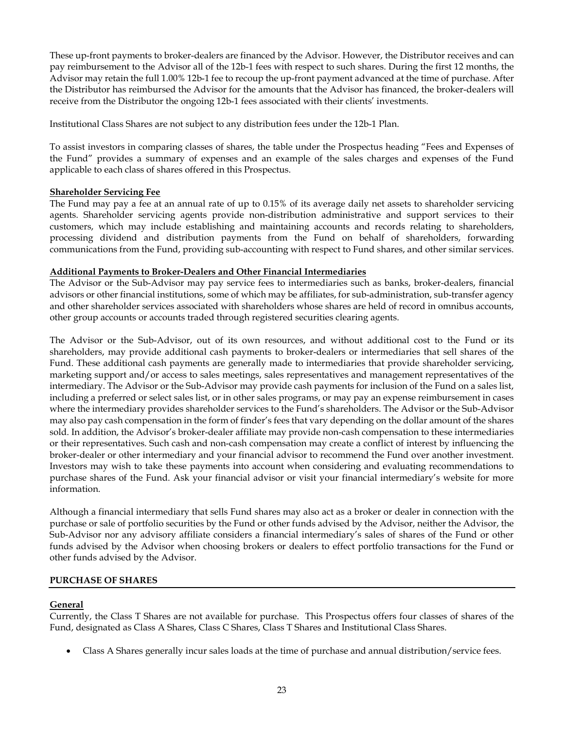These up-front payments to broker-dealers are financed by the Advisor. However, the Distributor receives and can pay reimbursement to the Advisor all of the 12b-1 fees with respect to such shares. During the first 12 months, the Advisor may retain the full 1.00% 12b-1 fee to recoup the up-front payment advanced at the time of purchase. After the Distributor has reimbursed the Advisor for the amounts that the Advisor has financed, the broker-dealers will receive from the Distributor the ongoing 12b-1 fees associated with their clients' investments.

Institutional Class Shares are not subject to any distribution fees under the 12b-1 Plan.

To assist investors in comparing classes of shares, the table under the Prospectus heading "Fees and Expenses of the Fund" provides a summary of expenses and an example of the sales charges and expenses of the Fund applicable to each class of shares offered in this Prospectus.

**Shareholder Servicing Fee**

The Fund may pay a fee at an annual rate of up to 0.15% of its average daily net assets to shareholder servicing agents. Shareholder servicing agents provide non-distribution administrative and support services to their customers, which may include establishing and maintaining accounts and records relating to shareholders, processing dividend and distribution payments from the Fund on behalf of shareholders, forwarding communications from the Fund, providing sub-accounting with respect to Fund shares, and other similar services.

**Additional Payments to Broker-Dealers and Other Financial Intermediaries**

The Advisor or the Sub-Advisor may pay service fees to intermediaries such as banks, broker-dealers, financial advisors or other financial institutions, some of which may be affiliates, for sub-administration, sub-transfer agency and other shareholder services associated with shareholders whose shares are held of record in omnibus accounts, other group accounts or accounts traded through registered securities clearing agents.

The Advisor or the Sub-Advisor, out of its own resources, and without additional cost to the Fund or its shareholders, may provide additional cash payments to broker-dealers or intermediaries that sell shares of the Fund. These additional cash payments are generally made to intermediaries that provide shareholder servicing, marketing support and/or access to sales meetings, sales representatives and management representatives of the intermediary. The Advisor or the Sub-Advisor may provide cash payments for inclusion of the Fund on a sales list, including a preferred or select sales list, or in other sales programs, or may pay an expense reimbursement in cases where the intermediary provides shareholder services to the Fund's shareholders. The Advisor or the Sub-Advisor may also pay cash compensation in the form of finder's fees that vary depending on the dollar amount of the shares sold. In addition, the Advisor's broker-dealer affiliate may provide non-cash compensation to these intermediaries or their representatives. Such cash and non-cash compensation may create a conflict of interest by influencing the broker-dealer or other intermediary and your financial advisor to recommend the Fund over another investment. Investors may wish to take these payments into account when considering and evaluating recommendations to purchase shares of the Fund. Ask your financial advisor or visit your financial intermediary's website for more information.

Although a financial intermediary that sells Fund shares may also act as a broker or dealer in connection with the purchase or sale of portfolio securities by the Fund or other funds advised by the Advisor, neither the Advisor, the Sub-Advisor nor any advisory affiliate considers a financial intermediary's sales of shares of the Fund or other funds advised by the Advisor when choosing brokers or dealers to effect portfolio transactions for the Fund or other funds advised by the Advisor.

## PURCHASE OF SHARES

**General**

Currently, the Class T Shares are not available for purchase. This Prospectus offers four classes of shares of the Fund, designated as Class A Shares, Class C Shares, Class T Shares and Institutional Class Shares.

- Class A Shares generally incur sales loads at the time of purchase and annual distribution/service fees.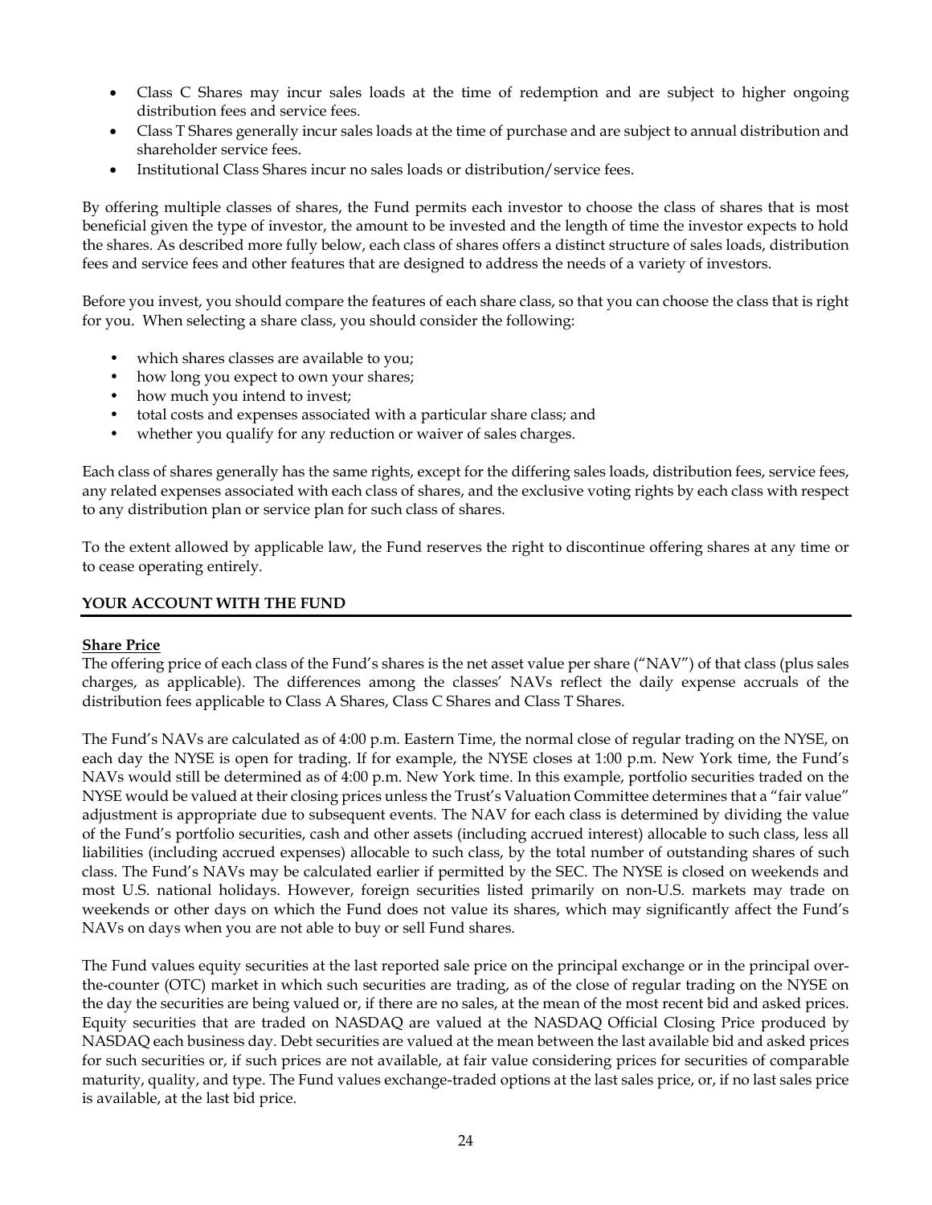- Class C Shares may incur sales loads at the time of redemption and are subject to higher ongoing distribution fees and service fees.
- Class T Shares generally incur sales loads at the time of purchase and are subject to annual distribution and shareholder service fees.
- Institutional Class Shares incur no sales loads or distribution/service fees.

By offering multiple classes of shares, the Fund permits each investor to choose the class of shares that is most beneficial given the type of investor, the amount to be invested and the length of time the investor expects to hold the shares. As described more fully below, each class of shares offers a distinct structure of sales loads, distribution fees and service fees and other features that are designed to address the needs of a variety of investors.

Before you invest, you should compare the features of each share class, so that you can choose the class that is right for you. When selecting a share class, you should consider the following:

- which shares classes are available to you;
- how long you expect to own your shares;
- how much you intend to invest;
- total costs and expenses associated with a particular share class; and
- whether you qualify for any reduction or waiver of sales charges.

Each class of shares generally has the same rights, except for the differing sales loads, distribution fees, service fees, any related expenses associated with each class of shares, and the exclusive voting rights by each class with respect to any distribution plan or service plan for such class of shares.

To the extent allowed by applicable law, the Fund reserves the right to discontinue offering shares at any time or to cease operating entirely.

## YOUR ACCOUNT WITH THE FUND

**Share Price**

The offering price of each class of the Fund's shares is the net asset value per share ("NAV") of that class (plus sales charges, as applicable). The differences among the classes' NAVs reflect the daily expense accruals of the distribution fees applicable to Class A Shares, Class C Shares and Class T Shares.

The Fund's NAVs are calculated as of 4:00 p.m. Eastern Time, the normal close of regular trading on the NYSE, on each day the NYSE is open for trading. If for example, the NYSE closes at 1:00 p.m. New York time, the Fund's NAVs would still be determined as of 4:00 p.m. New York time. In this example, portfolio securities traded on the NYSE would be valued at their closing prices unless the Trust's Valuation Committee determines that a "fair value" adjustment is appropriate due to subsequent events. The NAV for each class is determined by dividing the value of the Fund's portfolio securities, cash and other assets (including accrued interest) allocable to such class, less all liabilities (including accrued expenses) allocable to such class, by the total number of outstanding shares of such class. The Fund's NAVs may be calculated earlier if permitted by the SEC. The NYSE is closed on weekends and most U.S. national holidays. However, foreign securities listed primarily on non-U.S. markets may trade on weekends or other days on which the Fund does not value its shares, which may significantly affect the Fund's NAVs on days when you are not able to buy or sell Fund shares.

The Fund values equity securities at the last reported sale price on the principal exchange or in the principal over-the-counter (OTC) market in which such securities are trading, as of the close of regular trading on the NYSE on the day the securities are being valued or, if there are no sales, at the mean of the most recent bid and asked prices. Equity securities that are traded on NASDAQ are valued at the NASDAQ Official Closing Price produced by NASDAQ each business day. Debt securities are valued at the mean between the last available bid and asked prices for such securities or, if such prices are not available, at fair value considering prices for securities of comparable maturity, quality, and type. The Fund values exchange-traded options at the last sales price, or, if no last sales price is available, at the last bid price.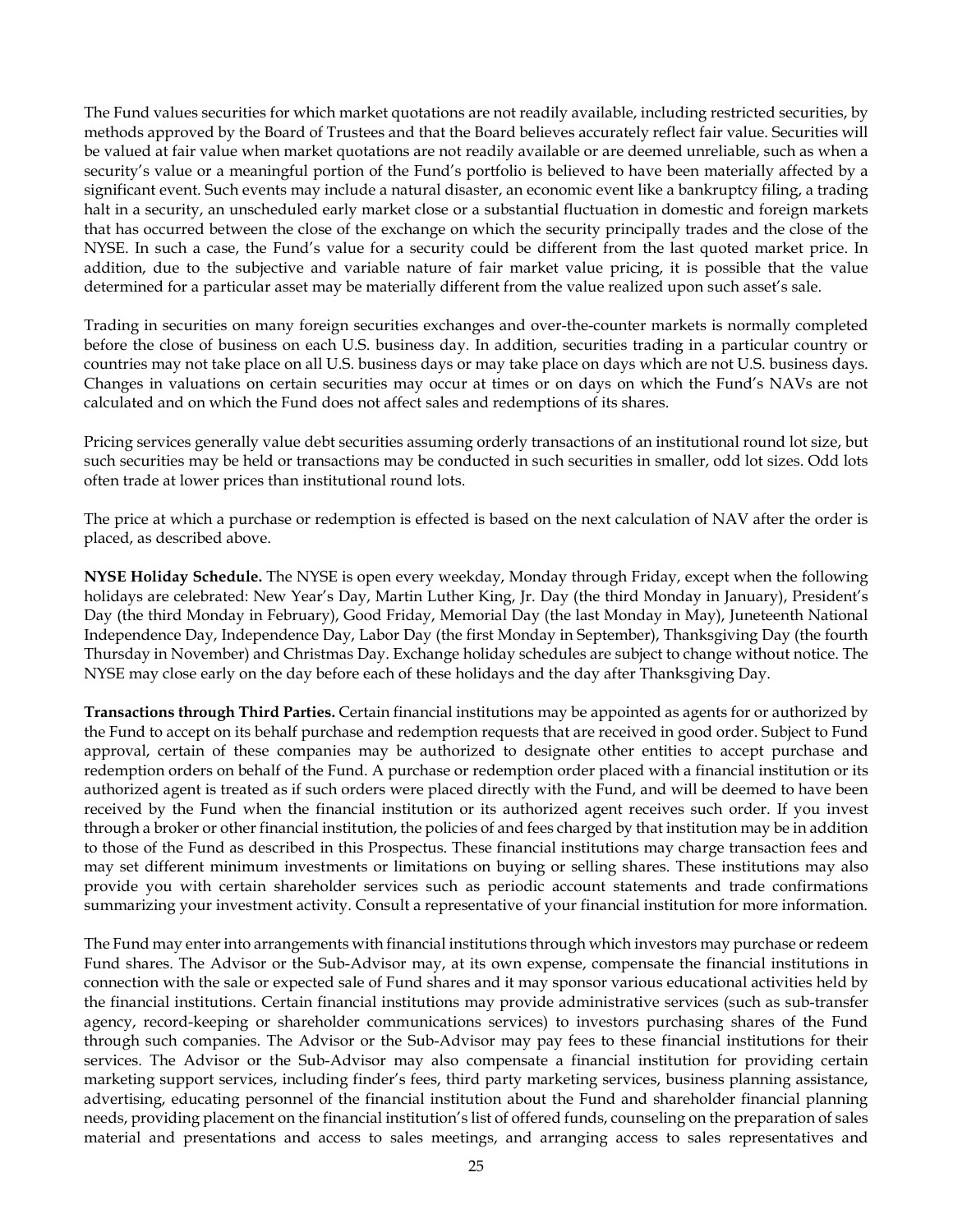The Fund values securities for which market quotations are not readily available, including restricted securities, by methods approved by the Board of Trustees and that the Board believes accurately reflect fair value. Securities will be valued at fair value when market quotations are not readily available or are deemed unreliable, such as when a security's value or a meaningful portion of the Fund's portfolio is believed to have been materially affected by a significant event. Such events may include a natural disaster, an economic event like a bankruptcy filing, a trading halt in a security, an unscheduled early market close or a substantial fluctuation in domestic and foreign markets that has occurred between the close of the exchange on which the security principally trades and the close of the NYSE. In such a case, the Fund's value for a security could be different from the last quoted market price. In addition, due to the subjective and variable nature of fair market value pricing, it is possible that the value determined for a particular asset may be materially different from the value realized upon such asset's sale.

Trading in securities on many foreign securities exchanges and over-the-counter markets is normally completed before the close of business on each U.S. business day. In addition, securities trading in a particular country or countries may not take place on all U.S. business days or may take place on days which are not U.S. business days. Changes in valuations on certain securities may occur at times or on days on which the Fund's NAVs are not calculated and on which the Fund does not affect sales and redemptions of its shares.

Pricing services generally value debt securities assuming orderly transactions of an institutional round lot size, but such securities may be held or transactions may be conducted in such securities in smaller, odd lot sizes. Odd lots often trade at lower prices than institutional round lots.

The price at which a purchase or redemption is effected is based on the next calculation of NAV after the order is placed, as described above.

**NYSE Holiday Schedule.** The NYSE is open every weekday, Monday through Friday, except when the following holidays are celebrated: New Year's Day, Martin Luther King, Jr. Day (the third Monday in January), President's Day (the third Monday in February), Good Friday, Memorial Day (the last Monday in May), Juneteenth National Independence Day, Independence Day, Labor Day (the first Monday in September), Thanksgiving Day (the fourth Thursday in November) and Christmas Day. Exchange holiday schedules are subject to change without notice. The NYSE may close early on the day before each of these holidays and the day after Thanksgiving Day.

**Transactions through Third Parties.** Certain financial institutions may be appointed as agents for or authorized by the Fund to accept on its behalf purchase and redemption requests that are received in good order. Subject to Fund approval, certain of these companies may be authorized to designate other entities to accept purchase and redemption orders on behalf of the Fund. A purchase or redemption order placed with a financial institution or its authorized agent is treated as if such orders were placed directly with the Fund, and will be deemed to have been received by the Fund when the financial institution or its authorized agent receives such order. If you invest through a broker or other financial institution, the policies of and fees charged by that institution may be in addition to those of the Fund as described in this Prospectus. These financial institutions may charge transaction fees and may set different minimum investments or limitations on buying or selling shares. These institutions may also provide you with certain shareholder services such as periodic account statements and trade confirmations summarizing your investment activity. Consult a representative of your financial institution for more information.

The Fund may enter into arrangements with financial institutions through which investors may purchase or redeem Fund shares. The Advisor or the Sub-Advisor may, at its own expense, compensate the financial institutions in connection with the sale or expected sale of Fund shares and it may sponsor various educational activities held by the financial institutions. Certain financial institutions may provide administrative services (such as sub-transfer agency, record-keeping or shareholder communications services) to investors purchasing shares of the Fund through such companies. The Advisor or the Sub-Advisor may pay fees to these financial institutions for their services. The Advisor or the Sub-Advisor may also compensate a financial institution for providing certain marketing support services, including finder's fees, third party marketing services, business planning assistance, advertising, educating personnel of the financial institution about the Fund and shareholder financial planning needs, providing placement on the financial institution's list of offered funds, counseling on the preparation of sales material and presentations and access to sales meetings, and arranging access to sales representatives and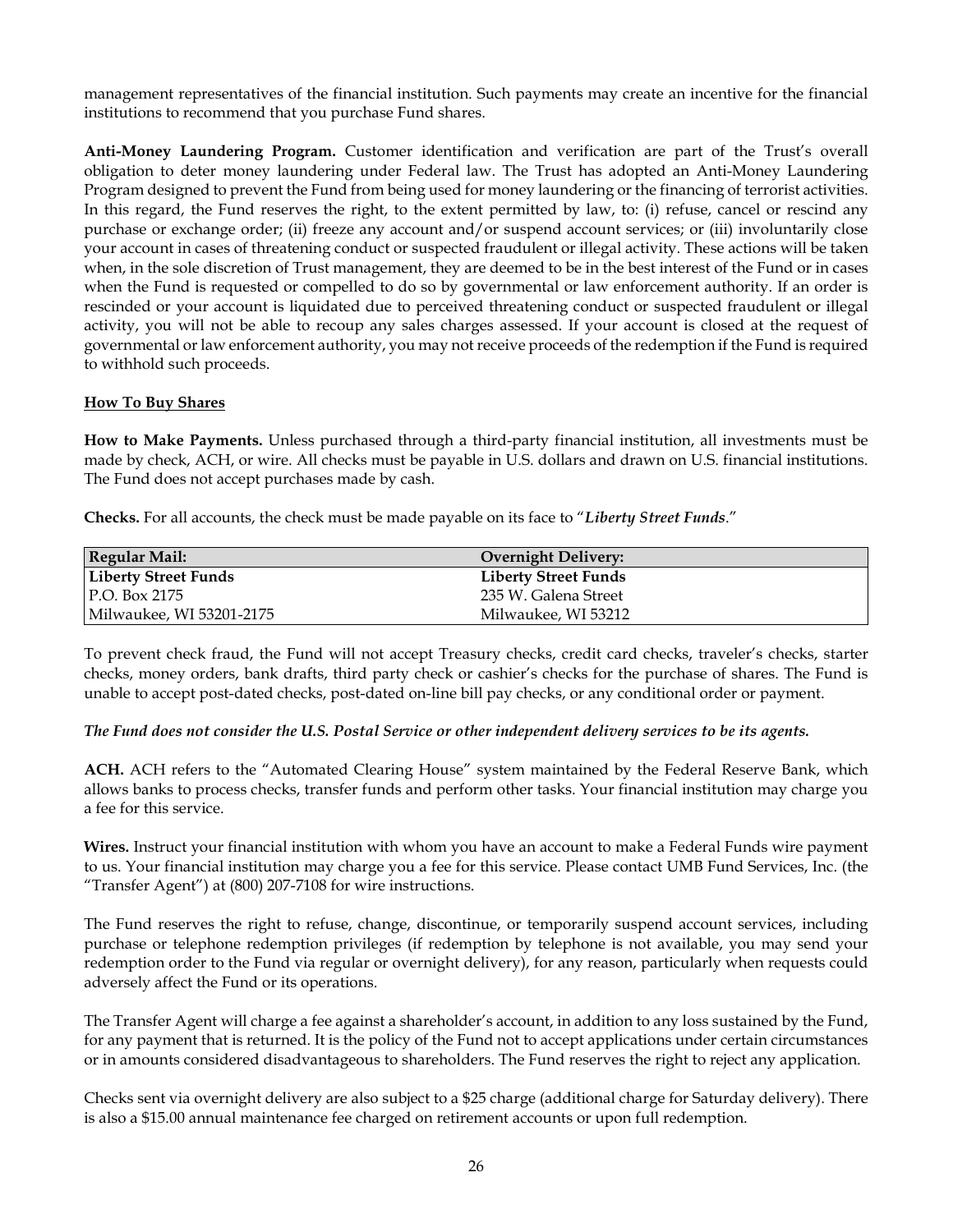management representatives of the financial institution. Such payments may create an incentive for the financial institutions to recommend that you purchase Fund shares.

**Anti-Money Laundering Program.** Customer identification and verification are part of the Trust's overall obligation to deter money laundering under Federal law. The Trust has adopted an Anti-Money Laundering Program designed to prevent the Fund from being used for money laundering or the financing of terrorist activities. In this regard, the Fund reserves the right, to the extent permitted by law, to: (i) refuse, cancel or rescind any purchase or exchange order; (ii) freeze any account and/or suspend account services; or (iii) involuntarily close your account in cases of threatening conduct or suspected fraudulent or illegal activity. These actions will be taken when, in the sole discretion of Trust management, they are deemed to be in the best interest of the Fund or in cases when the Fund is requested or compelled to do so by governmental or law enforcement authority. If an order is rescinded or your account is liquidated due to perceived threatening conduct or suspected fraudulent or illegal activity, you will not be able to recoup any sales charges assessed. If your account is closed at the request of governmental or law enforcement authority, you may not receive proceeds of the redemption if the Fund is required to withhold such proceeds.

## How To Buy Shares

**How to Make Payments.** Unless purchased through a third-party financial institution, all investments must be made by check, ACH, or wire. All checks must be payable in U.S. dollars and drawn on U.S. financial institutions. The Fund does not accept purchases made by cash.

**Checks.** For all accounts, the check must be made payable on its face to "***Liberty Street Funds***."

| Regular Mail: | Overnight Delivery: |
|---|---|
| **Liberty Street Funds** | **Liberty Street Funds** |
| P.O. Box 2175 | 235 W. Galena Street |
| Milwaukee, WI 53201-2175 | Milwaukee, WI 53212 |

To prevent check fraud, the Fund will not accept Treasury checks, credit card checks, traveler's checks, starter checks, money orders, bank drafts, third party check or cashier's checks for the purchase of shares. The Fund is unable to accept post-dated checks, post-dated on-line bill pay checks, or any conditional order or payment.

***The Fund does not consider the U.S. Postal Service or other independent delivery services to be its agents.***

**ACH.** ACH refers to the "Automated Clearing House" system maintained by the Federal Reserve Bank, which allows banks to process checks, transfer funds and perform other tasks. Your financial institution may charge you a fee for this service.

**Wires.** Instruct your financial institution with whom you have an account to make a Federal Funds wire payment to us. Your financial institution may charge you a fee for this service. Please contact UMB Fund Services, Inc. (the "Transfer Agent") at (800) 207-7108 for wire instructions.

The Fund reserves the right to refuse, change, discontinue, or temporarily suspend account services, including purchase or telephone redemption privileges (if redemption by telephone is not available, you may send your redemption order to the Fund via regular or overnight delivery), for any reason, particularly when requests could adversely affect the Fund or its operations.

The Transfer Agent will charge a fee against a shareholder's account, in addition to any loss sustained by the Fund, for any payment that is returned. It is the policy of the Fund not to accept applications under certain circumstances or in amounts considered disadvantageous to shareholders. The Fund reserves the right to reject any application.

Checks sent via overnight delivery are also subject to a $25 charge (additional charge for Saturday delivery). There is also a $15.00 annual maintenance fee charged on retirement accounts or upon full redemption.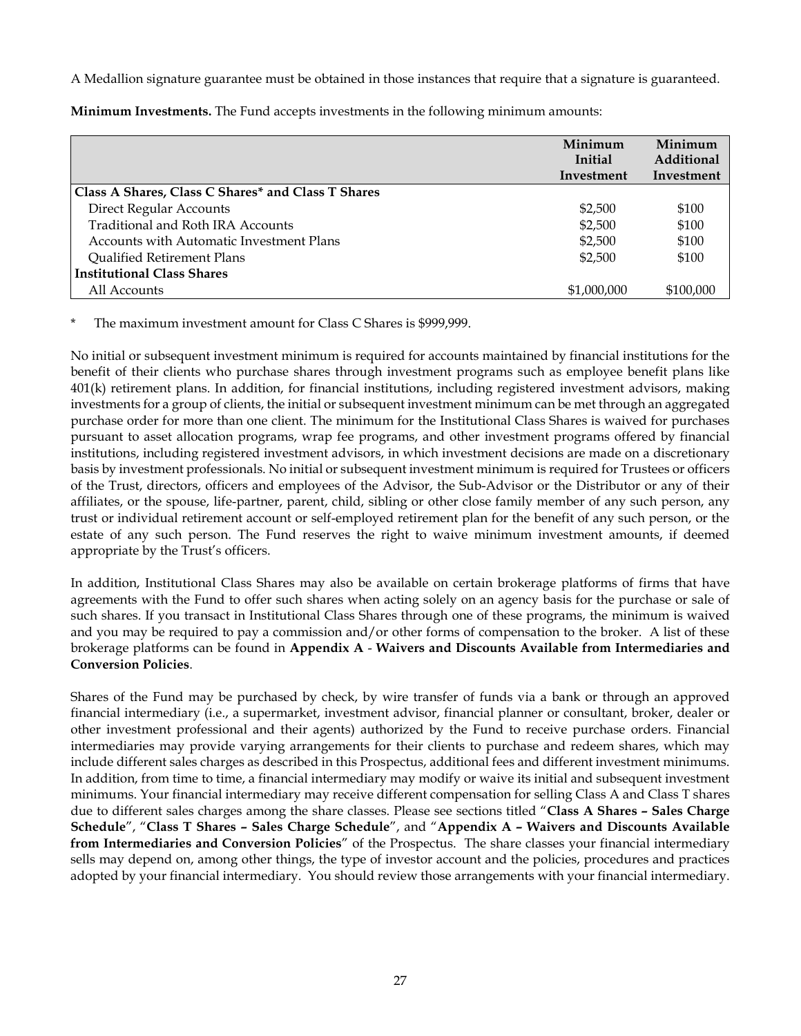A Medallion signature guarantee must be obtained in those instances that require that a signature is guaranteed.

**Minimum Investments.** The Fund accepts investments in the following minimum amounts:

| | Minimum Initial Investment | Minimum Additional Investment |
|---|---|---|
| **Class A Shares, Class C Shares* and Class T Shares** | | |
| Direct Regular Accounts | $2,500 | $100 |
| Traditional and Roth IRA Accounts | $2,500 | $100 |
| Accounts with Automatic Investment Plans | $2,500 | $100 |
| Qualified Retirement Plans | $2,500 | $100 |
| **Institutional Class Shares** | | |
| All Accounts | $1,000,000 | $100,000 |

\* The maximum investment amount for Class C Shares is $999,999.

No initial or subsequent investment minimum is required for accounts maintained by financial institutions for the benefit of their clients who purchase shares through investment programs such as employee benefit plans like 401(k) retirement plans. In addition, for financial institutions, including registered investment advisors, making investments for a group of clients, the initial or subsequent investment minimum can be met through an aggregated purchase order for more than one client. The minimum for the Institutional Class Shares is waived for purchases pursuant to asset allocation programs, wrap fee programs, and other investment programs offered by financial institutions, including registered investment advisors, in which investment decisions are made on a discretionary basis by investment professionals. No initial or subsequent investment minimum is required for Trustees or officers of the Trust, directors, officers and employees of the Advisor, the Sub-Advisor or the Distributor or any of their affiliates, or the spouse, life-partner, parent, child, sibling or other close family member of any such person, any trust or individual retirement account or self-employed retirement plan for the benefit of any such person, or the estate of any such person. The Fund reserves the right to waive minimum investment amounts, if deemed appropriate by the Trust's officers.

In addition, Institutional Class Shares may also be available on certain brokerage platforms of firms that have agreements with the Fund to offer such shares when acting solely on an agency basis for the purchase or sale of such shares. If you transact in Institutional Class Shares through one of these programs, the minimum is waived and you may be required to pay a commission and/or other forms of compensation to the broker. A list of these brokerage platforms can be found in **Appendix A** - **Waivers and Discounts Available from Intermediaries and Conversion Policies**.

Shares of the Fund may be purchased by check, by wire transfer of funds via a bank or through an approved financial intermediary (i.e., a supermarket, investment advisor, financial planner or consultant, broker, dealer or other investment professional and their agents) authorized by the Fund to receive purchase orders. Financial intermediaries may provide varying arrangements for their clients to purchase and redeem shares, which may include different sales charges as described in this Prospectus, additional fees and different investment minimums. In addition, from time to time, a financial intermediary may modify or waive its initial and subsequent investment minimums. Your financial intermediary may receive different compensation for selling Class A and Class T shares due to different sales charges among the share classes. Please see sections titled "**Class A Shares – Sales Charge Schedule**", "**Class T Shares – Sales Charge Schedule**", and "**Appendix A – Waivers and Discounts Available from Intermediaries and Conversion Policies**" of the Prospectus. The share classes your financial intermediary sells may depend on, among other things, the type of investor account and the policies, procedures and practices adopted by your financial intermediary. You should review those arrangements with your financial intermediary.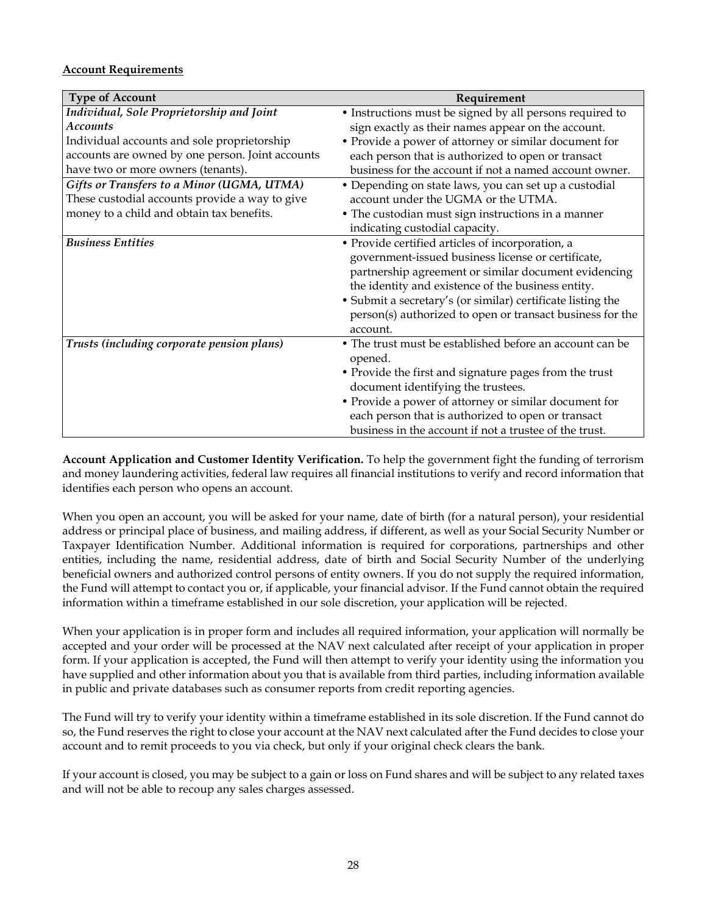**Account Requirements**

| Type of Account | Requirement |
|---|---|
| ***Individual, Sole Proprietorship and Joint Accounts*** Individual accounts and sole proprietorship accounts are owned by one person. Joint accounts have two or more owners (tenants). | • Instructions must be signed by all persons required to sign exactly as their names appear on the account. • Provide a power of attorney or similar document for each person that is authorized to open or transact business for the account if not a named account owner. |
| ***Gifts or Transfers to a Minor (UGMA, UTMA)*** These custodial accounts provide a way to give money to a child and obtain tax benefits. | • Depending on state laws, you can set up a custodial account under the UGMA or the UTMA. • The custodian must sign instructions in a manner indicating custodial capacity. |
| ***Business Entities*** | • Provide certified articles of incorporation, a government-issued business license or certificate, partnership agreement or similar document evidencing the identity and existence of the business entity. • Submit a secretary's (or similar) certificate listing the person(s) authorized to open or transact business for the account. |
| ***Trusts (including corporate pension plans)*** | • The trust must be established before an account can be opened. • Provide the first and signature pages from the trust document identifying the trustees. • Provide a power of attorney or similar document for each person that is authorized to open or transact business in the account if not a trustee of the trust. |

**Account Application and Customer Identity Verification.** To help the government fight the funding of terrorism and money laundering activities, federal law requires all financial institutions to verify and record information that identifies each person who opens an account.

When you open an account, you will be asked for your name, date of birth (for a natural person), your residential address or principal place of business, and mailing address, if different, as well as your Social Security Number or Taxpayer Identification Number. Additional information is required for corporations, partnerships and other entities, including the name, residential address, date of birth and Social Security Number of the underlying beneficial owners and authorized control persons of entity owners. If you do not supply the required information, the Fund will attempt to contact you or, if applicable, your financial advisor. If the Fund cannot obtain the required information within a timeframe established in our sole discretion, your application will be rejected.

When your application is in proper form and includes all required information, your application will normally be accepted and your order will be processed at the NAV next calculated after receipt of your application in proper form. If your application is accepted, the Fund will then attempt to verify your identity using the information you have supplied and other information about you that is available from third parties, including information available in public and private databases such as consumer reports from credit reporting agencies.

The Fund will try to verify your identity within a timeframe established in its sole discretion. If the Fund cannot do so, the Fund reserves the right to close your account at the NAV next calculated after the Fund decides to close your account and to remit proceeds to you via check, but only if your original check clears the bank.

If your account is closed, you may be subject to a gain or loss on Fund shares and will be subject to any related taxes and will not be able to recoup any sales charges assessed.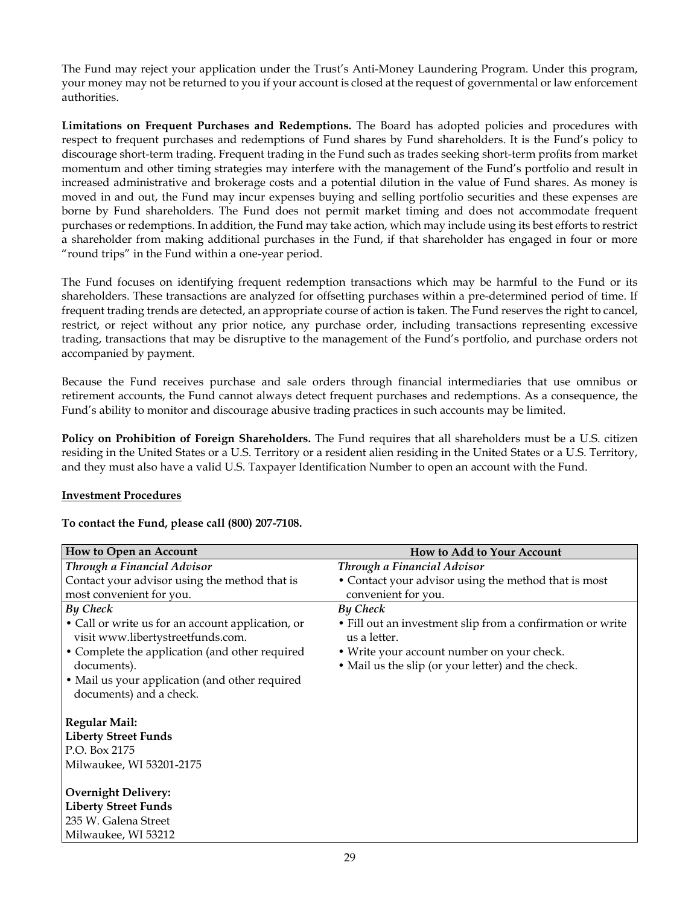The Fund may reject your application under the Trust's Anti-Money Laundering Program. Under this program, your money may not be returned to you if your account is closed at the request of governmental or law enforcement authorities.

**Limitations on Frequent Purchases and Redemptions.** The Board has adopted policies and procedures with respect to frequent purchases and redemptions of Fund shares by Fund shareholders. It is the Fund's policy to discourage short-term trading. Frequent trading in the Fund such as trades seeking short-term profits from market momentum and other timing strategies may interfere with the management of the Fund's portfolio and result in increased administrative and brokerage costs and a potential dilution in the value of Fund shares. As money is moved in and out, the Fund may incur expenses buying and selling portfolio securities and these expenses are borne by Fund shareholders. The Fund does not permit market timing and does not accommodate frequent purchases or redemptions. In addition, the Fund may take action, which may include using its best efforts to restrict a shareholder from making additional purchases in the Fund, if that shareholder has engaged in four or more "round trips" in the Fund within a one-year period.

The Fund focuses on identifying frequent redemption transactions which may be harmful to the Fund or its shareholders. These transactions are analyzed for offsetting purchases within a pre-determined period of time. If frequent trading trends are detected, an appropriate course of action is taken. The Fund reserves the right to cancel, restrict, or reject without any prior notice, any purchase order, including transactions representing excessive trading, transactions that may be disruptive to the management of the Fund's portfolio, and purchase orders not accompanied by payment.

Because the Fund receives purchase and sale orders through financial intermediaries that use omnibus or retirement accounts, the Fund cannot always detect frequent purchases and redemptions. As a consequence, the Fund's ability to monitor and discourage abusive trading practices in such accounts may be limited.

**Policy on Prohibition of Foreign Shareholders.** The Fund requires that all shareholders must be a U.S. citizen residing in the United States or a U.S. Territory or a resident alien residing in the United States or a U.S. Territory, and they must also have a valid U.S. Taxpayer Identification Number to open an account with the Fund.

**Investment Procedures**

**To contact the Fund, please call (800) 207-7108.**

| How to Open an Account | How to Add to Your Account |
|---|---|
| ***Through a Financial Advisor***<br>Contact your advisor using the method that is most convenient for you. | ***Through a Financial Advisor***<br>• Contact your advisor using the method that is most convenient for you. |
| ***By Check***<br>• Call or write us for an account application, or visit www.libertystreetfunds.com.<br>• Complete the application (and other required documents).<br>• Mail us your application (and other required documents) and a check.<br><br>**Regular Mail:**<br>**Liberty Street Funds**<br>P.O. Box 2175<br>Milwaukee, WI 53201-2175<br><br>**Overnight Delivery:**<br>**Liberty Street Funds**<br>235 W. Galena Street<br>Milwaukee, WI 53212 | ***By Check***<br>• Fill out an investment slip from a confirmation or write us a letter.<br>• Write your account number on your check.<br>• Mail us the slip (or your letter) and the check. |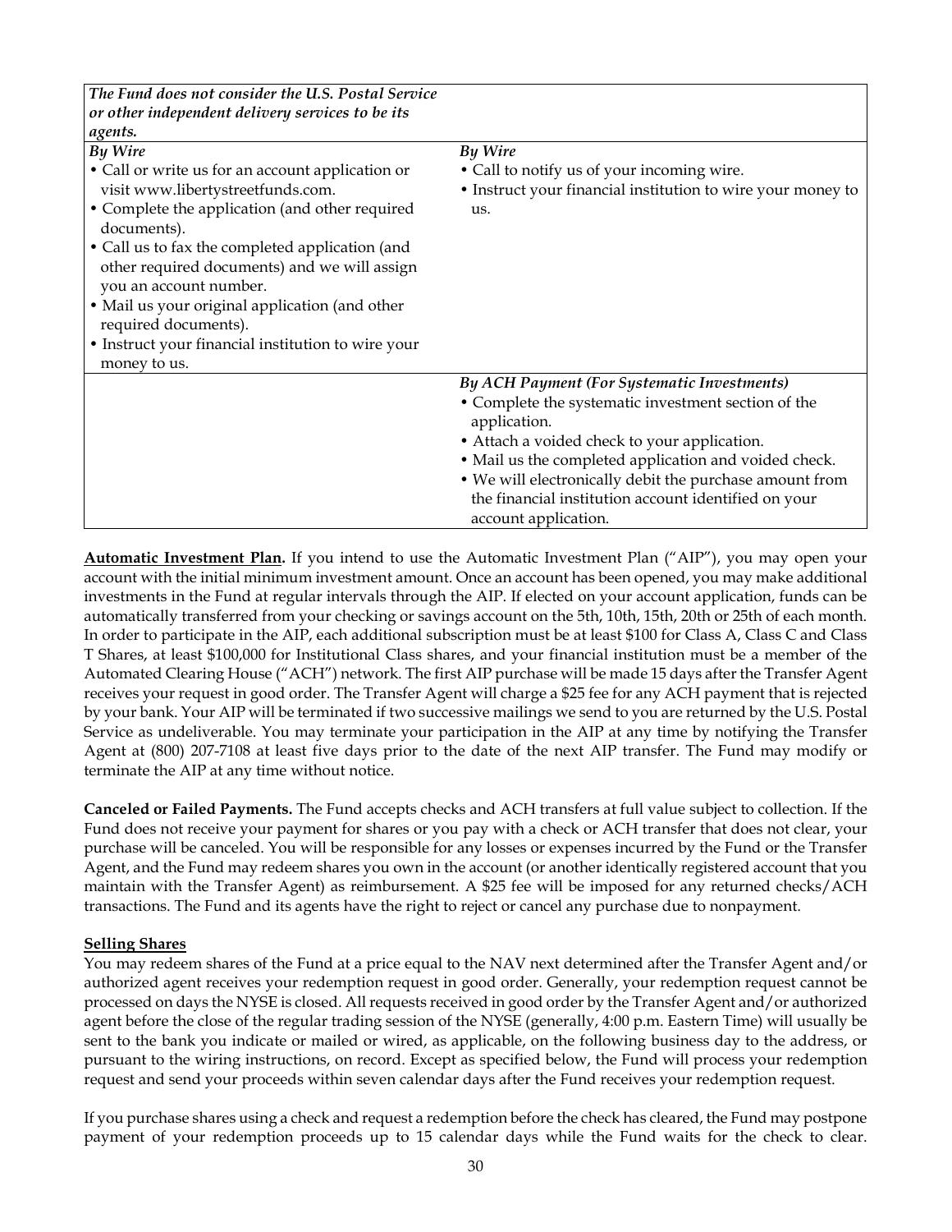| *The Fund does not consider the U.S. Postal Service or other independent delivery services to be its agents.* | |
|---|---|
| *By Wire*<br>• Call or write us for an account application or visit www.libertystreetfunds.com.<br>• Complete the application (and other required documents).<br>• Call us to fax the completed application (and other required documents) and we will assign you an account number.<br>• Mail us your original application (and other required documents).<br>• Instruct your financial institution to wire your money to us. | *By Wire*<br>• Call to notify us of your incoming wire.<br>• Instruct your financial institution to wire your money to us. |
| | *By ACH Payment (For Systematic Investments)*<br>• Complete the systematic investment section of the application.<br>• Attach a voided check to your application.<br>• Mail us the completed application and voided check.<br>• We will electronically debit the purchase amount from the financial institution account identified on your account application. |

**Automatic Investment Plan.** If you intend to use the Automatic Investment Plan ("AIP"), you may open your account with the initial minimum investment amount. Once an account has been opened, you may make additional investments in the Fund at regular intervals through the AIP. If elected on your account application, funds can be automatically transferred from your checking or savings account on the 5th, 10th, 15th, 20th or 25th of each month. In order to participate in the AIP, each additional subscription must be at least $100 for Class A, Class C and Class T Shares, at least $100,000 for Institutional Class shares, and your financial institution must be a member of the Automated Clearing House ("ACH") network. The first AIP purchase will be made 15 days after the Transfer Agent receives your request in good order. The Transfer Agent will charge a $25 fee for any ACH payment that is rejected by your bank. Your AIP will be terminated if two successive mailings we send to you are returned by the U.S. Postal Service as undeliverable. You may terminate your participation in the AIP at any time by notifying the Transfer Agent at (800) 207-7108 at least five days prior to the date of the next AIP transfer. The Fund may modify or terminate the AIP at any time without notice.

**Canceled or Failed Payments.** The Fund accepts checks and ACH transfers at full value subject to collection. If the Fund does not receive your payment for shares or you pay with a check or ACH transfer that does not clear, your purchase will be canceled. You will be responsible for any losses or expenses incurred by the Fund or the Transfer Agent, and the Fund may redeem shares you own in the account (or another identically registered account that you maintain with the Transfer Agent) as reimbursement. A $25 fee will be imposed for any returned checks/ACH transactions. The Fund and its agents have the right to reject or cancel any purchase due to nonpayment.

**Selling Shares**

You may redeem shares of the Fund at a price equal to the NAV next determined after the Transfer Agent and/or authorized agent receives your redemption request in good order. Generally, your redemption request cannot be processed on days the NYSE is closed. All requests received in good order by the Transfer Agent and/or authorized agent before the close of the regular trading session of the NYSE (generally, 4:00 p.m. Eastern Time) will usually be sent to the bank you indicate or mailed or wired, as applicable, on the following business day to the address, or pursuant to the wiring instructions, on record. Except as specified below, the Fund will process your redemption request and send your proceeds within seven calendar days after the Fund receives your redemption request.

If you purchase shares using a check and request a redemption before the check has cleared, the Fund may postpone payment of your redemption proceeds up to 15 calendar days while the Fund waits for the check to clear.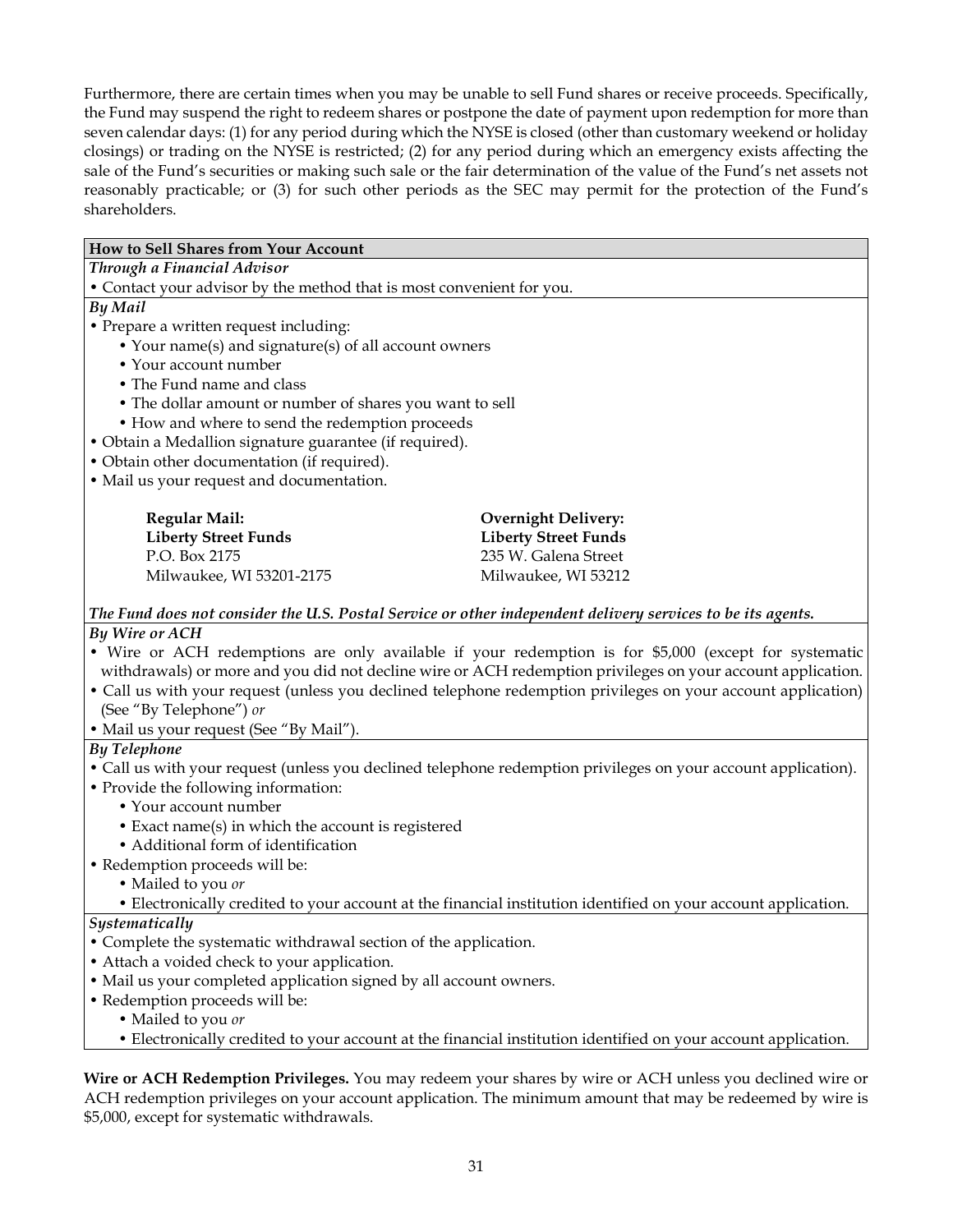Furthermore, there are certain times when you may be unable to sell Fund shares or receive proceeds. Specifically, the Fund may suspend the right to redeem shares or postpone the date of payment upon redemption for more than seven calendar days: (1) for any period during which the NYSE is closed (other than customary weekend or holiday closings) or trading on the NYSE is restricted; (2) for any period during which an emergency exists affecting the sale of the Fund's securities or making such sale or the fair determination of the value of the Fund's net assets not reasonably practicable; or (3) for such other periods as the SEC may permit for the protection of the Fund's shareholders.

**How to Sell Shares from Your Account**

***Through a Financial Advisor***

- Contact your advisor by the method that is most convenient for you.

***By Mail***

- Prepare a written request including:
  - Your name(s) and signature(s) of all account owners
  - Your account number
  - The Fund name and class
  - The dollar amount or number of shares you want to sell
  - How and where to send the redemption proceeds
- Obtain a Medallion signature guarantee (if required).
- Obtain other documentation (if required).
- Mail us your request and documentation.

| **Regular Mail:** | **Overnight Delivery:** |
|---|---|
| **Liberty Street Funds** | **Liberty Street Funds** |
| P.O. Box 2175 | 235 W. Galena Street |
| Milwaukee, WI 53201-2175 | Milwaukee, WI 53212 |

***The Fund does not consider the U.S. Postal Service or other independent delivery services to be its agents.***

***By Wire or ACH***

- Wire or ACH redemptions are only available if your redemption is for $5,000 (except for systematic withdrawals) or more and you did not decline wire or ACH redemption privileges on your account application.
- Call us with your request (unless you declined telephone redemption privileges on your account application) (See "By Telephone") *or*
- Mail us your request (See "By Mail").

***By Telephone***

- Call us with your request (unless you declined telephone redemption privileges on your account application).
- Provide the following information:
  - Your account number
  - Exact name(s) in which the account is registered
  - Additional form of identification
- Redemption proceeds will be:
  - Mailed to you *or*
  - Electronically credited to your account at the financial institution identified on your account application.

***Systematically***

- Complete the systematic withdrawal section of the application.
- Attach a voided check to your application.
- Mail us your completed application signed by all account owners.
- Redemption proceeds will be:
  - Mailed to you *or*
  - Electronically credited to your account at the financial institution identified on your account application.

**Wire or ACH Redemption Privileges.** You may redeem your shares by wire or ACH unless you declined wire or ACH redemption privileges on your account application. The minimum amount that may be redeemed by wire is $5,000, except for systematic withdrawals.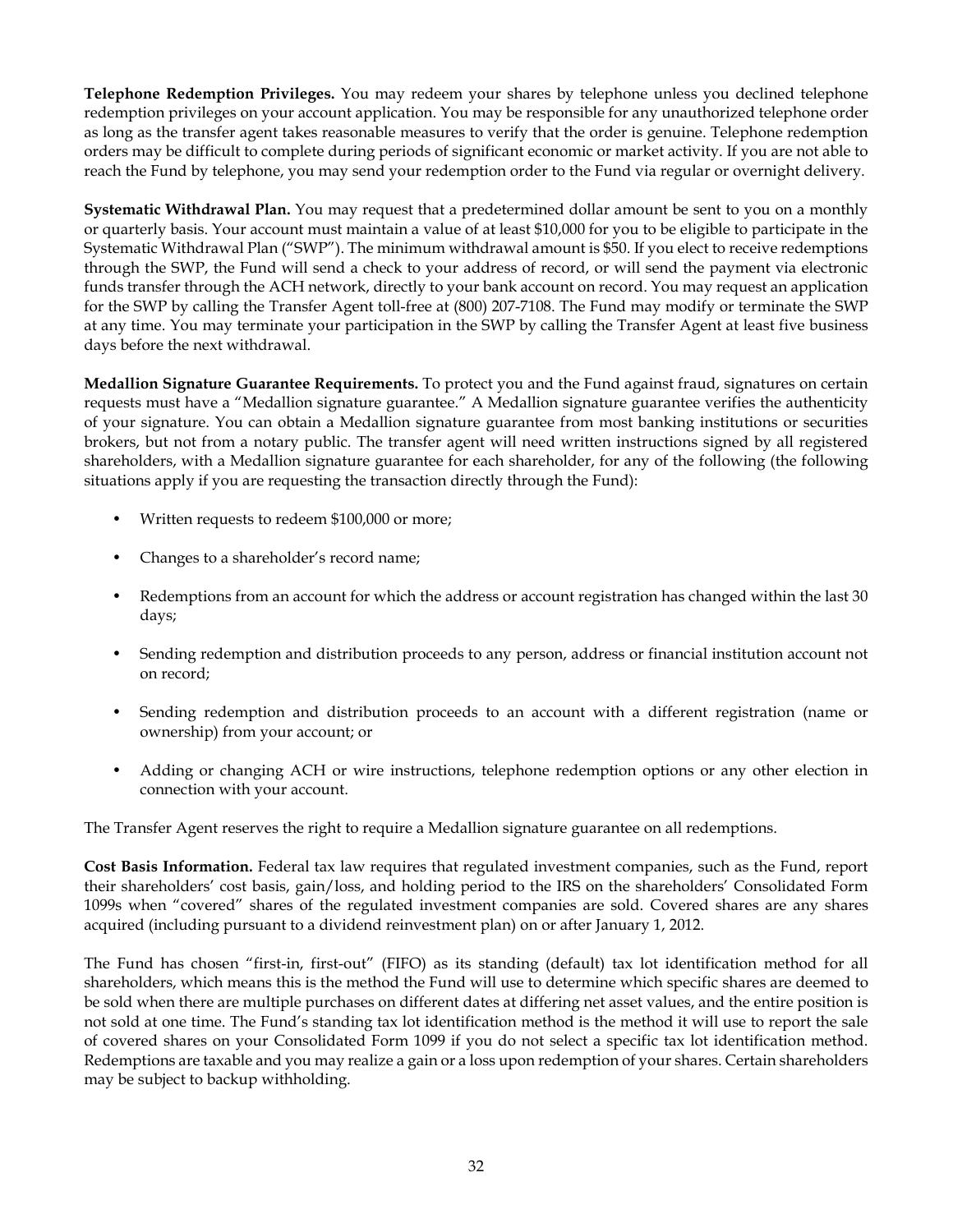**Telephone Redemption Privileges.** You may redeem your shares by telephone unless you declined telephone redemption privileges on your account application. You may be responsible for any unauthorized telephone order as long as the transfer agent takes reasonable measures to verify that the order is genuine. Telephone redemption orders may be difficult to complete during periods of significant economic or market activity. If you are not able to reach the Fund by telephone, you may send your redemption order to the Fund via regular or overnight delivery.

**Systematic Withdrawal Plan.** You may request that a predetermined dollar amount be sent to you on a monthly or quarterly basis. Your account must maintain a value of at least $10,000 for you to be eligible to participate in the Systematic Withdrawal Plan ("SWP"). The minimum withdrawal amount is $50. If you elect to receive redemptions through the SWP, the Fund will send a check to your address of record, or will send the payment via electronic funds transfer through the ACH network, directly to your bank account on record. You may request an application for the SWP by calling the Transfer Agent toll-free at (800) 207-7108. The Fund may modify or terminate the SWP at any time. You may terminate your participation in the SWP by calling the Transfer Agent at least five business days before the next withdrawal.

**Medallion Signature Guarantee Requirements.** To protect you and the Fund against fraud, signatures on certain requests must have a "Medallion signature guarantee." A Medallion signature guarantee verifies the authenticity of your signature. You can obtain a Medallion signature guarantee from most banking institutions or securities brokers, but not from a notary public. The transfer agent will need written instructions signed by all registered shareholders, with a Medallion signature guarantee for each shareholder, for any of the following (the following situations apply if you are requesting the transaction directly through the Fund):

- Written requests to redeem $100,000 or more;
- Changes to a shareholder's record name;
- Redemptions from an account for which the address or account registration has changed within the last 30 days;
- Sending redemption and distribution proceeds to any person, address or financial institution account not on record;
- Sending redemption and distribution proceeds to an account with a different registration (name or ownership) from your account; or
- Adding or changing ACH or wire instructions, telephone redemption options or any other election in connection with your account.

The Transfer Agent reserves the right to require a Medallion signature guarantee on all redemptions.

**Cost Basis Information.** Federal tax law requires that regulated investment companies, such as the Fund, report their shareholders' cost basis, gain/loss, and holding period to the IRS on the shareholders' Consolidated Form 1099s when "covered" shares of the regulated investment companies are sold. Covered shares are any shares acquired (including pursuant to a dividend reinvestment plan) on or after January 1, 2012.

The Fund has chosen "first-in, first-out" (FIFO) as its standing (default) tax lot identification method for all shareholders, which means this is the method the Fund will use to determine which specific shares are deemed to be sold when there are multiple purchases on different dates at differing net asset values, and the entire position is not sold at one time. The Fund's standing tax lot identification method is the method it will use to report the sale of covered shares on your Consolidated Form 1099 if you do not select a specific tax lot identification method. Redemptions are taxable and you may realize a gain or a loss upon redemption of your shares. Certain shareholders may be subject to backup withholding.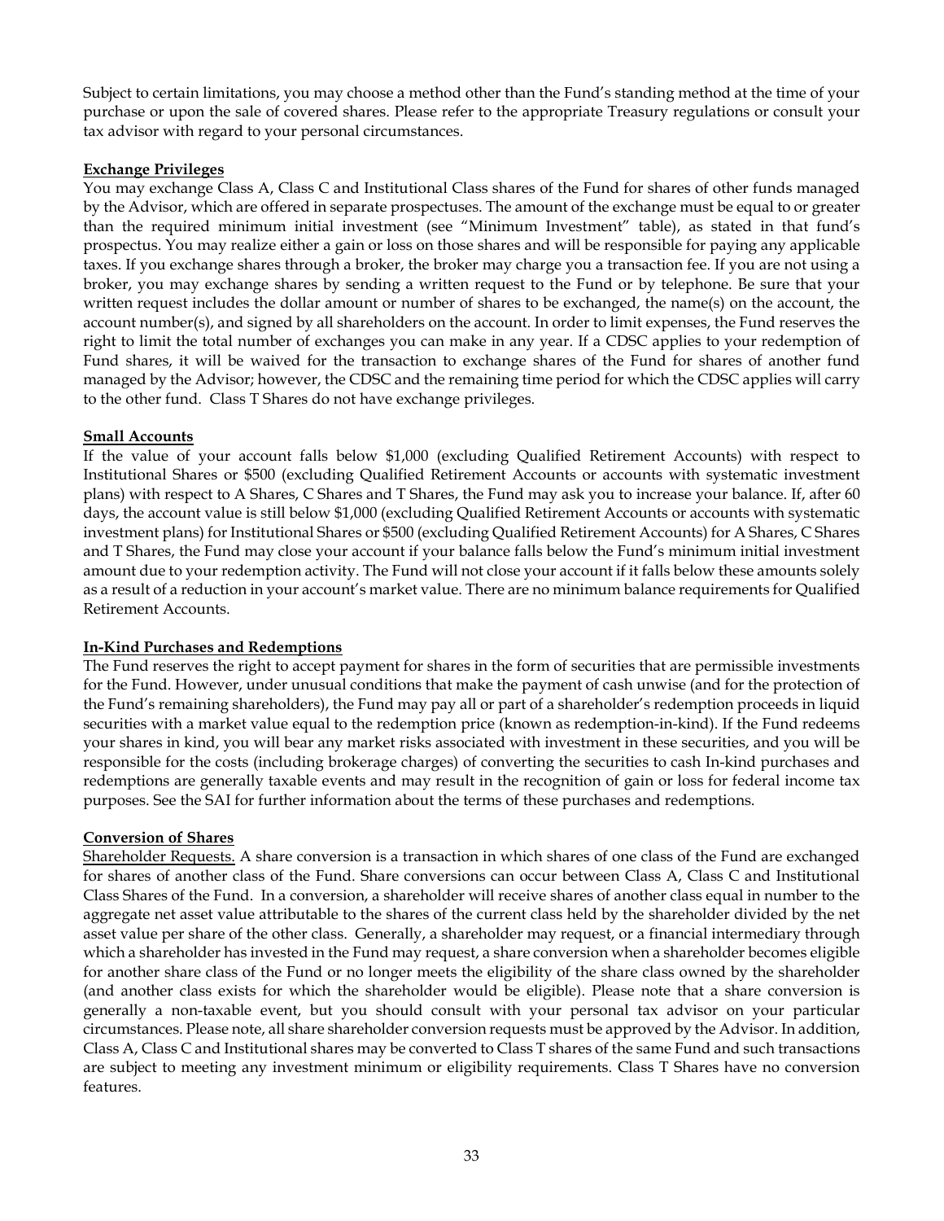Subject to certain limitations, you may choose a method other than the Fund's standing method at the time of your purchase or upon the sale of covered shares. Please refer to the appropriate Treasury regulations or consult your tax advisor with regard to your personal circumstances.

**Exchange Privileges**

You may exchange Class A, Class C and Institutional Class shares of the Fund for shares of other funds managed by the Advisor, which are offered in separate prospectuses. The amount of the exchange must be equal to or greater than the required minimum initial investment (see "Minimum Investment" table), as stated in that fund's prospectus. You may realize either a gain or loss on those shares and will be responsible for paying any applicable taxes. If you exchange shares through a broker, the broker may charge you a transaction fee. If you are not using a broker, you may exchange shares by sending a written request to the Fund or by telephone. Be sure that your written request includes the dollar amount or number of shares to be exchanged, the name(s) on the account, the account number(s), and signed by all shareholders on the account. In order to limit expenses, the Fund reserves the right to limit the total number of exchanges you can make in any year. If a CDSC applies to your redemption of Fund shares, it will be waived for the transaction to exchange shares of the Fund for shares of another fund managed by the Advisor; however, the CDSC and the remaining time period for which the CDSC applies will carry to the other fund. Class T Shares do not have exchange privileges.

**Small Accounts**

If the value of your account falls below $1,000 (excluding Qualified Retirement Accounts) with respect to Institutional Shares or $500 (excluding Qualified Retirement Accounts or accounts with systematic investment plans) with respect to A Shares, C Shares and T Shares, the Fund may ask you to increase your balance. If, after 60 days, the account value is still below $1,000 (excluding Qualified Retirement Accounts or accounts with systematic investment plans) for Institutional Shares or $500 (excluding Qualified Retirement Accounts) for A Shares, C Shares and T Shares, the Fund may close your account if your balance falls below the Fund's minimum initial investment amount due to your redemption activity. The Fund will not close your account if it falls below these amounts solely as a result of a reduction in your account's market value. There are no minimum balance requirements for Qualified Retirement Accounts.

**In-Kind Purchases and Redemptions**

The Fund reserves the right to accept payment for shares in the form of securities that are permissible investments for the Fund. However, under unusual conditions that make the payment of cash unwise (and for the protection of the Fund's remaining shareholders), the Fund may pay all or part of a shareholder's redemption proceeds in liquid securities with a market value equal to the redemption price (known as redemption-in-kind). If the Fund redeems your shares in kind, you will bear any market risks associated with investment in these securities, and you will be responsible for the costs (including brokerage charges) of converting the securities to cash In-kind purchases and redemptions are generally taxable events and may result in the recognition of gain or loss for federal income tax purposes. See the SAI for further information about the terms of these purchases and redemptions.

**Conversion of Shares**

Shareholder Requests. A share conversion is a transaction in which shares of one class of the Fund are exchanged for shares of another class of the Fund. Share conversions can occur between Class A, Class C and Institutional Class Shares of the Fund. In a conversion, a shareholder will receive shares of another class equal in number to the aggregate net asset value attributable to the shares of the current class held by the shareholder divided by the net asset value per share of the other class. Generally, a shareholder may request, or a financial intermediary through which a shareholder has invested in the Fund may request, a share conversion when a shareholder becomes eligible for another share class of the Fund or no longer meets the eligibility of the share class owned by the shareholder (and another class exists for which the shareholder would be eligible). Please note that a share conversion is generally a non-taxable event, but you should consult with your personal tax advisor on your particular circumstances. Please note, all share shareholder conversion requests must be approved by the Advisor. In addition, Class A, Class C and Institutional shares may be converted to Class T shares of the same Fund and such transactions are subject to meeting any investment minimum or eligibility requirements. Class T Shares have no conversion features.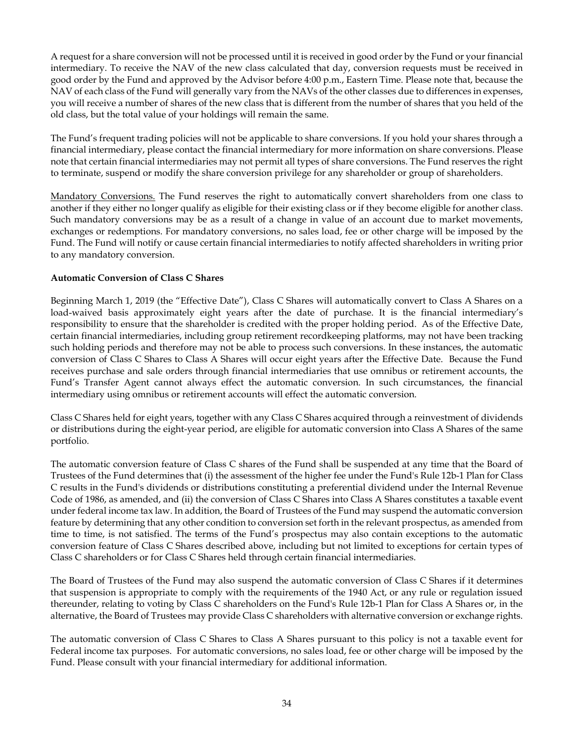A request for a share conversion will not be processed until it is received in good order by the Fund or your financial intermediary. To receive the NAV of the new class calculated that day, conversion requests must be received in good order by the Fund and approved by the Advisor before 4:00 p.m., Eastern Time. Please note that, because the NAV of each class of the Fund will generally vary from the NAVs of the other classes due to differences in expenses, you will receive a number of shares of the new class that is different from the number of shares that you held of the old class, but the total value of your holdings will remain the same.

The Fund's frequent trading policies will not be applicable to share conversions. If you hold your shares through a financial intermediary, please contact the financial intermediary for more information on share conversions. Please note that certain financial intermediaries may not permit all types of share conversions. The Fund reserves the right to terminate, suspend or modify the share conversion privilege for any shareholder or group of shareholders.

Mandatory Conversions. The Fund reserves the right to automatically convert shareholders from one class to another if they either no longer qualify as eligible for their existing class or if they become eligible for another class. Such mandatory conversions may be as a result of a change in value of an account due to market movements, exchanges or redemptions. For mandatory conversions, no sales load, fee or other charge will be imposed by the Fund. The Fund will notify or cause certain financial intermediaries to notify affected shareholders in writing prior to any mandatory conversion.

**Automatic Conversion of Class C Shares**

Beginning March 1, 2019 (the "Effective Date"), Class C Shares will automatically convert to Class A Shares on a load-waived basis approximately eight years after the date of purchase. It is the financial intermediary's responsibility to ensure that the shareholder is credited with the proper holding period. As of the Effective Date, certain financial intermediaries, including group retirement recordkeeping platforms, may not have been tracking such holding periods and therefore may not be able to process such conversions. In these instances, the automatic conversion of Class C Shares to Class A Shares will occur eight years after the Effective Date. Because the Fund receives purchase and sale orders through financial intermediaries that use omnibus or retirement accounts, the Fund's Transfer Agent cannot always effect the automatic conversion. In such circumstances, the financial intermediary using omnibus or retirement accounts will effect the automatic conversion.

Class C Shares held for eight years, together with any Class C Shares acquired through a reinvestment of dividends or distributions during the eight-year period, are eligible for automatic conversion into Class A Shares of the same portfolio.

The automatic conversion feature of Class C shares of the Fund shall be suspended at any time that the Board of Trustees of the Fund determines that (i) the assessment of the higher fee under the Fund's Rule 12b-1 Plan for Class C results in the Fund's dividends or distributions constituting a preferential dividend under the Internal Revenue Code of 1986, as amended, and (ii) the conversion of Class C Shares into Class A Shares constitutes a taxable event under federal income tax law. In addition, the Board of Trustees of the Fund may suspend the automatic conversion feature by determining that any other condition to conversion set forth in the relevant prospectus, as amended from time to time, is not satisfied. The terms of the Fund's prospectus may also contain exceptions to the automatic conversion feature of Class C Shares described above, including but not limited to exceptions for certain types of Class C shareholders or for Class C Shares held through certain financial intermediaries.

The Board of Trustees of the Fund may also suspend the automatic conversion of Class C Shares if it determines that suspension is appropriate to comply with the requirements of the 1940 Act, or any rule or regulation issued thereunder, relating to voting by Class C shareholders on the Fund's Rule 12b-1 Plan for Class A Shares or, in the alternative, the Board of Trustees may provide Class C shareholders with alternative conversion or exchange rights.

The automatic conversion of Class C Shares to Class A Shares pursuant to this policy is not a taxable event for Federal income tax purposes. For automatic conversions, no sales load, fee or other charge will be imposed by the Fund. Please consult with your financial intermediary for additional information.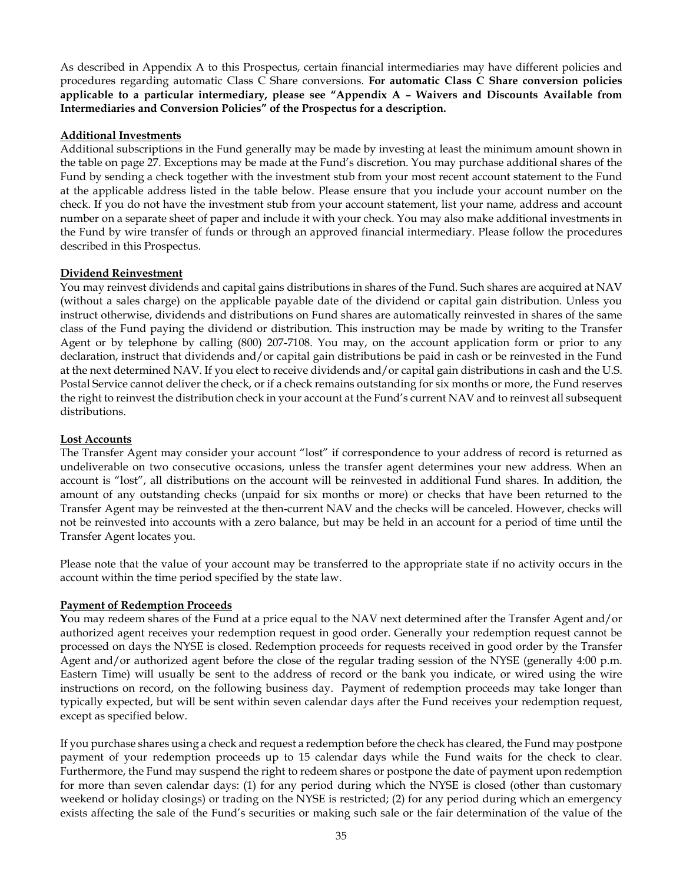As described in Appendix A to this Prospectus, certain financial intermediaries may have different policies and procedures regarding automatic Class C Share conversions. **For automatic Class C Share conversion policies applicable to a particular intermediary, please see "Appendix A – Waivers and Discounts Available from Intermediaries and Conversion Policies" of the Prospectus for a description.**

**Additional Investments**

Additional subscriptions in the Fund generally may be made by investing at least the minimum amount shown in the table on page 27. Exceptions may be made at the Fund's discretion. You may purchase additional shares of the Fund by sending a check together with the investment stub from your most recent account statement to the Fund at the applicable address listed in the table below. Please ensure that you include your account number on the check. If you do not have the investment stub from your account statement, list your name, address and account number on a separate sheet of paper and include it with your check. You may also make additional investments in the Fund by wire transfer of funds or through an approved financial intermediary. Please follow the procedures described in this Prospectus.

**Dividend Reinvestment**

You may reinvest dividends and capital gains distributions in shares of the Fund. Such shares are acquired at NAV (without a sales charge) on the applicable payable date of the dividend or capital gain distribution. Unless you instruct otherwise, dividends and distributions on Fund shares are automatically reinvested in shares of the same class of the Fund paying the dividend or distribution. This instruction may be made by writing to the Transfer Agent or by telephone by calling (800) 207-7108. You may, on the account application form or prior to any declaration, instruct that dividends and/or capital gain distributions be paid in cash or be reinvested in the Fund at the next determined NAV. If you elect to receive dividends and/or capital gain distributions in cash and the U.S. Postal Service cannot deliver the check, or if a check remains outstanding for six months or more, the Fund reserves the right to reinvest the distribution check in your account at the Fund's current NAV and to reinvest all subsequent distributions.

**Lost Accounts**

The Transfer Agent may consider your account "lost" if correspondence to your address of record is returned as undeliverable on two consecutive occasions, unless the transfer agent determines your new address. When an account is "lost", all distributions on the account will be reinvested in additional Fund shares. In addition, the amount of any outstanding checks (unpaid for six months or more) or checks that have been returned to the Transfer Agent may be reinvested at the then-current NAV and the checks will be canceled. However, checks will not be reinvested into accounts with a zero balance, but may be held in an account for a period of time until the Transfer Agent locates you.

Please note that the value of your account may be transferred to the appropriate state if no activity occurs in the account within the time period specified by the state law.

**Payment of Redemption Proceeds**

You may redeem shares of the Fund at a price equal to the NAV next determined after the Transfer Agent and/or authorized agent receives your redemption request in good order. Generally your redemption request cannot be processed on days the NYSE is closed. Redemption proceeds for requests received in good order by the Transfer Agent and/or authorized agent before the close of the regular trading session of the NYSE (generally 4:00 p.m. Eastern Time) will usually be sent to the address of record or the bank you indicate, or wired using the wire instructions on record, on the following business day. Payment of redemption proceeds may take longer than typically expected, but will be sent within seven calendar days after the Fund receives your redemption request, except as specified below.

If you purchase shares using a check and request a redemption before the check has cleared, the Fund may postpone payment of your redemption proceeds up to 15 calendar days while the Fund waits for the check to clear. Furthermore, the Fund may suspend the right to redeem shares or postpone the date of payment upon redemption for more than seven calendar days: (1) for any period during which the NYSE is closed (other than customary weekend or holiday closings) or trading on the NYSE is restricted; (2) for any period during which an emergency exists affecting the sale of the Fund's securities or making such sale or the fair determination of the value of the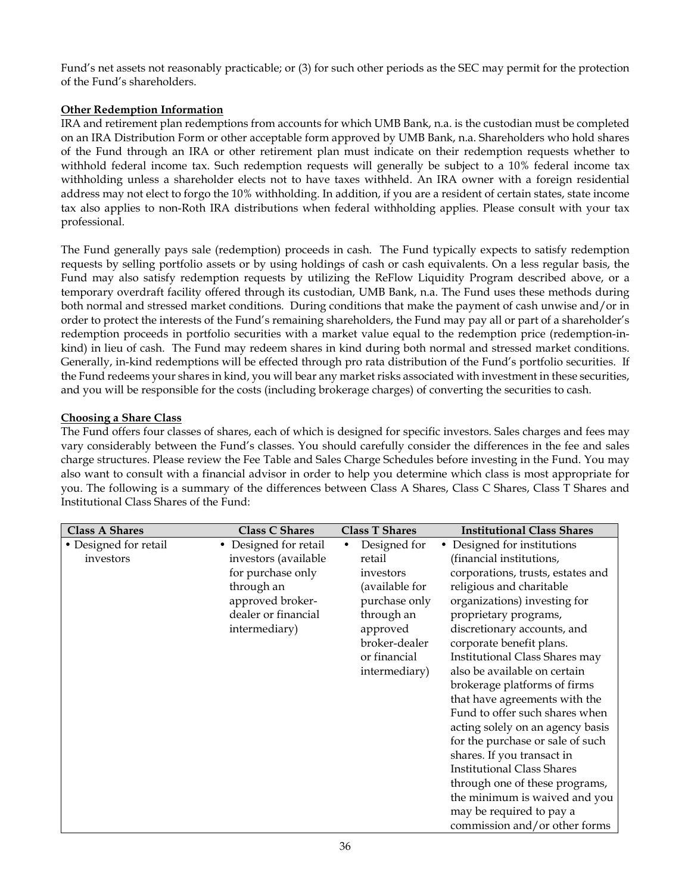Fund's net assets not reasonably practicable; or (3) for such other periods as the SEC may permit for the protection of the Fund's shareholders.

**Other Redemption Information**

IRA and retirement plan redemptions from accounts for which UMB Bank, n.a. is the custodian must be completed on an IRA Distribution Form or other acceptable form approved by UMB Bank, n.a. Shareholders who hold shares of the Fund through an IRA or other retirement plan must indicate on their redemption requests whether to withhold federal income tax. Such redemption requests will generally be subject to a 10% federal income tax withholding unless a shareholder elects not to have taxes withheld. An IRA owner with a foreign residential address may not elect to forgo the 10% withholding. In addition, if you are a resident of certain states, state income tax also applies to non-Roth IRA distributions when federal withholding applies. Please consult with your tax professional.

The Fund generally pays sale (redemption) proceeds in cash. The Fund typically expects to satisfy redemption requests by selling portfolio assets or by using holdings of cash or cash equivalents. On a less regular basis, the Fund may also satisfy redemption requests by utilizing the ReFlow Liquidity Program described above, or a temporary overdraft facility offered through its custodian, UMB Bank, n.a. The Fund uses these methods during both normal and stressed market conditions. During conditions that make the payment of cash unwise and/or in order to protect the interests of the Fund's remaining shareholders, the Fund may pay all or part of a shareholder's redemption proceeds in portfolio securities with a market value equal to the redemption price (redemption-in-kind) in lieu of cash. The Fund may redeem shares in kind during both normal and stressed market conditions. Generally, in-kind redemptions will be effected through pro rata distribution of the Fund's portfolio securities. If the Fund redeems your shares in kind, you will bear any market risks associated with investment in these securities, and you will be responsible for the costs (including brokerage charges) of converting the securities to cash.

**Choosing a Share Class**

The Fund offers four classes of shares, each of which is designed for specific investors. Sales charges and fees may vary considerably between the Fund's classes. You should carefully consider the differences in the fee and sales charge structures. Please review the Fee Table and Sales Charge Schedules before investing in the Fund. You may also want to consult with a financial advisor in order to help you determine which class is most appropriate for you. The following is a summary of the differences between Class A Shares, Class C Shares, Class T Shares and Institutional Class Shares of the Fund:

| Class A Shares | Class C Shares | Class T Shares | Institutional Class Shares |
|---|---|---|---|
| • Designed for retail investors | • Designed for retail investors (available for purchase only through an approved broker-dealer or financial intermediary) | • Designed for retail investors (available for purchase only through an approved broker-dealer or financial intermediary) | • Designed for institutions (financial institutions, corporations, trusts, estates and religious and charitable organizations) investing for proprietary programs, discretionary accounts, and corporate benefit plans. Institutional Class Shares may also be available on certain brokerage platforms of firms that have agreements with the Fund to offer such shares when acting solely on an agency basis for the purchase or sale of such shares. If you transact in Institutional Class Shares through one of these programs, the minimum is waived and you may be required to pay a commission and/or other forms |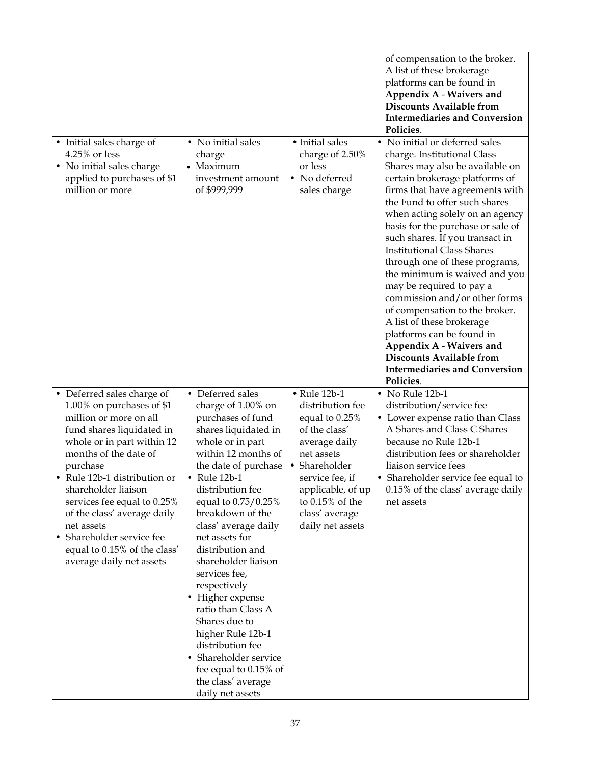| | | | |
|---|---|---|---|
| | | | of compensation to the broker. A list of these brokerage platforms can be found in **Appendix A - Waivers and Discounts Available from Intermediaries and Conversion Policies**. |
| • Initial sales charge of 4.25% or less<br>• No initial sales charge applied to purchases of $1 million or more | • No initial sales charge<br>• Maximum investment amount of $999,999 | • Initial sales charge of 2.50% or less<br>• No deferred sales charge | • No initial or deferred sales charge. Institutional Class Shares may also be available on certain brokerage platforms of firms that have agreements with the Fund to offer such shares when acting solely on an agency basis for the purchase or sale of such shares. If you transact in Institutional Class Shares through one of these programs, the minimum is waived and you may be required to pay a commission and/or other forms of compensation to the broker. A list of these brokerage platforms can be found in **Appendix A - Waivers and Discounts Available from Intermediaries and Conversion Policies**. |
| • Deferred sales charge of 1.00% on purchases of $1 million or more on all fund shares liquidated in whole or in part within 12 months of the date of purchase<br>• Rule 12b-1 distribution or shareholder liaison services fee equal to 0.25% of the class' average daily net assets<br>• Shareholder service fee equal to 0.15% of the class' average daily net assets | • Deferred sales charge of 1.00% on purchases of fund shares liquidated in whole or in part within 12 months of the date of purchase<br>• Rule 12b-1 distribution fee equal to 0.75/0.25% breakdown of the class' average daily net assets for distribution and shareholder liaison services fee, respectively<br>• Higher expense ratio than Class A Shares due to higher Rule 12b-1 distribution fee<br>• Shareholder service fee equal to 0.15% of the class' average daily net assets | • Rule 12b-1 distribution fee equal to 0.25% of the class' average daily net assets<br>• Shareholder service fee, if applicable, of up to 0.15% of the class' average daily net assets | • No Rule 12b-1 distribution/service fee<br>• Lower expense ratio than Class A Shares and Class C Shares because no Rule 12b-1 distribution fees or shareholder liaison service fees<br>• Shareholder service fee equal to 0.15% of the class' average daily net assets |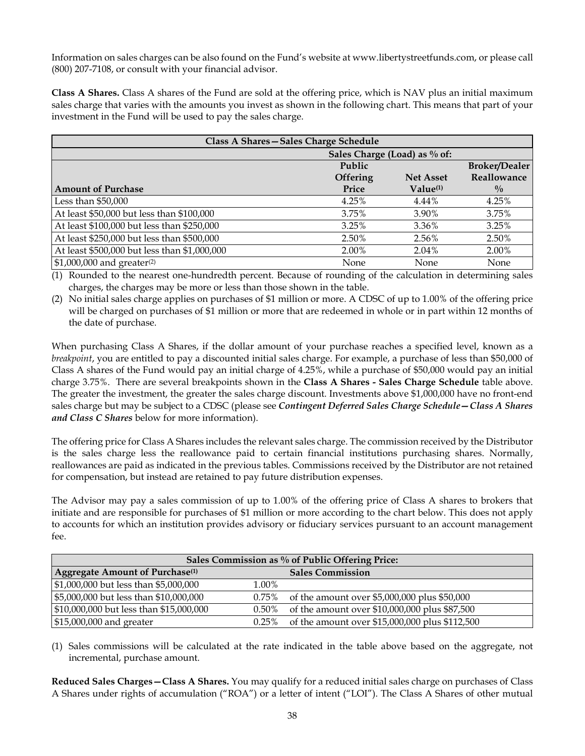Information on sales charges can be also found on the Fund's website at www.libertystreetfunds.com, or please call (800) 207-7108, or consult with your financial advisor.

**Class A Shares.** Class A shares of the Fund are sold at the offering price, which is NAV plus an initial maximum sales charge that varies with the amounts you invest as shown in the following chart. This means that part of your investment in the Fund will be used to pay the sales charge.

| **Class A Shares—Sales Charge Schedule** | | | |
|---|---|---|---|
| | **Sales Charge (Load) as % of:** | | |
| **Amount of Purchase** | **Public Offering Price** | **Net Asset Value[(1)]** | **Broker/Dealer Reallowance %** |
| Less than $50,000 | 4.25% | 4.44% | 4.25% |
| At least $50,000 but less than $100,000 | 3.75% | 3.90% | 3.75% |
| At least $100,000 but less than $250,000 | 3.25% | 3.36% | 3.25% |
| At least $250,000 but less than $500,000 | 2.50% | 2.56% | 2.50% |
| At least $500,000 but less than $1,000,000 | 2.00% | 2.04% | 2.00% |
| $1,000,000 and greater[(2)] | None | None | None |

(1) Rounded to the nearest one-hundredth percent. Because of rounding of the calculation in determining sales charges, the charges may be more or less than those shown in the table.

(2) No initial sales charge applies on purchases of $1 million or more. A CDSC of up to 1.00% of the offering price will be charged on purchases of $1 million or more that are redeemed in whole or in part within 12 months of the date of purchase.

When purchasing Class A Shares, if the dollar amount of your purchase reaches a specified level, known as a *breakpoint*, you are entitled to pay a discounted initial sales charge. For example, a purchase of less than $50,000 of Class A shares of the Fund would pay an initial charge of 4.25%, while a purchase of $50,000 would pay an initial charge 3.75%. There are several breakpoints shown in the **Class A Shares - Sales Charge Schedule** table above. The greater the investment, the greater the sales charge discount. Investments above $1,000,000 have no front-end sales charge but may be subject to a CDSC (please see ***Contingent Deferred Sales Charge Schedule—Class A Shares and Class C Shares*** below for more information).

The offering price for Class A Shares includes the relevant sales charge. The commission received by the Distributor is the sales charge less the reallowance paid to certain financial institutions purchasing shares. Normally, reallowances are paid as indicated in the previous tables. Commissions received by the Distributor are not retained for compensation, but instead are retained to pay future distribution expenses.

The Advisor may pay a sales commission of up to 1.00% of the offering price of Class A shares to brokers that initiate and are responsible for purchases of $1 million or more according to the chart below. This does not apply to accounts for which an institution provides advisory or fiduciary services pursuant to an account management fee.

| **Sales Commission as % of Public Offering Price:** | | |
|---|---|---|
| **Aggregate Amount of Purchase[(1)]** | **Sales Commission** | |
| $1,000,000 but less than $5,000,000 | 1.00% | |
| $5,000,000 but less than $10,000,000 | 0.75% | of the amount over $5,000,000 plus $50,000 |
| $10,000,000 but less than $15,000,000 | 0.50% | of the amount over $10,000,000 plus $87,500 |
| $15,000,000 and greater | 0.25% | of the amount over $15,000,000 plus $112,500 |

(1) Sales commissions will be calculated at the rate indicated in the table above based on the aggregate, not incremental, purchase amount.

**Reduced Sales Charges—Class A Shares.** You may qualify for a reduced initial sales charge on purchases of Class A Shares under rights of accumulation ("ROA") or a letter of intent ("LOI"). The Class A Shares of other mutual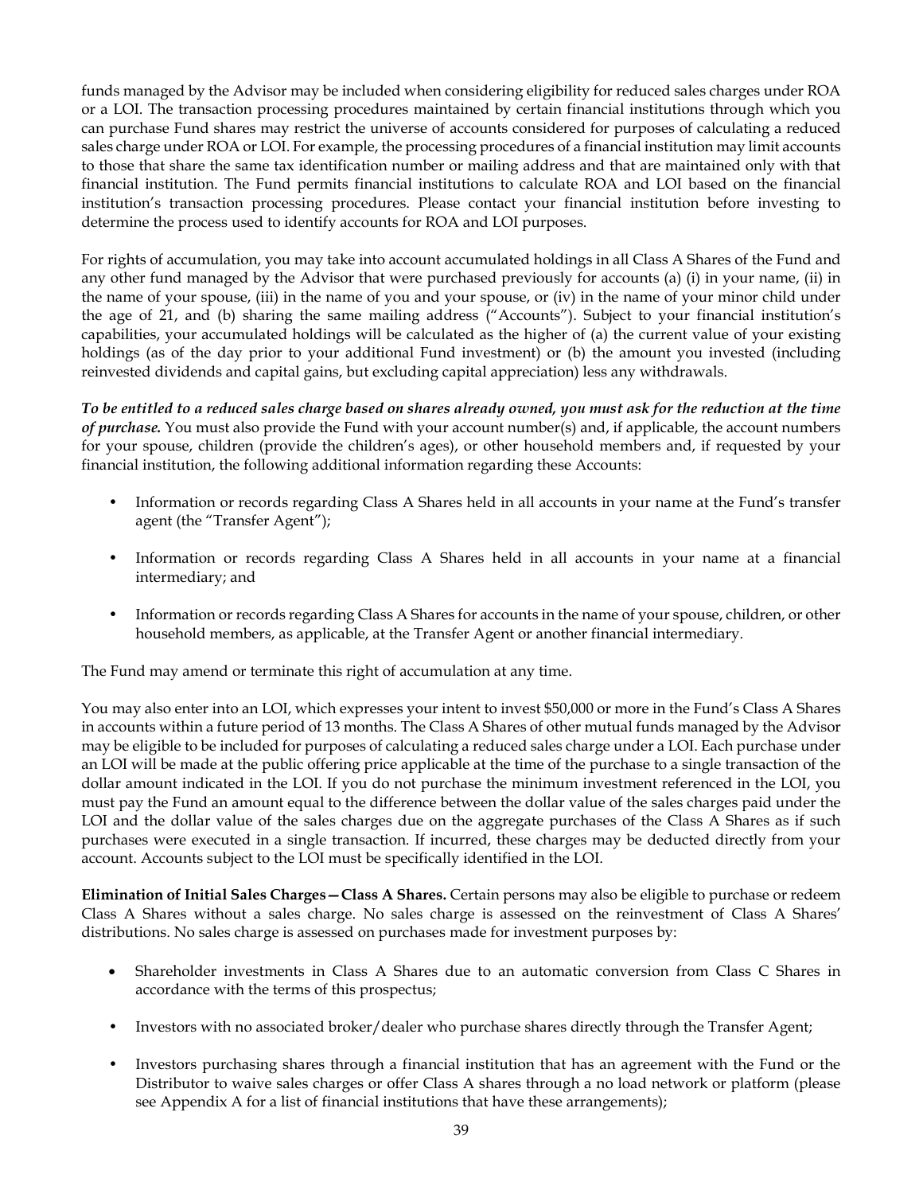funds managed by the Advisor may be included when considering eligibility for reduced sales charges under ROA or a LOI. The transaction processing procedures maintained by certain financial institutions through which you can purchase Fund shares may restrict the universe of accounts considered for purposes of calculating a reduced sales charge under ROA or LOI. For example, the processing procedures of a financial institution may limit accounts to those that share the same tax identification number or mailing address and that are maintained only with that financial institution. The Fund permits financial institutions to calculate ROA and LOI based on the financial institution's transaction processing procedures. Please contact your financial institution before investing to determine the process used to identify accounts for ROA and LOI purposes.

For rights of accumulation, you may take into account accumulated holdings in all Class A Shares of the Fund and any other fund managed by the Advisor that were purchased previously for accounts (a) (i) in your name, (ii) in the name of your spouse, (iii) in the name of you and your spouse, or (iv) in the name of your minor child under the age of 21, and (b) sharing the same mailing address ("Accounts"). Subject to your financial institution's capabilities, your accumulated holdings will be calculated as the higher of (a) the current value of your existing holdings (as of the day prior to your additional Fund investment) or (b) the amount you invested (including reinvested dividends and capital gains, but excluding capital appreciation) less any withdrawals.

***To be entitled to a reduced sales charge based on shares already owned, you must ask for the reduction at the time of purchase.*** You must also provide the Fund with your account number(s) and, if applicable, the account numbers for your spouse, children (provide the children's ages), or other household members and, if requested by your financial institution, the following additional information regarding these Accounts:

- Information or records regarding Class A Shares held in all accounts in your name at the Fund's transfer agent (the "Transfer Agent");
- Information or records regarding Class A Shares held in all accounts in your name at a financial intermediary; and
- Information or records regarding Class A Shares for accounts in the name of your spouse, children, or other household members, as applicable, at the Transfer Agent or another financial intermediary.

The Fund may amend or terminate this right of accumulation at any time.

You may also enter into an LOI, which expresses your intent to invest $50,000 or more in the Fund's Class A Shares in accounts within a future period of 13 months. The Class A Shares of other mutual funds managed by the Advisor may be eligible to be included for purposes of calculating a reduced sales charge under a LOI. Each purchase under an LOI will be made at the public offering price applicable at the time of the purchase to a single transaction of the dollar amount indicated in the LOI. If you do not purchase the minimum investment referenced in the LOI, you must pay the Fund an amount equal to the difference between the dollar value of the sales charges paid under the LOI and the dollar value of the sales charges due on the aggregate purchases of the Class A Shares as if such purchases were executed in a single transaction. If incurred, these charges may be deducted directly from your account. Accounts subject to the LOI must be specifically identified in the LOI.

**Elimination of Initial Sales Charges—Class A Shares.** Certain persons may also be eligible to purchase or redeem Class A Shares without a sales charge. No sales charge is assessed on the reinvestment of Class A Shares' distributions. No sales charge is assessed on purchases made for investment purposes by:

- Shareholder investments in Class A Shares due to an automatic conversion from Class C Shares in accordance with the terms of this prospectus;
- Investors with no associated broker/dealer who purchase shares directly through the Transfer Agent;
- Investors purchasing shares through a financial institution that has an agreement with the Fund or the Distributor to waive sales charges or offer Class A shares through a no load network or platform (please see Appendix A for a list of financial institutions that have these arrangements);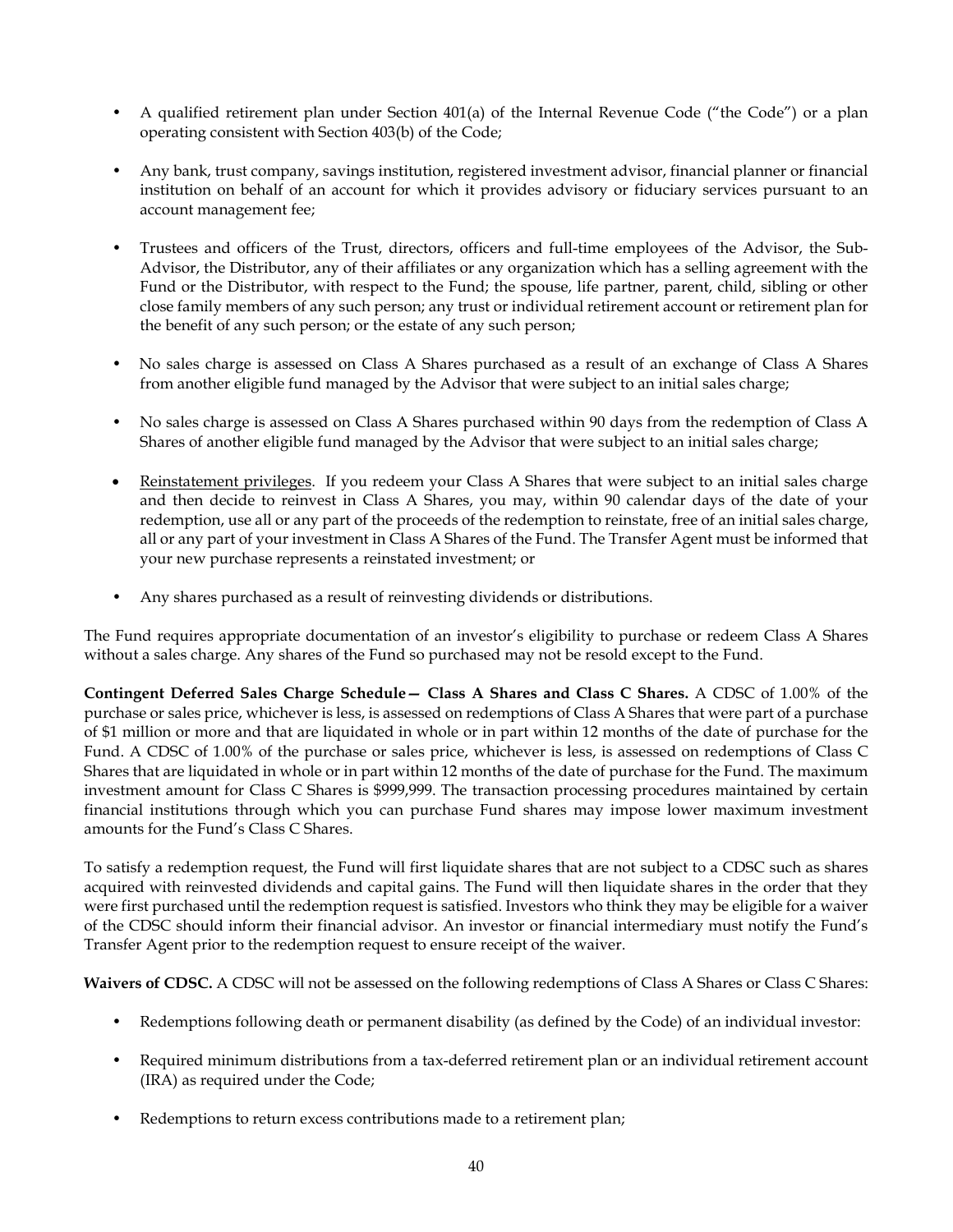- A qualified retirement plan under Section 401(a) of the Internal Revenue Code ("the Code") or a plan operating consistent with Section 403(b) of the Code;

- Any bank, trust company, savings institution, registered investment advisor, financial planner or financial institution on behalf of an account for which it provides advisory or fiduciary services pursuant to an account management fee;

- Trustees and officers of the Trust, directors, officers and full-time employees of the Advisor, the Sub-Advisor, the Distributor, any of their affiliates or any organization which has a selling agreement with the Fund or the Distributor, with respect to the Fund; the spouse, life partner, parent, child, sibling or other close family members of any such person; any trust or individual retirement account or retirement plan for the benefit of any such person; or the estate of any such person;

- No sales charge is assessed on Class A Shares purchased as a result of an exchange of Class A Shares from another eligible fund managed by the Advisor that were subject to an initial sales charge;

- No sales charge is assessed on Class A Shares purchased within 90 days from the redemption of Class A Shares of another eligible fund managed by the Advisor that were subject to an initial sales charge;

- Reinstatement privileges. If you redeem your Class A Shares that were subject to an initial sales charge and then decide to reinvest in Class A Shares, you may, within 90 calendar days of the date of your redemption, use all or any part of the proceeds of the redemption to reinstate, free of an initial sales charge, all or any part of your investment in Class A Shares of the Fund. The Transfer Agent must be informed that your new purchase represents a reinstated investment; or

- Any shares purchased as a result of reinvesting dividends or distributions.

The Fund requires appropriate documentation of an investor's eligibility to purchase or redeem Class A Shares without a sales charge. Any shares of the Fund so purchased may not be resold except to the Fund.

**Contingent Deferred Sales Charge Schedule— Class A Shares and Class C Shares.** A CDSC of 1.00% of the purchase or sales price, whichever is less, is assessed on redemptions of Class A Shares that were part of a purchase of $1 million or more and that are liquidated in whole or in part within 12 months of the date of purchase for the Fund. A CDSC of 1.00% of the purchase or sales price, whichever is less, is assessed on redemptions of Class C Shares that are liquidated in whole or in part within 12 months of the date of purchase for the Fund. The maximum investment amount for Class C Shares is $999,999. The transaction processing procedures maintained by certain financial institutions through which you can purchase Fund shares may impose lower maximum investment amounts for the Fund's Class C Shares.

To satisfy a redemption request, the Fund will first liquidate shares that are not subject to a CDSC such as shares acquired with reinvested dividends and capital gains. The Fund will then liquidate shares in the order that they were first purchased until the redemption request is satisfied. Investors who think they may be eligible for a waiver of the CDSC should inform their financial advisor. An investor or financial intermediary must notify the Fund's Transfer Agent prior to the redemption request to ensure receipt of the waiver.

**Waivers of CDSC.** A CDSC will not be assessed on the following redemptions of Class A Shares or Class C Shares:

- Redemptions following death or permanent disability (as defined by the Code) of an individual investor:

- Required minimum distributions from a tax-deferred retirement plan or an individual retirement account (IRA) as required under the Code;

- Redemptions to return excess contributions made to a retirement plan;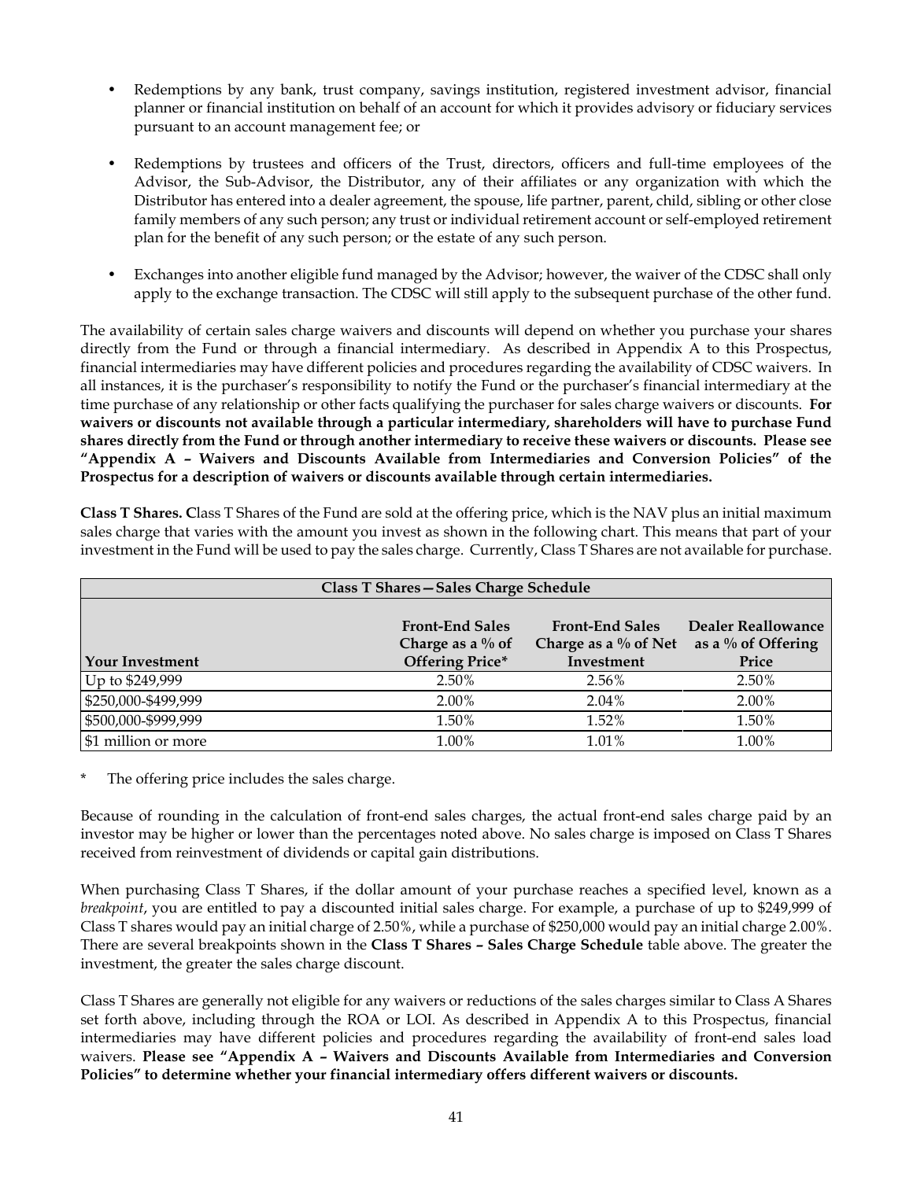- Redemptions by any bank, trust company, savings institution, registered investment advisor, financial planner or financial institution on behalf of an account for which it provides advisory or fiduciary services pursuant to an account management fee; or

- Redemptions by trustees and officers of the Trust, directors, officers and full-time employees of the Advisor, the Sub-Advisor, the Distributor, any of their affiliates or any organization with which the Distributor has entered into a dealer agreement, the spouse, life partner, parent, child, sibling or other close family members of any such person; any trust or individual retirement account or self-employed retirement plan for the benefit of any such person; or the estate of any such person.

- Exchanges into another eligible fund managed by the Advisor; however, the waiver of the CDSC shall only apply to the exchange transaction. The CDSC will still apply to the subsequent purchase of the other fund.

The availability of certain sales charge waivers and discounts will depend on whether you purchase your shares directly from the Fund or through a financial intermediary. As described in Appendix A to this Prospectus, financial intermediaries may have different policies and procedures regarding the availability of CDSC waivers. In all instances, it is the purchaser's responsibility to notify the Fund or the purchaser's financial intermediary at the time purchase of any relationship or other facts qualifying the purchaser for sales charge waivers or discounts. **For waivers or discounts not available through a particular intermediary, shareholders will have to purchase Fund shares directly from the Fund or through another intermediary to receive these waivers or discounts. Please see "Appendix A – Waivers and Discounts Available from Intermediaries and Conversion Policies" of the Prospectus for a description of waivers or discounts available through certain intermediaries.**

**Class T Shares. C**lass T Shares of the Fund are sold at the offering price, which is the NAV plus an initial maximum sales charge that varies with the amount you invest as shown in the following chart. This means that part of your investment in the Fund will be used to pay the sales charge. Currently, Class T Shares are not available for purchase.

| Class T Shares—Sales Charge Schedule | | | |
|---|---|---|---|
| **Your Investment** | **Front-End Sales Charge as a % of Offering Price*** | **Front-End Sales Charge as a % of Net Investment** | **Dealer Reallowance as a % of Offering Price** |
| Up to $249,999 | 2.50% | 2.56% | 2.50% |
| $250,000-$499,999 | 2.00% | 2.04% | 2.00% |
| $500,000-$999,999 | 1.50% | 1.52% | 1.50% |
| $1 million or more | 1.00% | 1.01% | 1.00% |

\* The offering price includes the sales charge.

Because of rounding in the calculation of front-end sales charges, the actual front-end sales charge paid by an investor may be higher or lower than the percentages noted above. No sales charge is imposed on Class T Shares received from reinvestment of dividends or capital gain distributions.

When purchasing Class T Shares, if the dollar amount of your purchase reaches a specified level, known as a *breakpoint*, you are entitled to pay a discounted initial sales charge. For example, a purchase of up to $249,999 of Class T shares would pay an initial charge of 2.50%, while a purchase of $250,000 would pay an initial charge 2.00%. There are several breakpoints shown in the **Class T Shares – Sales Charge Schedule** table above. The greater the investment, the greater the sales charge discount.

Class T Shares are generally not eligible for any waivers or reductions of the sales charges similar to Class A Shares set forth above, including through the ROA or LOI. As described in Appendix A to this Prospectus, financial intermediaries may have different policies and procedures regarding the availability of front-end sales load waivers. **Please see "Appendix A – Waivers and Discounts Available from Intermediaries and Conversion Policies" to determine whether your financial intermediary offers different waivers or discounts.**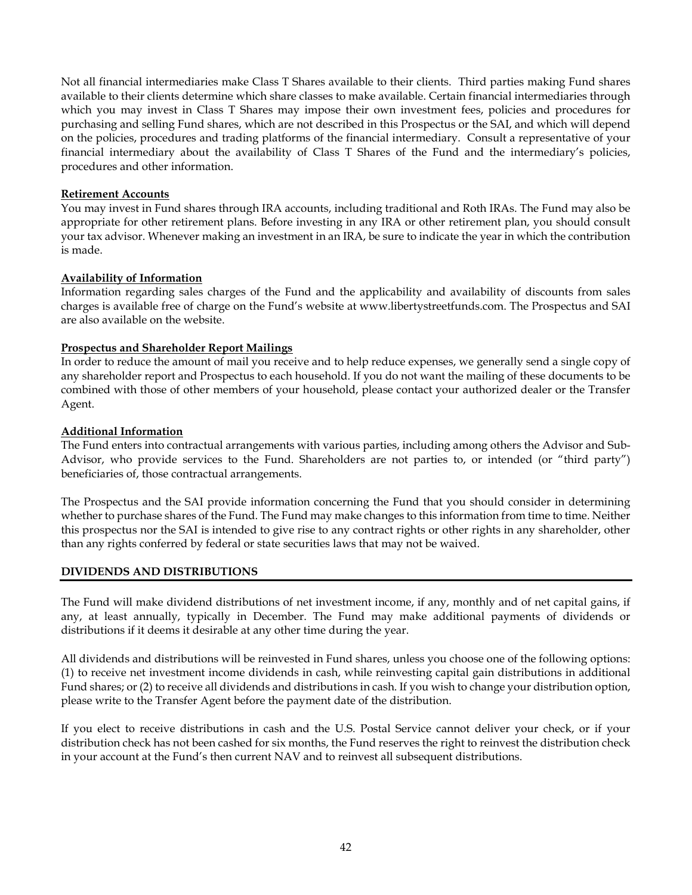Not all financial intermediaries make Class T Shares available to their clients. Third parties making Fund shares available to their clients determine which share classes to make available. Certain financial intermediaries through which you may invest in Class T Shares may impose their own investment fees, policies and procedures for purchasing and selling Fund shares, which are not described in this Prospectus or the SAI, and which will depend on the policies, procedures and trading platforms of the financial intermediary. Consult a representative of your financial intermediary about the availability of Class T Shares of the Fund and the intermediary's policies, procedures and other information.

**Retirement Accounts**

You may invest in Fund shares through IRA accounts, including traditional and Roth IRAs. The Fund may also be appropriate for other retirement plans. Before investing in any IRA or other retirement plan, you should consult your tax advisor. Whenever making an investment in an IRA, be sure to indicate the year in which the contribution is made.

**Availability of Information**

Information regarding sales charges of the Fund and the applicability and availability of discounts from sales charges is available free of charge on the Fund's website at www.libertystreetfunds.com. The Prospectus and SAI are also available on the website.

**Prospectus and Shareholder Report Mailings**

In order to reduce the amount of mail you receive and to help reduce expenses, we generally send a single copy of any shareholder report and Prospectus to each household. If you do not want the mailing of these documents to be combined with those of other members of your household, please contact your authorized dealer or the Transfer Agent.

**Additional Information**

The Fund enters into contractual arrangements with various parties, including among others the Advisor and Sub-Advisor, who provide services to the Fund. Shareholders are not parties to, or intended (or "third party") beneficiaries of, those contractual arrangements.

The Prospectus and the SAI provide information concerning the Fund that you should consider in determining whether to purchase shares of the Fund. The Fund may make changes to this information from time to time. Neither this prospectus nor the SAI is intended to give rise to any contract rights or other rights in any shareholder, other than any rights conferred by federal or state securities laws that may not be waived.

## DIVIDENDS AND DISTRIBUTIONS

The Fund will make dividend distributions of net investment income, if any, monthly and of net capital gains, if any, at least annually, typically in December. The Fund may make additional payments of dividends or distributions if it deems it desirable at any other time during the year.

All dividends and distributions will be reinvested in Fund shares, unless you choose one of the following options: (1) to receive net investment income dividends in cash, while reinvesting capital gain distributions in additional Fund shares; or (2) to receive all dividends and distributions in cash. If you wish to change your distribution option, please write to the Transfer Agent before the payment date of the distribution.

If you elect to receive distributions in cash and the U.S. Postal Service cannot deliver your check, or if your distribution check has not been cashed for six months, the Fund reserves the right to reinvest the distribution check in your account at the Fund's then current NAV and to reinvest all subsequent distributions.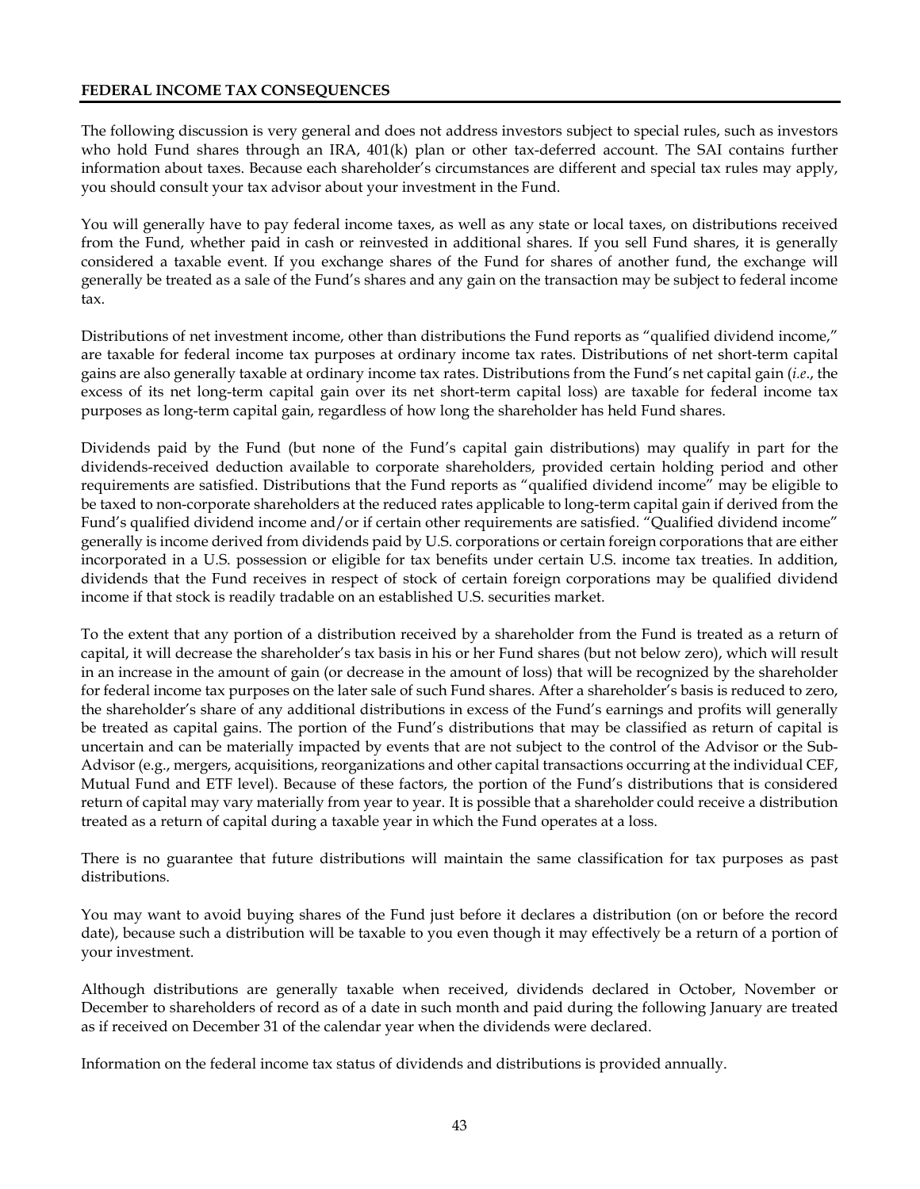## FEDERAL INCOME TAX CONSEQUENCES

The following discussion is very general and does not address investors subject to special rules, such as investors who hold Fund shares through an IRA, 401(k) plan or other tax-deferred account. The SAI contains further information about taxes. Because each shareholder's circumstances are different and special tax rules may apply, you should consult your tax advisor about your investment in the Fund.

You will generally have to pay federal income taxes, as well as any state or local taxes, on distributions received from the Fund, whether paid in cash or reinvested in additional shares. If you sell Fund shares, it is generally considered a taxable event. If you exchange shares of the Fund for shares of another fund, the exchange will generally be treated as a sale of the Fund's shares and any gain on the transaction may be subject to federal income tax.

Distributions of net investment income, other than distributions the Fund reports as "qualified dividend income," are taxable for federal income tax purposes at ordinary income tax rates. Distributions of net short-term capital gains are also generally taxable at ordinary income tax rates. Distributions from the Fund's net capital gain (*i.e.*, the excess of its net long-term capital gain over its net short-term capital loss) are taxable for federal income tax purposes as long-term capital gain, regardless of how long the shareholder has held Fund shares.

Dividends paid by the Fund (but none of the Fund's capital gain distributions) may qualify in part for the dividends-received deduction available to corporate shareholders, provided certain holding period and other requirements are satisfied. Distributions that the Fund reports as "qualified dividend income" may be eligible to be taxed to non-corporate shareholders at the reduced rates applicable to long-term capital gain if derived from the Fund's qualified dividend income and/or if certain other requirements are satisfied. "Qualified dividend income" generally is income derived from dividends paid by U.S. corporations or certain foreign corporations that are either incorporated in a U.S. possession or eligible for tax benefits under certain U.S. income tax treaties. In addition, dividends that the Fund receives in respect of stock of certain foreign corporations may be qualified dividend income if that stock is readily tradable on an established U.S. securities market.

To the extent that any portion of a distribution received by a shareholder from the Fund is treated as a return of capital, it will decrease the shareholder's tax basis in his or her Fund shares (but not below zero), which will result in an increase in the amount of gain (or decrease in the amount of loss) that will be recognized by the shareholder for federal income tax purposes on the later sale of such Fund shares. After a shareholder's basis is reduced to zero, the shareholder's share of any additional distributions in excess of the Fund's earnings and profits will generally be treated as capital gains. The portion of the Fund's distributions that may be classified as return of capital is uncertain and can be materially impacted by events that are not subject to the control of the Advisor or the Sub-Advisor (e.g., mergers, acquisitions, reorganizations and other capital transactions occurring at the individual CEF, Mutual Fund and ETF level). Because of these factors, the portion of the Fund's distributions that is considered return of capital may vary materially from year to year. It is possible that a shareholder could receive a distribution treated as a return of capital during a taxable year in which the Fund operates at a loss.

There is no guarantee that future distributions will maintain the same classification for tax purposes as past distributions.

You may want to avoid buying shares of the Fund just before it declares a distribution (on or before the record date), because such a distribution will be taxable to you even though it may effectively be a return of a portion of your investment.

Although distributions are generally taxable when received, dividends declared in October, November or December to shareholders of record as of a date in such month and paid during the following January are treated as if received on December 31 of the calendar year when the dividends were declared.

Information on the federal income tax status of dividends and distributions is provided annually.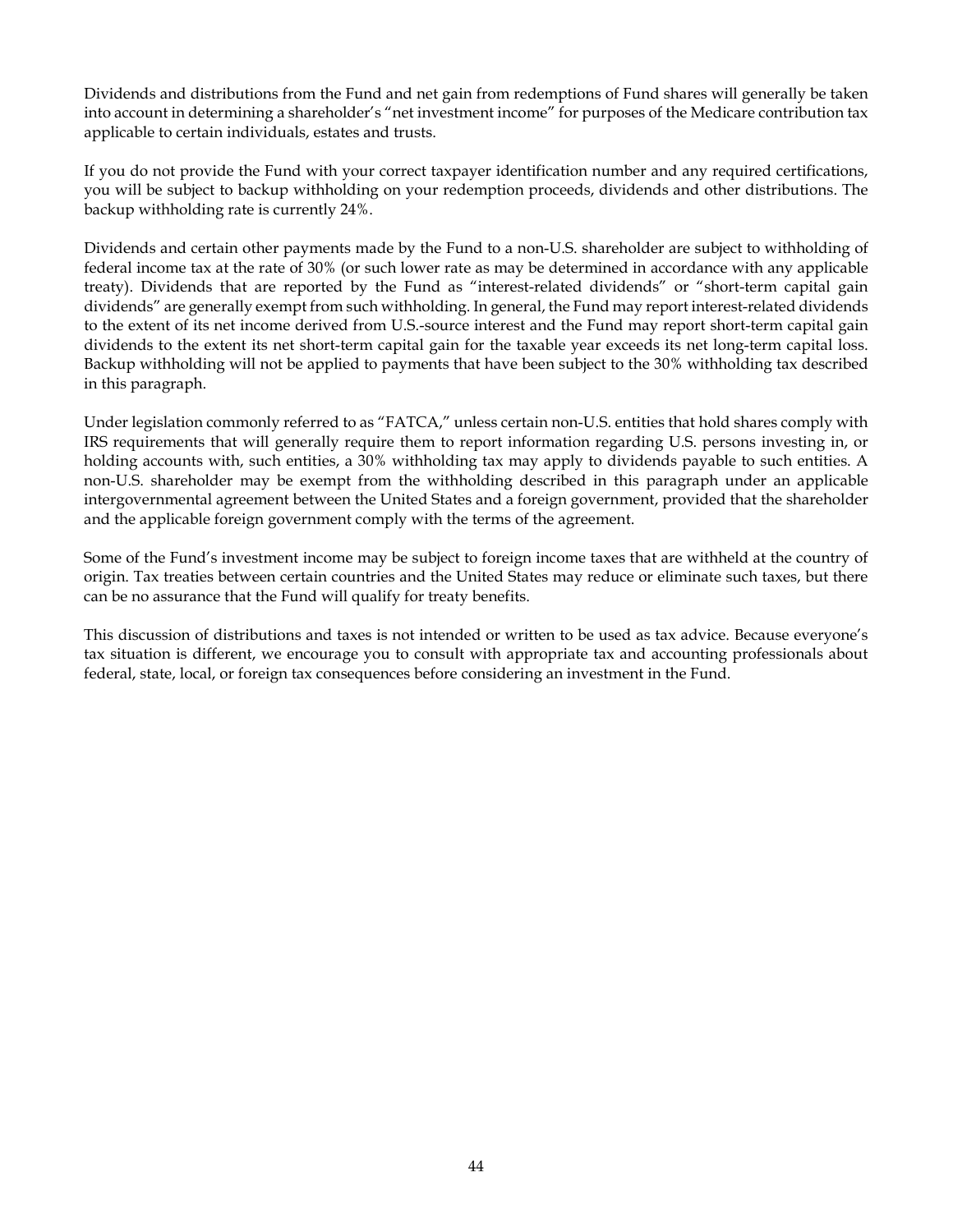Dividends and distributions from the Fund and net gain from redemptions of Fund shares will generally be taken into account in determining a shareholder's "net investment income" for purposes of the Medicare contribution tax applicable to certain individuals, estates and trusts.

If you do not provide the Fund with your correct taxpayer identification number and any required certifications, you will be subject to backup withholding on your redemption proceeds, dividends and other distributions. The backup withholding rate is currently 24%.

Dividends and certain other payments made by the Fund to a non-U.S. shareholder are subject to withholding of federal income tax at the rate of 30% (or such lower rate as may be determined in accordance with any applicable treaty). Dividends that are reported by the Fund as "interest-related dividends" or "short-term capital gain dividends" are generally exempt from such withholding. In general, the Fund may report interest-related dividends to the extent of its net income derived from U.S.-source interest and the Fund may report short-term capital gain dividends to the extent its net short-term capital gain for the taxable year exceeds its net long-term capital loss. Backup withholding will not be applied to payments that have been subject to the 30% withholding tax described in this paragraph.

Under legislation commonly referred to as "FATCA," unless certain non-U.S. entities that hold shares comply with IRS requirements that will generally require them to report information regarding U.S. persons investing in, or holding accounts with, such entities, a 30% withholding tax may apply to dividends payable to such entities. A non-U.S. shareholder may be exempt from the withholding described in this paragraph under an applicable intergovernmental agreement between the United States and a foreign government, provided that the shareholder and the applicable foreign government comply with the terms of the agreement.

Some of the Fund's investment income may be subject to foreign income taxes that are withheld at the country of origin. Tax treaties between certain countries and the United States may reduce or eliminate such taxes, but there can be no assurance that the Fund will qualify for treaty benefits.

This discussion of distributions and taxes is not intended or written to be used as tax advice. Because everyone's tax situation is different, we encourage you to consult with appropriate tax and accounting professionals about federal, state, local, or foreign tax consequences before considering an investment in the Fund.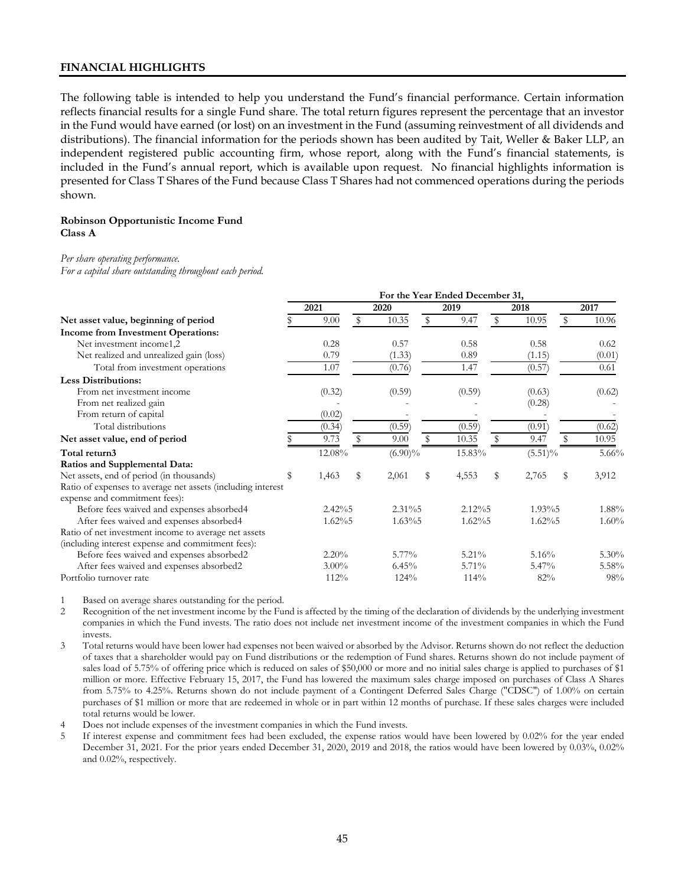## FINANCIAL HIGHLIGHTS

The following table is intended to help you understand the Fund's financial performance. Certain information reflects financial results for a single Fund share. The total return figures represent the percentage that an investor in the Fund would have earned (or lost) on an investment in the Fund (assuming reinvestment of all dividends and distributions). The financial information for the periods shown has been audited by Tait, Weller & Baker LLP, an independent registered public accounting firm, whose report, along with the Fund's financial statements, is included in the Fund's annual report, which is available upon request. No financial highlights information is presented for Class T Shares of the Fund because Class T Shares had not commenced operations during the periods shown.

**Robinson Opportunistic Income Fund**
**Class A**

*Per share operating performance.*
*For a capital share outstanding throughout each period.*

| | For the Year Ended December 31, | | | | |
|---|---|---|---|---|---|
| | 2021 | 2020 | 2019 | 2018 | 2017 |
| **Net asset value, beginning of period** | $ 9.00 | $ 10.35 | $ 9.47 | $ 10.95 | $ 10.96 |
| **Income from Investment Operations:** | | | | | |
| Net investment income[1,2] | 0.28 | 0.57 | 0.58 | 0.58 | 0.62 |
| Net realized and unrealized gain (loss) | 0.79 | (1.33) | 0.89 | (1.15) | (0.01) |
| Total from investment operations | 1.07 | (0.76) | 1.47 | (0.57) | 0.61 |
| **Less Distributions:** | | | | | |
| From net investment income | (0.32) | (0.59) | (0.59) | (0.63) | (0.62) |
| From net realized gain | - | - | - | (0.28) | - |
| From return of capital | (0.02) | - | - | - | - |
| Total distributions | (0.34) | (0.59) | (0.59) | (0.91) | (0.62) |
| **Net asset value, end of period** | $ 9.73 | $ 9.00 | $ 10.35 | $ 9.47 | $ 10.95 |
| **Total return[3]** | 12.08% | (6.90)% | 15.83% | (5.51)% | 5.66% |
| **Ratios and Supplemental Data:** | | | | | |
| Net assets, end of period (in thousands) | $ 1,463 | $ 2,061 | $ 4,553 | $ 2,765 | $ 3,912 |
| Ratio of expenses to average net assets (including interest expense and commitment fees): | | | | | |
| Before fees waived and expenses absorbed[4] | 2.42%[5] | 2.31%[5] | 2.12%[5] | 1.93%[5] | 1.88% |
| After fees waived and expenses absorbed[4] | 1.62%[5] | 1.63%[5] | 1.62%[5] | 1.62%[5] | 1.60% |
| Ratio of net investment income to average net assets (including interest expense and commitment fees): | | | | | |
| Before fees waived and expenses absorbed[2] | 2.20% | 5.77% | 5.21% | 5.16% | 5.30% |
| After fees waived and expenses absorbed[2] | 3.00% | 6.45% | 5.71% | 5.47% | 5.58% |
| Portfolio turnover rate | 112% | 124% | 114% | 82% | 98% |

1 Based on average shares outstanding for the period.

2 Recognition of the net investment income by the Fund is affected by the timing of the declaration of dividends by the underlying investment companies in which the Fund invests. The ratio does not include net investment income of the investment companies in which the Fund invests.

3 Total returns would have been lower had expenses not been waived or absorbed by the Advisor. Returns shown do not reflect the deduction of taxes that a shareholder would pay on Fund distributions or the redemption of Fund shares. Returns shown do not include payment of sales load of 5.75% of offering price which is reduced on sales of $50,000 or more and no initial sales charge is applied to purchases of $1 million or more. Effective February 15, 2017, the Fund has lowered the maximum sales charge imposed on purchases of Class A Shares from 5.75% to 4.25%. Returns shown do not include payment of a Contingent Deferred Sales Charge ("CDSC") of 1.00% on certain purchases of $1 million or more that are redeemed in whole or in part within 12 months of purchase. If these sales charges were included total returns would be lower.

4 Does not include expenses of the investment companies in which the Fund invests.

5 If interest expense and commitment fees had been excluded, the expense ratios would have been lowered by 0.02% for the year ended December 31, 2021. For the prior years ended December 31, 2020, 2019 and 2018, the ratios would have been lowered by 0.03%, 0.02% and 0.02%, respectively.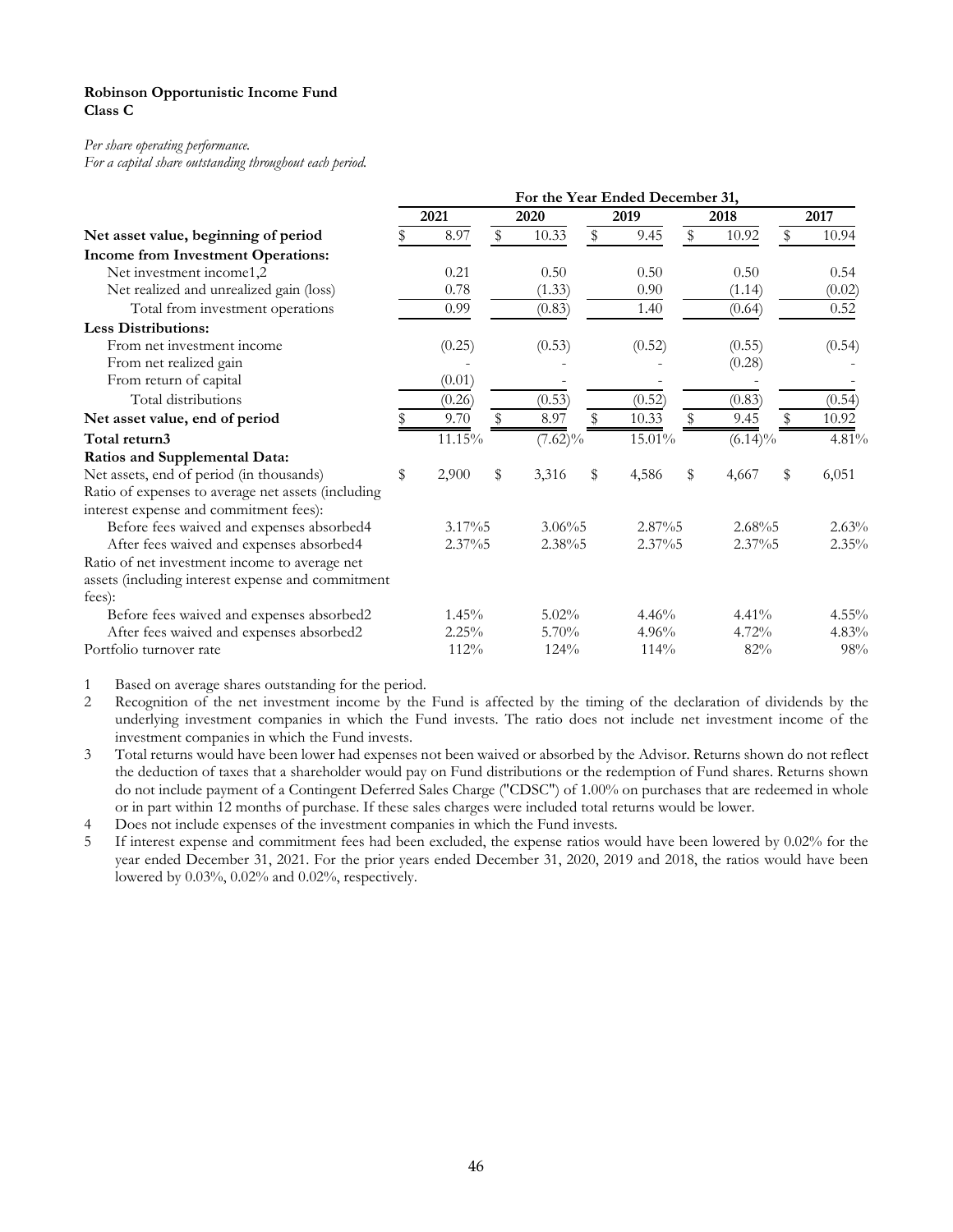**Robinson Opportunistic Income Fund**
**Class C**

*Per share operating performance.*
*For a capital share outstanding throughout each period.*

| | For the Year Ended December 31, | | | | |
|---|---|---|---|---|---|
| | **2021** | **2020** | **2019** | **2018** | **2017** |
| **Net asset value, beginning of period** | $ 8.97 | $ 10.33 | $ 9.45 | $ 10.92 | $ 10.94 |
| **Income from Investment Operations:** | | | | | |
| Net investment income[1,2] | 0.21 | 0.50 | 0.50 | 0.50 | 0.54 |
| Net realized and unrealized gain (loss) | 0.78 | (1.33) | 0.90 | (1.14) | (0.02) |
| Total from investment operations | 0.99 | (0.83) | 1.40 | (0.64) | 0.52 |
| **Less Distributions:** | | | | | |
| From net investment income | (0.25) | (0.53) | (0.52) | (0.55) | (0.54) |
| From net realized gain | - | - | - | (0.28) | - |
| From return of capital | (0.01) | - | - | - | - |
| Total distributions | (0.26) | (0.53) | (0.52) | (0.83) | (0.54) |
| **Net asset value, end of period** | $ 9.70 | $ 8.97 | $ 10.33 | $ 9.45 | $ 10.92 |
| **Total return[3]** | 11.15% | (7.62)% | 15.01% | (6.14)% | 4.81% |
| **Ratios and Supplemental Data:** | | | | | |
| Net assets, end of period (in thousands) | $ 2,900 | $ 3,316 | $ 4,586 | $ 4,667 | $ 6,051 |
| Ratio of expenses to average net assets (including interest expense and commitment fees): | | | | | |
| Before fees waived and expenses absorbed[4] | 3.17%[5] | 3.06%[5] | 2.87%[5] | 2.68%[5] | 2.63% |
| After fees waived and expenses absorbed[4] | 2.37%[5] | 2.38%[5] | 2.37%[5] | 2.37%[5] | 2.35% |
| Ratio of net investment income to average net assets (including interest expense and commitment fees): | | | | | |
| Before fees waived and expenses absorbed[2] | 1.45% | 5.02% | 4.46% | 4.41% | 4.55% |
| After fees waived and expenses absorbed[2] | 2.25% | 5.70% | 4.96% | 4.72% | 4.83% |
| Portfolio turnover rate | 112% | 124% | 114% | 82% | 98% |

1 Based on average shares outstanding for the period.

2 Recognition of the net investment income by the Fund is affected by the timing of the declaration of dividends by the underlying investment companies in which the Fund invests. The ratio does not include net investment income of the investment companies in which the Fund invests.

3 Total returns would have been lower had expenses not been waived or absorbed by the Advisor. Returns shown do not reflect the deduction of taxes that a shareholder would pay on Fund distributions or the redemption of Fund shares. Returns shown do not include payment of a Contingent Deferred Sales Charge ("CDSC") of 1.00% on purchases that are redeemed in whole or in part within 12 months of purchase. If these sales charges were included total returns would be lower.

4 Does not include expenses of the investment companies in which the Fund invests.

5 If interest expense and commitment fees had been excluded, the expense ratios would have been lowered by 0.02% for the year ended December 31, 2021. For the prior years ended December 31, 2020, 2019 and 2018, the ratios would have been lowered by 0.03%, 0.02% and 0.02%, respectively.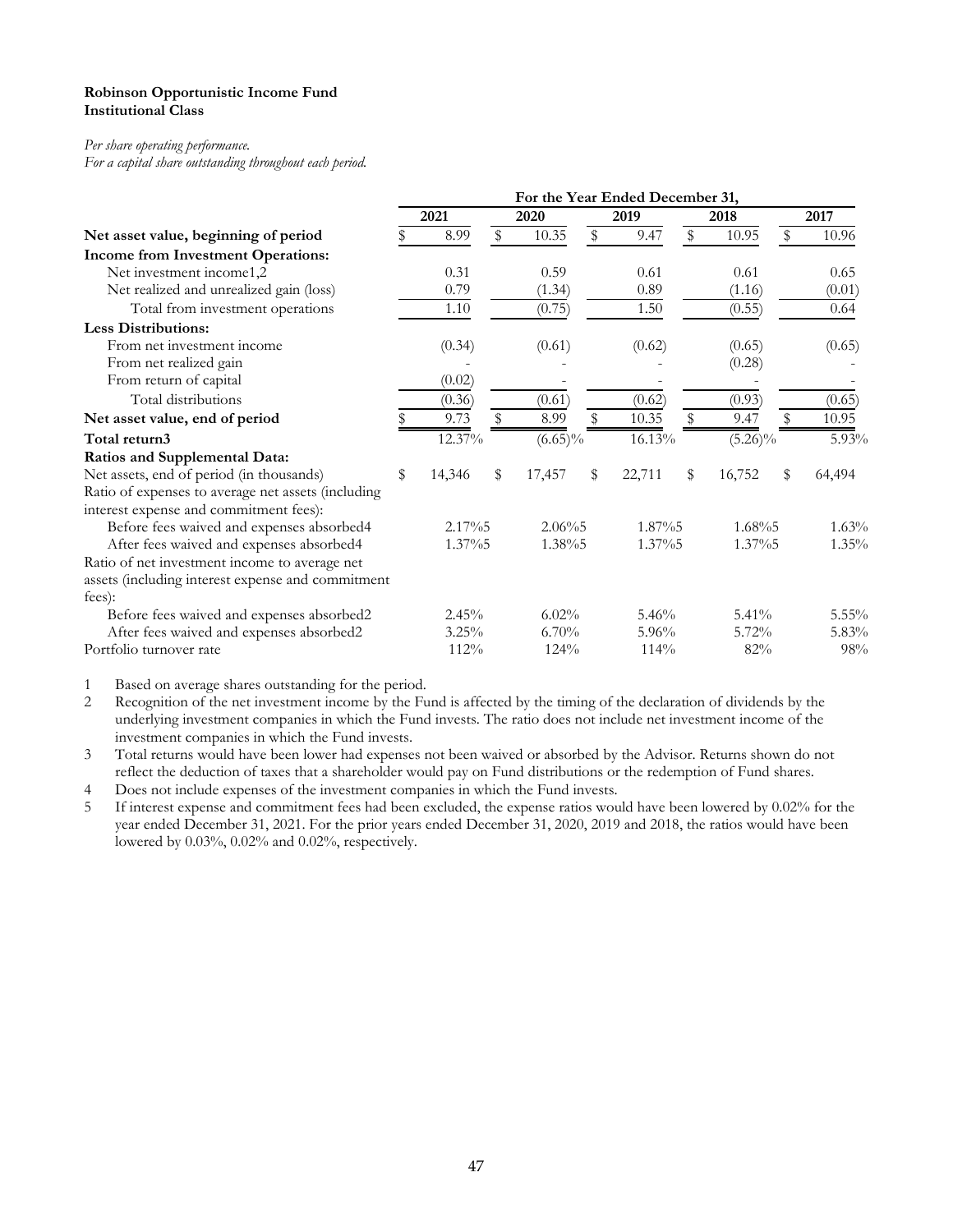**Robinson Opportunistic Income Fund**
**Institutional Class**

*Per share operating performance.*
*For a capital share outstanding throughout each period.*

| | For the Year Ended December 31, | | | | |
|---|---|---|---|---|---|
| | 2021 | 2020 | 2019 | 2018 | 2017 |
| **Net asset value, beginning of period** | $ 8.99 | $ 10.35 | $ 9.47 | $ 10.95 | $ 10.96 |
| **Income from Investment Operations:** | | | | | |
| Net investment income[1,2] | 0.31 | 0.59 | 0.61 | 0.61 | 0.65 |
| Net realized and unrealized gain (loss) | 0.79 | (1.34) | 0.89 | (1.16) | (0.01) |
| Total from investment operations | 1.10 | (0.75) | 1.50 | (0.55) | 0.64 |
| **Less Distributions:** | | | | | |
| From net investment income | (0.34) | (0.61) | (0.62) | (0.65) | (0.65) |
| From net realized gain | - | - | - | (0.28) | - |
| From return of capital | (0.02) | - | - | - | - |
| Total distributions | (0.36) | (0.61) | (0.62) | (0.93) | (0.65) |
| **Net asset value, end of period** | $ 9.73 | $ 8.99 | $ 10.35 | $ 9.47 | $ 10.95 |
| **Total return[3]** | 12.37% | (6.65)% | 16.13% | (5.26)% | 5.93% |
| **Ratios and Supplemental Data:** | | | | | |
| Net assets, end of period (in thousands) | $ 14,346 | $ 17,457 | $ 22,711 | $ 16,752 | $ 64,494 |
| Ratio of expenses to average net assets (including interest expense and commitment fees): | | | | | |
| Before fees waived and expenses absorbed[4] | 2.17%[5] | 2.06%[5] | 1.87%[5] | 1.68%[5] | 1.63% |
| After fees waived and expenses absorbed[4] | 1.37%[5] | 1.38%[5] | 1.37%[5] | 1.37%[5] | 1.35% |
| Ratio of net investment income to average net assets (including interest expense and commitment fees): | | | | | |
| Before fees waived and expenses absorbed[2] | 2.45% | 6.02% | 5.46% | 5.41% | 5.55% |
| After fees waived and expenses absorbed[2] | 3.25% | 6.70% | 5.96% | 5.72% | 5.83% |
| Portfolio turnover rate | 112% | 124% | 114% | 82% | 98% |

1 Based on average shares outstanding for the period.
2 Recognition of the net investment income by the Fund is affected by the timing of the declaration of dividends by the underlying investment companies in which the Fund invests. The ratio does not include net investment income of the investment companies in which the Fund invests.
3 Total returns would have been lower had expenses not been waived or absorbed by the Advisor. Returns shown do not reflect the deduction of taxes that a shareholder would pay on Fund distributions or the redemption of Fund shares.
4 Does not include expenses of the investment companies in which the Fund invests.
5 If interest expense and commitment fees had been excluded, the expense ratios would have been lowered by 0.02% for the year ended December 31, 2021. For the prior years ended December 31, 2020, 2019 and 2018, the ratios would have been lowered by 0.03%, 0.02% and 0.02%, respectively.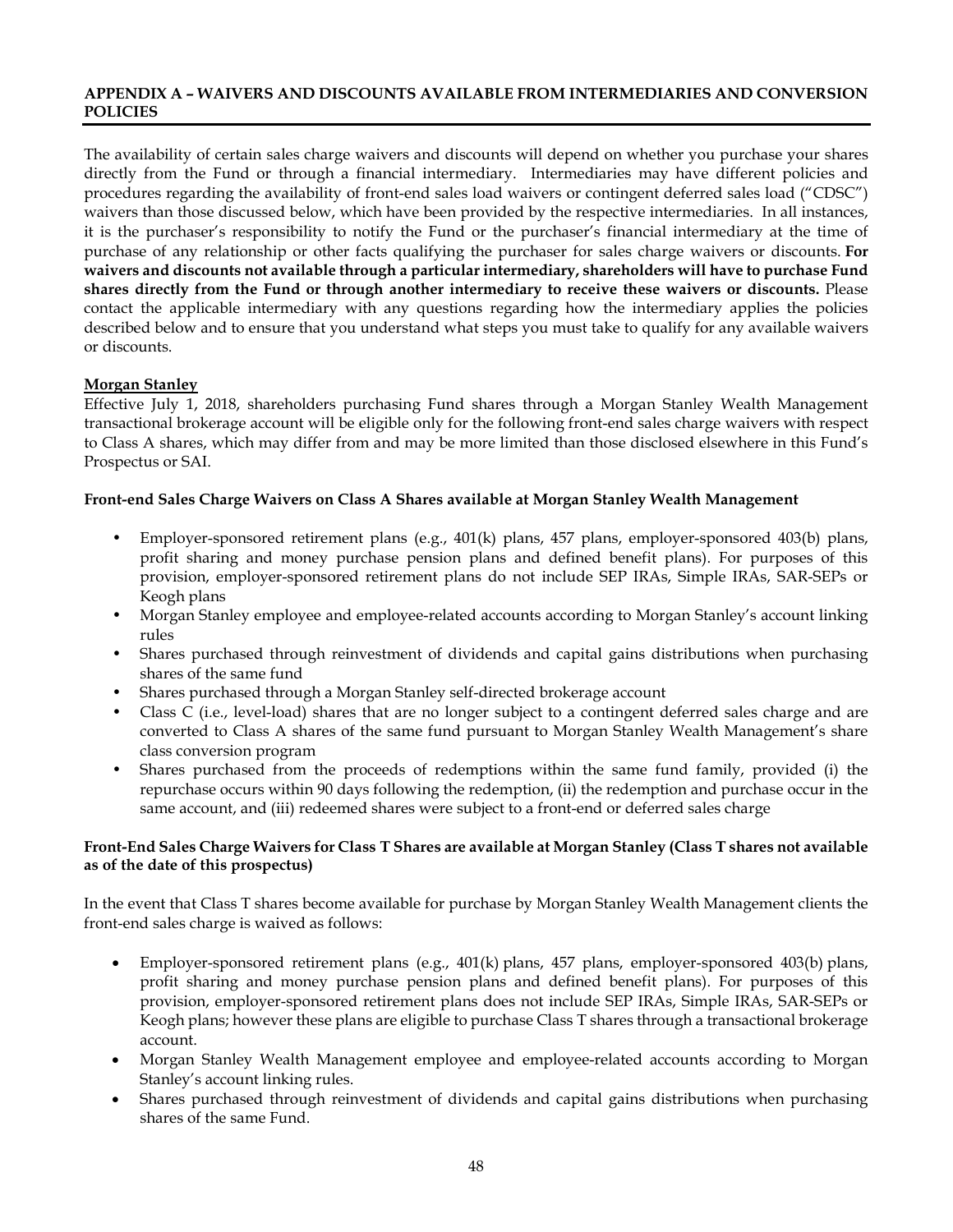## APPENDIX A – WAIVERS AND DISCOUNTS AVAILABLE FROM INTERMEDIARIES AND CONVERSION POLICIES

The availability of certain sales charge waivers and discounts will depend on whether you purchase your shares directly from the Fund or through a financial intermediary. Intermediaries may have different policies and procedures regarding the availability of front-end sales load waivers or contingent deferred sales load ("CDSC") waivers than those discussed below, which have been provided by the respective intermediaries. In all instances, it is the purchaser's responsibility to notify the Fund or the purchaser's financial intermediary at the time of purchase of any relationship or other facts qualifying the purchaser for sales charge waivers or discounts. **For waivers and discounts not available through a particular intermediary, shareholders will have to purchase Fund shares directly from the Fund or through another intermediary to receive these waivers or discounts.** Please contact the applicable intermediary with any questions regarding how the intermediary applies the policies described below and to ensure that you understand what steps you must take to qualify for any available waivers or discounts.

**Morgan Stanley**

Effective July 1, 2018, shareholders purchasing Fund shares through a Morgan Stanley Wealth Management transactional brokerage account will be eligible only for the following front-end sales charge waivers with respect to Class A shares, which may differ from and may be more limited than those disclosed elsewhere in this Fund's Prospectus or SAI.

**Front-end Sales Charge Waivers on Class A Shares available at Morgan Stanley Wealth Management**

- Employer-sponsored retirement plans (e.g., 401(k) plans, 457 plans, employer-sponsored 403(b) plans, profit sharing and money purchase pension plans and defined benefit plans). For purposes of this provision, employer-sponsored retirement plans do not include SEP IRAs, Simple IRAs, SAR-SEPs or Keogh plans
- Morgan Stanley employee and employee-related accounts according to Morgan Stanley's account linking rules
- Shares purchased through reinvestment of dividends and capital gains distributions when purchasing shares of the same fund
- Shares purchased through a Morgan Stanley self-directed brokerage account
- Class C (i.e., level-load) shares that are no longer subject to a contingent deferred sales charge and are converted to Class A shares of the same fund pursuant to Morgan Stanley Wealth Management's share class conversion program
- Shares purchased from the proceeds of redemptions within the same fund family, provided (i) the repurchase occurs within 90 days following the redemption, (ii) the redemption and purchase occur in the same account, and (iii) redeemed shares were subject to a front-end or deferred sales charge

**Front-End Sales Charge Waivers for Class T Shares are available at Morgan Stanley (Class T shares not available as of the date of this prospectus)**

In the event that Class T shares become available for purchase by Morgan Stanley Wealth Management clients the front-end sales charge is waived as follows:

- Employer-sponsored retirement plans (e.g., 401(k) plans, 457 plans, employer-sponsored 403(b) plans, profit sharing and money purchase pension plans and defined benefit plans). For purposes of this provision, employer-sponsored retirement plans does not include SEP IRAs, Simple IRAs, SAR-SEPs or Keogh plans; however these plans are eligible to purchase Class T shares through a transactional brokerage account.
- Morgan Stanley Wealth Management employee and employee-related accounts according to Morgan Stanley's account linking rules.
- Shares purchased through reinvestment of dividends and capital gains distributions when purchasing shares of the same Fund.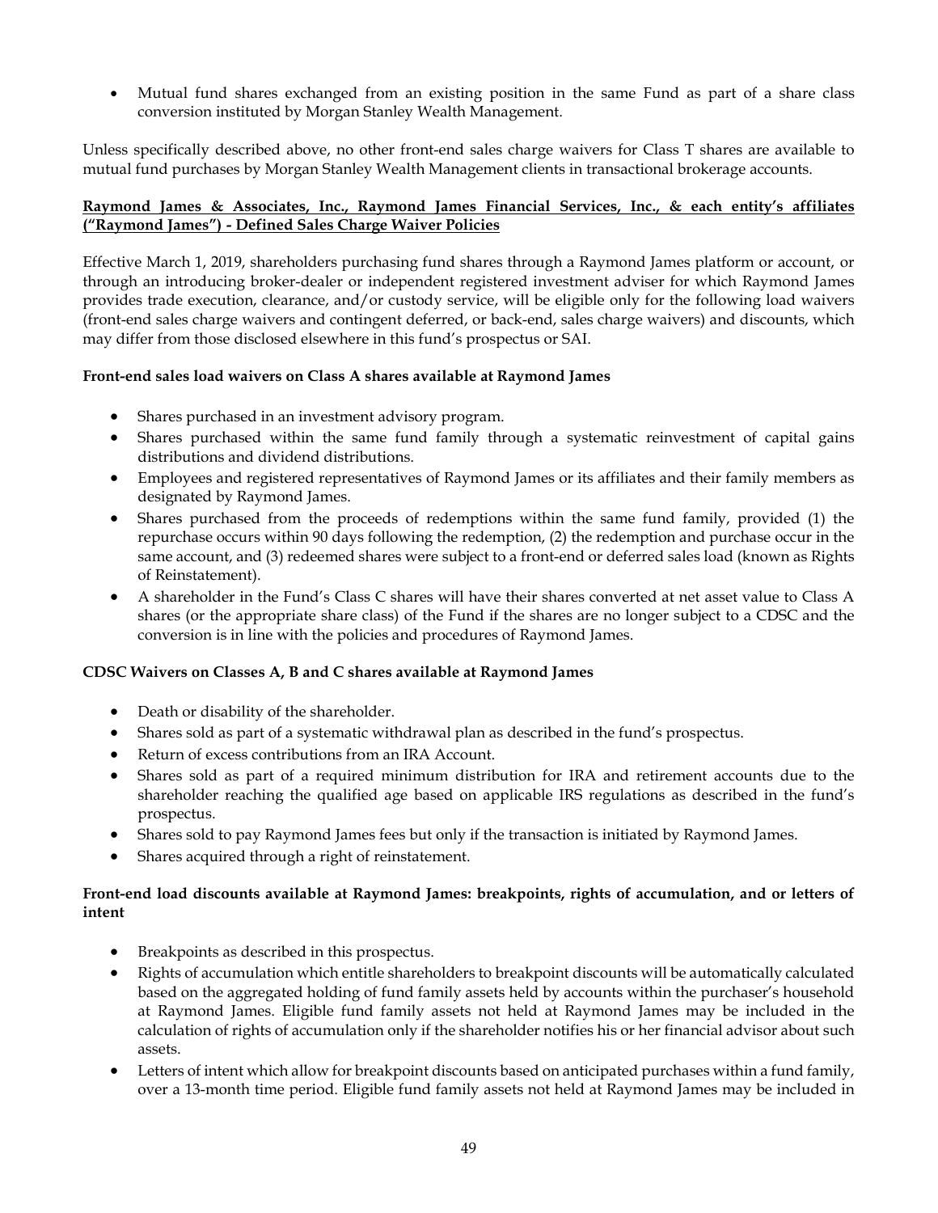- Mutual fund shares exchanged from an existing position in the same Fund as part of a share class conversion instituted by Morgan Stanley Wealth Management.

Unless specifically described above, no other front-end sales charge waivers for Class T shares are available to mutual fund purchases by Morgan Stanley Wealth Management clients in transactional brokerage accounts.

**Raymond James & Associates, Inc., Raymond James Financial Services, Inc., & each entity's affiliates ("Raymond James") - Defined Sales Charge Waiver Policies**

Effective March 1, 2019, shareholders purchasing fund shares through a Raymond James platform or account, or through an introducing broker-dealer or independent registered investment adviser for which Raymond James provides trade execution, clearance, and/or custody service, will be eligible only for the following load waivers (front-end sales charge waivers and contingent deferred, or back-end, sales charge waivers) and discounts, which may differ from those disclosed elsewhere in this fund's prospectus or SAI.

**Front-end sales load waivers on Class A shares available at Raymond James**

- Shares purchased in an investment advisory program.
- Shares purchased within the same fund family through a systematic reinvestment of capital gains distributions and dividend distributions.
- Employees and registered representatives of Raymond James or its affiliates and their family members as designated by Raymond James.
- Shares purchased from the proceeds of redemptions within the same fund family, provided (1) the repurchase occurs within 90 days following the redemption, (2) the redemption and purchase occur in the same account, and (3) redeemed shares were subject to a front-end or deferred sales load (known as Rights of Reinstatement).
- A shareholder in the Fund's Class C shares will have their shares converted at net asset value to Class A shares (or the appropriate share class) of the Fund if the shares are no longer subject to a CDSC and the conversion is in line with the policies and procedures of Raymond James.

**CDSC Waivers on Classes A, B and C shares available at Raymond James**

- Death or disability of the shareholder.
- Shares sold as part of a systematic withdrawal plan as described in the fund's prospectus.
- Return of excess contributions from an IRA Account.
- Shares sold as part of a required minimum distribution for IRA and retirement accounts due to the shareholder reaching the qualified age based on applicable IRS regulations as described in the fund's prospectus.
- Shares sold to pay Raymond James fees but only if the transaction is initiated by Raymond James.
- Shares acquired through a right of reinstatement.

**Front-end load discounts available at Raymond James: breakpoints, rights of accumulation, and or letters of intent**

- Breakpoints as described in this prospectus.
- Rights of accumulation which entitle shareholders to breakpoint discounts will be automatically calculated based on the aggregated holding of fund family assets held by accounts within the purchaser's household at Raymond James. Eligible fund family assets not held at Raymond James may be included in the calculation of rights of accumulation only if the shareholder notifies his or her financial advisor about such assets.
- Letters of intent which allow for breakpoint discounts based on anticipated purchases within a fund family, over a 13-month time period. Eligible fund family assets not held at Raymond James may be included in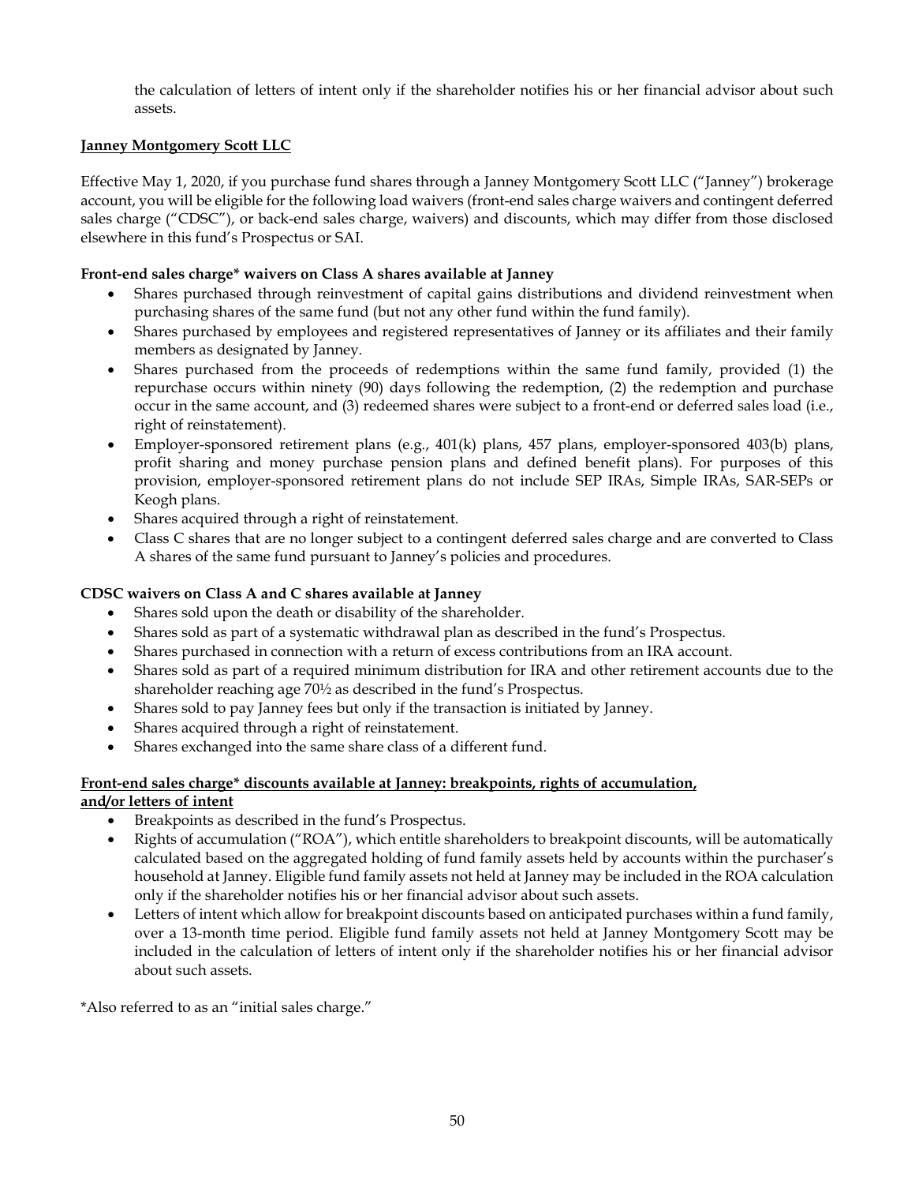the calculation of letters of intent only if the shareholder notifies his or her financial advisor about such assets.

**Janney Montgomery Scott LLC**

Effective May 1, 2020, if you purchase fund shares through a Janney Montgomery Scott LLC ("Janney") brokerage account, you will be eligible for the following load waivers (front-end sales charge waivers and contingent deferred sales charge ("CDSC"), or back-end sales charge, waivers) and discounts, which may differ from those disclosed elsewhere in this fund's Prospectus or SAI.

**Front-end sales charge* waivers on Class A shares available at Janney**

- Shares purchased through reinvestment of capital gains distributions and dividend reinvestment when purchasing shares of the same fund (but not any other fund within the fund family).
- Shares purchased by employees and registered representatives of Janney or its affiliates and their family members as designated by Janney.
- Shares purchased from the proceeds of redemptions within the same fund family, provided (1) the repurchase occurs within ninety (90) days following the redemption, (2) the redemption and purchase occur in the same account, and (3) redeemed shares were subject to a front-end or deferred sales load (i.e., right of reinstatement).
- Employer-sponsored retirement plans (e.g., 401(k) plans, 457 plans, employer-sponsored 403(b) plans, profit sharing and money purchase pension plans and defined benefit plans). For purposes of this provision, employer-sponsored retirement plans do not include SEP IRAs, Simple IRAs, SAR-SEPs or Keogh plans.
- Shares acquired through a right of reinstatement.
- Class C shares that are no longer subject to a contingent deferred sales charge and are converted to Class A shares of the same fund pursuant to Janney's policies and procedures.

**CDSC waivers on Class A and C shares available at Janney**

- Shares sold upon the death or disability of the shareholder.
- Shares sold as part of a systematic withdrawal plan as described in the fund's Prospectus.
- Shares purchased in connection with a return of excess contributions from an IRA account.
- Shares sold as part of a required minimum distribution for IRA and other retirement accounts due to the shareholder reaching age 70½ as described in the fund's Prospectus.
- Shares sold to pay Janney fees but only if the transaction is initiated by Janney.
- Shares acquired through a right of reinstatement.
- Shares exchanged into the same share class of a different fund.

**Front-end sales charge* discounts available at Janney: breakpoints, rights of accumulation, and/or letters of intent**

- Breakpoints as described in the fund's Prospectus.
- Rights of accumulation ("ROA"), which entitle shareholders to breakpoint discounts, will be automatically calculated based on the aggregated holding of fund family assets held by accounts within the purchaser's household at Janney. Eligible fund family assets not held at Janney may be included in the ROA calculation only if the shareholder notifies his or her financial advisor about such assets.
- Letters of intent which allow for breakpoint discounts based on anticipated purchases within a fund family, over a 13-month time period. Eligible fund family assets not held at Janney Montgomery Scott may be included in the calculation of letters of intent only if the shareholder notifies his or her financial advisor about such assets.

*Also referred to as an "initial sales charge."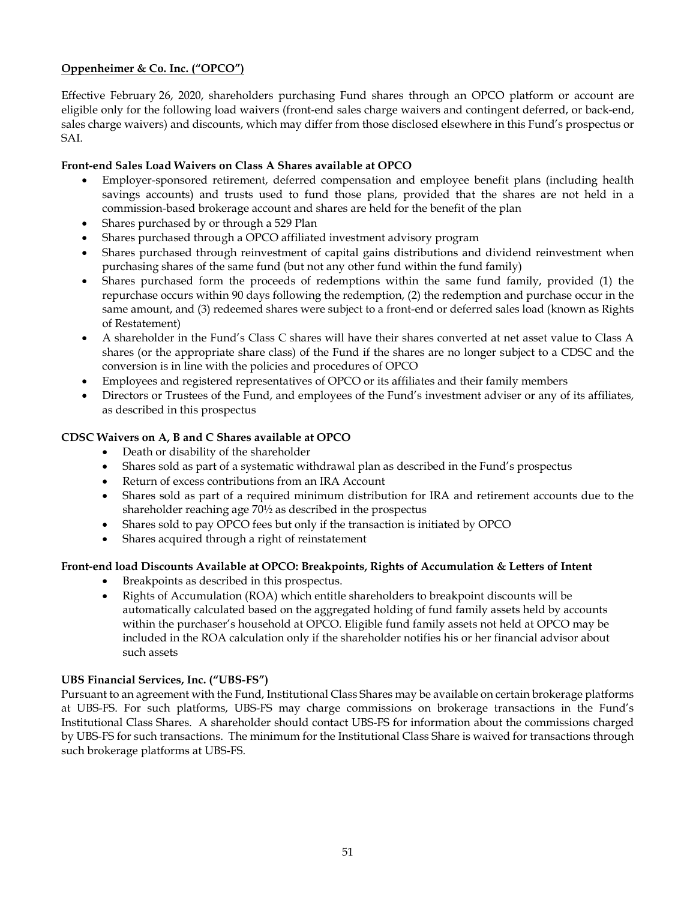**Oppenheimer & Co. Inc. ("OPCO")**

Effective February 26, 2020, shareholders purchasing Fund shares through an OPCO platform or account are eligible only for the following load waivers (front-end sales charge waivers and contingent deferred, or back-end, sales charge waivers) and discounts, which may differ from those disclosed elsewhere in this Fund's prospectus or SAI.

**Front-end Sales Load Waivers on Class A Shares available at OPCO**

- Employer-sponsored retirement, deferred compensation and employee benefit plans (including health savings accounts) and trusts used to fund those plans, provided that the shares are not held in a commission-based brokerage account and shares are held for the benefit of the plan
- Shares purchased by or through a 529 Plan
- Shares purchased through a OPCO affiliated investment advisory program
- Shares purchased through reinvestment of capital gains distributions and dividend reinvestment when purchasing shares of the same fund (but not any other fund within the fund family)
- Shares purchased form the proceeds of redemptions within the same fund family, provided (1) the repurchase occurs within 90 days following the redemption, (2) the redemption and purchase occur in the same amount, and (3) redeemed shares were subject to a front-end or deferred sales load (known as Rights of Restatement)
- A shareholder in the Fund's Class C shares will have their shares converted at net asset value to Class A shares (or the appropriate share class) of the Fund if the shares are no longer subject to a CDSC and the conversion is in line with the policies and procedures of OPCO
- Employees and registered representatives of OPCO or its affiliates and their family members
- Directors or Trustees of the Fund, and employees of the Fund's investment adviser or any of its affiliates, as described in this prospectus

**CDSC Waivers on A, B and C Shares available at OPCO**

- Death or disability of the shareholder
- Shares sold as part of a systematic withdrawal plan as described in the Fund's prospectus
- Return of excess contributions from an IRA Account
- Shares sold as part of a required minimum distribution for IRA and retirement accounts due to the shareholder reaching age 70½ as described in the prospectus
- Shares sold to pay OPCO fees but only if the transaction is initiated by OPCO
- Shares acquired through a right of reinstatement

**Front-end load Discounts Available at OPCO: Breakpoints, Rights of Accumulation & Letters of Intent**

- Breakpoints as described in this prospectus.
- Rights of Accumulation (ROA) which entitle shareholders to breakpoint discounts will be automatically calculated based on the aggregated holding of fund family assets held by accounts within the purchaser's household at OPCO. Eligible fund family assets not held at OPCO may be included in the ROA calculation only if the shareholder notifies his or her financial advisor about such assets

**UBS Financial Services, Inc. ("UBS-FS")**

Pursuant to an agreement with the Fund, Institutional Class Shares may be available on certain brokerage platforms at UBS-FS. For such platforms, UBS-FS may charge commissions on brokerage transactions in the Fund's Institutional Class Shares. A shareholder should contact UBS-FS for information about the commissions charged by UBS-FS for such transactions. The minimum for the Institutional Class Share is waived for transactions through such brokerage platforms at UBS-FS.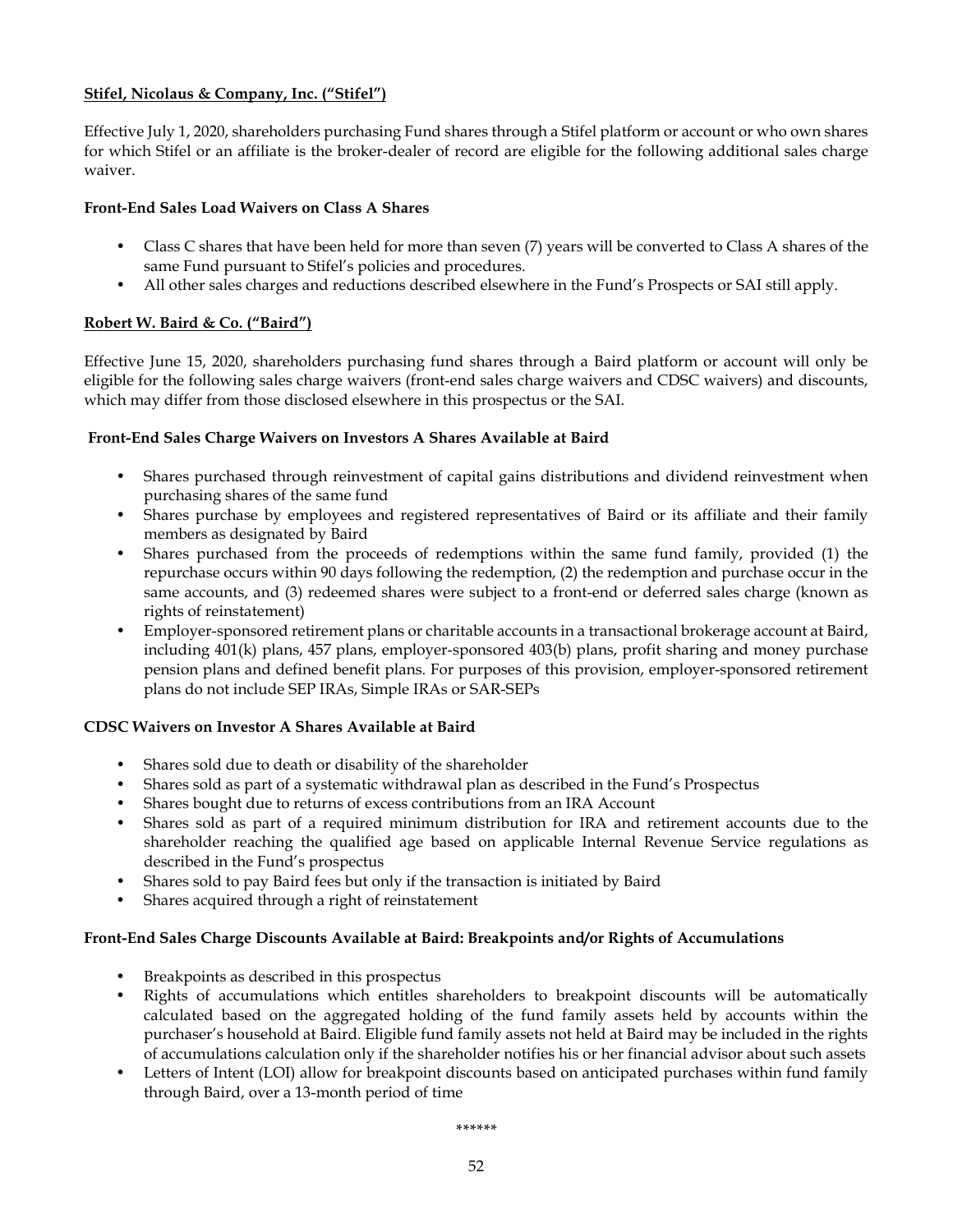**Stifel, Nicolaus & Company, Inc. ("Stifel")**

Effective July 1, 2020, shareholders purchasing Fund shares through a Stifel platform or account or who own shares for which Stifel or an affiliate is the broker-dealer of record are eligible for the following additional sales charge waiver.

**Front-End Sales Load Waivers on Class A Shares**

- Class C shares that have been held for more than seven (7) years will be converted to Class A shares of the same Fund pursuant to Stifel's policies and procedures.
- All other sales charges and reductions described elsewhere in the Fund's Prospects or SAI still apply.

**Robert W. Baird & Co. ("Baird")**

Effective June 15, 2020, shareholders purchasing fund shares through a Baird platform or account will only be eligible for the following sales charge waivers (front-end sales charge waivers and CDSC waivers) and discounts, which may differ from those disclosed elsewhere in this prospectus or the SAI.

**Front-End Sales Charge Waivers on Investors A Shares Available at Baird**

- Shares purchased through reinvestment of capital gains distributions and dividend reinvestment when purchasing shares of the same fund
- Shares purchase by employees and registered representatives of Baird or its affiliate and their family members as designated by Baird
- Shares purchased from the proceeds of redemptions within the same fund family, provided (1) the repurchase occurs within 90 days following the redemption, (2) the redemption and purchase occur in the same accounts, and (3) redeemed shares were subject to a front-end or deferred sales charge (known as rights of reinstatement)
- Employer-sponsored retirement plans or charitable accounts in a transactional brokerage account at Baird, including 401(k) plans, 457 plans, employer-sponsored 403(b) plans, profit sharing and money purchase pension plans and defined benefit plans. For purposes of this provision, employer-sponsored retirement plans do not include SEP IRAs, Simple IRAs or SAR-SEPs

**CDSC Waivers on Investor A Shares Available at Baird**

- Shares sold due to death or disability of the shareholder
- Shares sold as part of a systematic withdrawal plan as described in the Fund's Prospectus
- Shares bought due to returns of excess contributions from an IRA Account
- Shares sold as part of a required minimum distribution for IRA and retirement accounts due to the shareholder reaching the qualified age based on applicable Internal Revenue Service regulations as described in the Fund's prospectus
- Shares sold to pay Baird fees but only if the transaction is initiated by Baird
- Shares acquired through a right of reinstatement

**Front-End Sales Charge Discounts Available at Baird: Breakpoints and/or Rights of Accumulations**

- Breakpoints as described in this prospectus
- Rights of accumulations which entitles shareholders to breakpoint discounts will be automatically calculated based on the aggregated holding of the fund family assets held by accounts within the purchaser's household at Baird. Eligible fund family assets not held at Baird may be included in the rights of accumulations calculation only if the shareholder notifies his or her financial advisor about such assets
- Letters of Intent (LOI) allow for breakpoint discounts based on anticipated purchases within fund family through Baird, over a 13-month period of time

******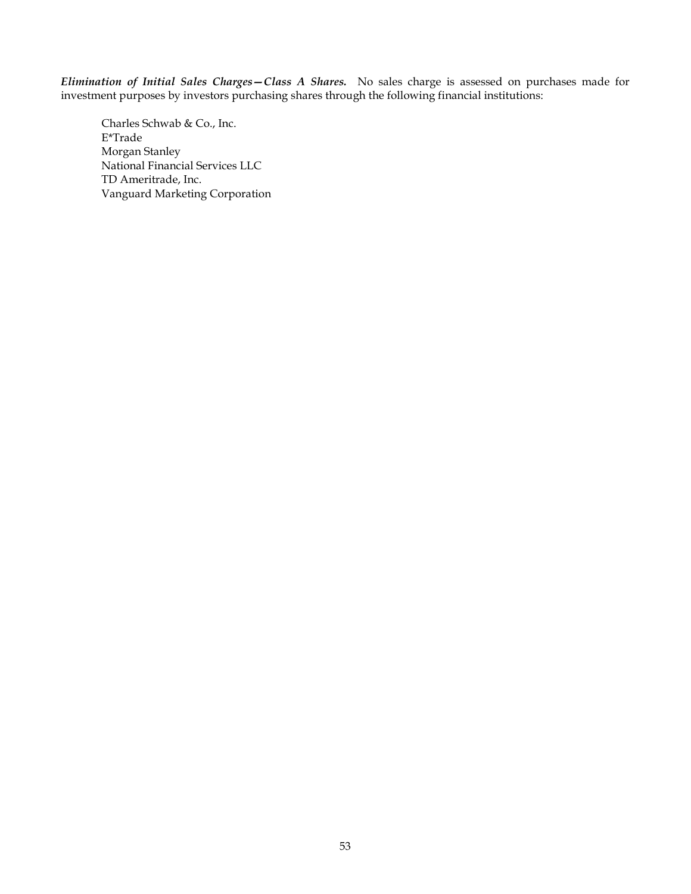***Elimination of Initial Sales Charges—Class A Shares.*** No sales charge is assessed on purchases made for investment purposes by investors purchasing shares through the following financial institutions:

Charles Schwab & Co., Inc.
E*Trade
Morgan Stanley
National Financial Services LLC
TD Ameritrade, Inc.
Vanguard Marketing Corporation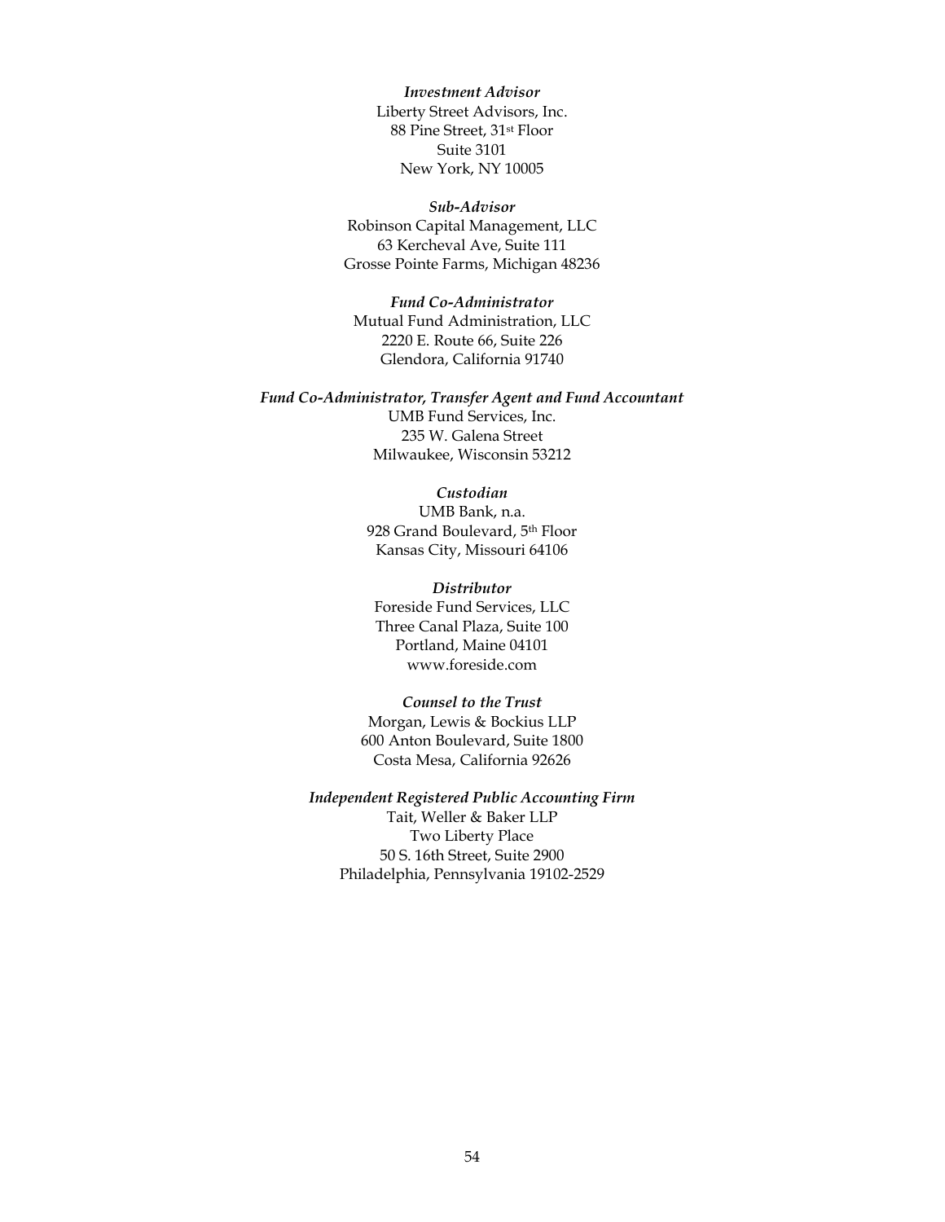***Investment Advisor***
Liberty Street Advisors, Inc.
88 Pine Street, 31st Floor
Suite 3101
New York, NY 10005

***Sub-Advisor***
Robinson Capital Management, LLC
63 Kercheval Ave, Suite 111
Grosse Pointe Farms, Michigan 48236

***Fund Co-Administrator***
Mutual Fund Administration, LLC
2220 E. Route 66, Suite 226
Glendora, California 91740

***Fund Co-Administrator, Transfer Agent and Fund Accountant***
UMB Fund Services, Inc.
235 W. Galena Street
Milwaukee, Wisconsin 53212

***Custodian***
UMB Bank, n.a.
928 Grand Boulevard, 5th Floor
Kansas City, Missouri 64106

***Distributor***
Foreside Fund Services, LLC
Three Canal Plaza, Suite 100
Portland, Maine 04101
www.foreside.com

***Counsel to the Trust***
Morgan, Lewis & Bockius LLP
600 Anton Boulevard, Suite 1800
Costa Mesa, California 92626

***Independent Registered Public Accounting Firm***
Tait, Weller & Baker LLP
Two Liberty Place
50 S. 16th Street, Suite 2900
Philadelphia, Pennsylvania 19102-2529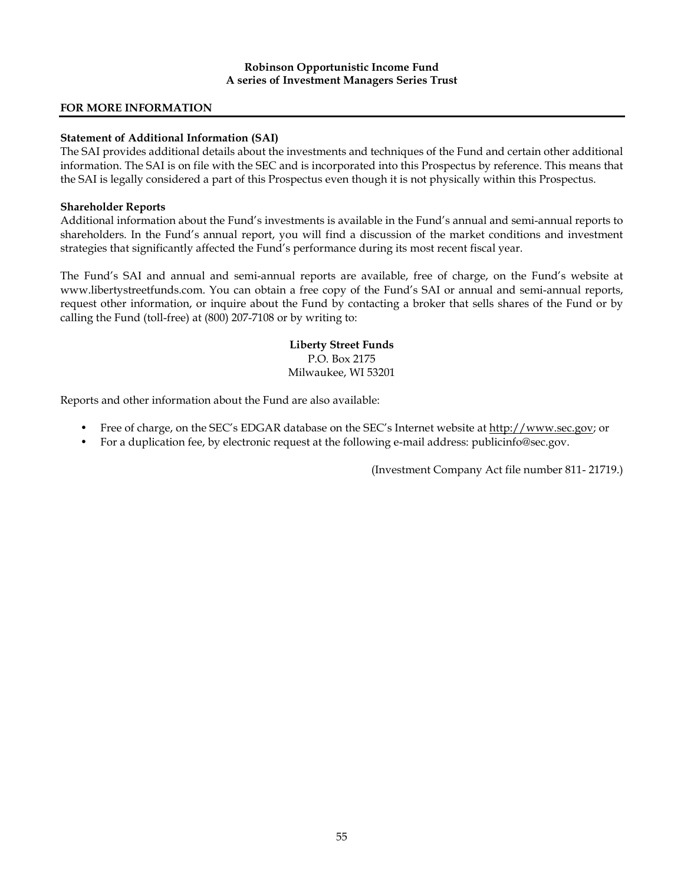**Robinson Opportunistic Income Fund**
**A series of Investment Managers Series Trust**

## FOR MORE INFORMATION

**Statement of Additional Information (SAI)**
The SAI provides additional details about the investments and techniques of the Fund and certain other additional information. The SAI is on file with the SEC and is incorporated into this Prospectus by reference. This means that the SAI is legally considered a part of this Prospectus even though it is not physically within this Prospectus.

**Shareholder Reports**
Additional information about the Fund's investments is available in the Fund's annual and semi-annual reports to shareholders. In the Fund's annual report, you will find a discussion of the market conditions and investment strategies that significantly affected the Fund's performance during its most recent fiscal year.

The Fund's SAI and annual and semi-annual reports are available, free of charge, on the Fund's website at www.libertystreetfunds.com. You can obtain a free copy of the Fund's SAI or annual and semi-annual reports, request other information, or inquire about the Fund by contacting a broker that sells shares of the Fund or by calling the Fund (toll-free) at (800) 207-7108 or by writing to:

**Liberty Street Funds**
P.O. Box 2175
Milwaukee, WI 53201

Reports and other information about the Fund are also available:

- Free of charge, on the SEC's EDGAR database on the SEC's Internet website at http://www.sec.gov; or
- For a duplication fee, by electronic request at the following e-mail address: publicinfo@sec.gov.

(Investment Company Act file number 811- 21719.)